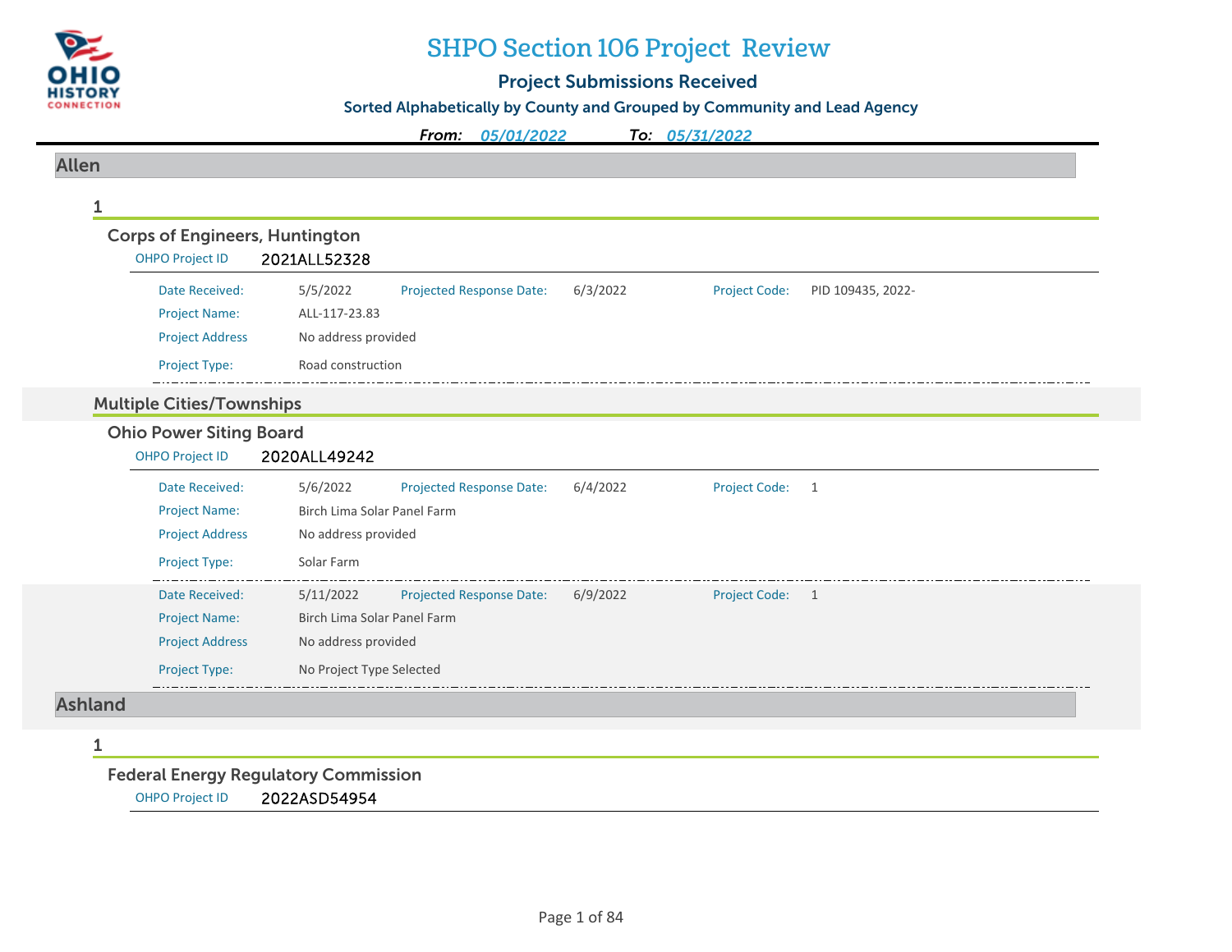# SHPO Section 106 Project Review

## Project Submissions Received

### Sorted Alphabetically by County and Grouped by Community and Lead Agency

*From:* *05/01/2022* *To:* *05/31/2022*

## Allen

### 1

#### Corps of Engineers, Huntington

OHPO Project ID 2021ALL52328

| | | | | | |
|---|---|---|---|---|---|
| Date Received: | 5/5/2022 | Projected Response Date: | 6/3/2022 | Project Code: | PID 109435, 2022- |
| Project Name: | ALL-117-23.83 | | | | |
| Project Address | No address provided | | | | |
| Project Type: | Road construction | | | | |

### Multiple Cities/Townships

#### Ohio Power Siting Board

OHPO Project ID 2020ALL49242

| | | | | | |
|---|---|---|---|---|---|
| Date Received: | 5/6/2022 | Projected Response Date: | 6/4/2022 | Project Code: | 1 |
| Project Name: | Birch Lima Solar Panel Farm | | | | |
| Project Address | No address provided | | | | |
| Project Type: | Solar Farm | | | | |

| | | | | | |
|---|---|---|---|---|---|
| Date Received: | 5/11/2022 | Projected Response Date: | 6/9/2022 | Project Code: | 1 |
| Project Name: | Birch Lima Solar Panel Farm | | | | |
| Project Address | No address provided | | | | |
| Project Type: | No Project Type Selected | | | | |

## Ashland

### 1

#### Federal Energy Regulatory Commission

OHPO Project ID 2022ASD54954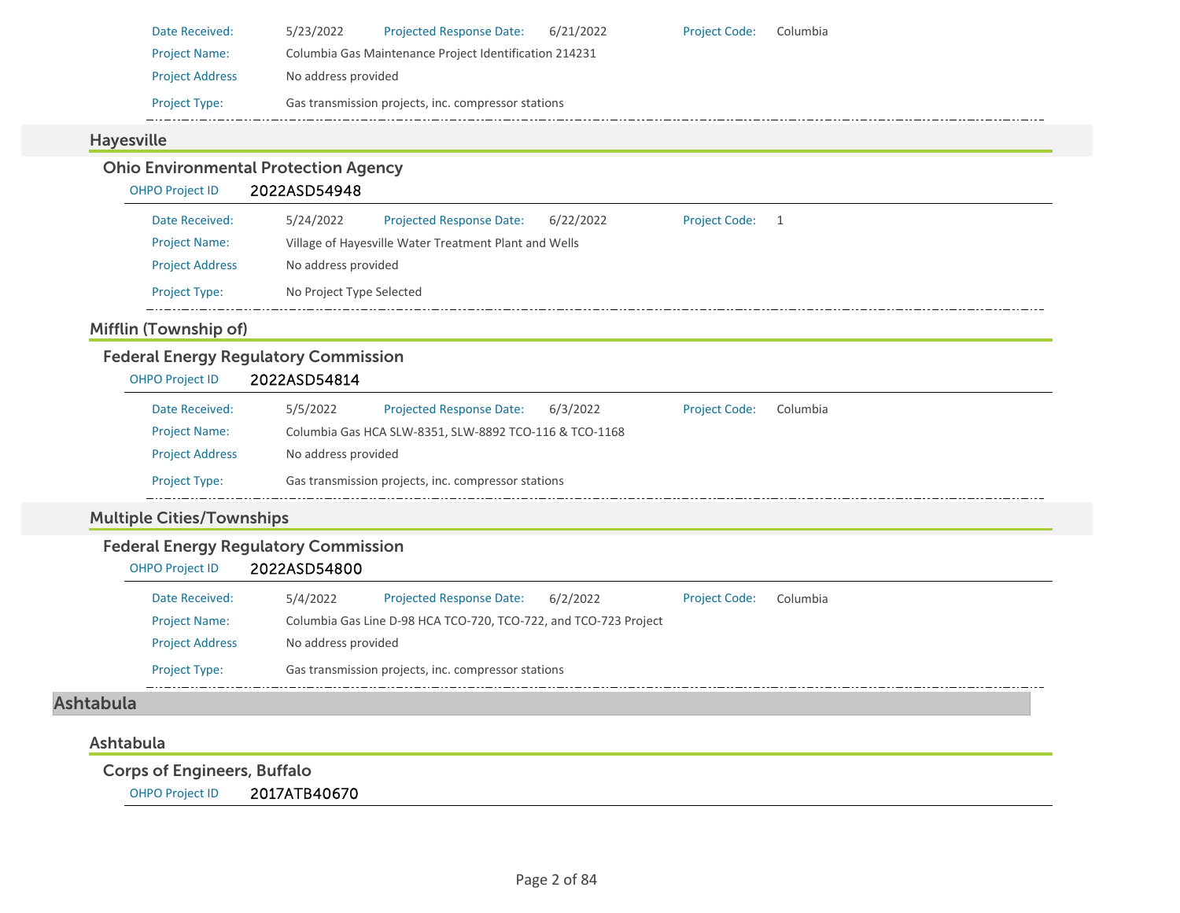| | | | | | |
|---|---|---|---|---|---|
| Date Received: | 5/23/2022 | Projected Response Date: | 6/21/2022 | Project Code: | Columbia |
| Project Name: | Columbia Gas Maintenance Project Identification 214231 | | | | |
| Project Address | No address provided | | | | |
| Project Type: | Gas transmission projects, inc. compressor stations | | | | |

### Hayesville

#### Ohio Environmental Protection Agency

OHPO Project ID **2022ASD54948**

| | | | | | |
|---|---|---|---|---|---|
| Date Received: | 5/24/2022 | Projected Response Date: | 6/22/2022 | Project Code: | 1 |
| Project Name: | Village of Hayesville Water Treatment Plant and Wells | | | | |
| Project Address | No address provided | | | | |
| Project Type: | No Project Type Selected | | | | |

### Mifflin (Township of)

#### Federal Energy Regulatory Commission

OHPO Project ID **2022ASD54814**

| | | | | | |
|---|---|---|---|---|---|
| Date Received: | 5/5/2022 | Projected Response Date: | 6/3/2022 | Project Code: | Columbia |
| Project Name: | Columbia Gas HCA SLW-8351, SLW-8892 TCO-116 & TCO-1168 | | | | |
| Project Address | No address provided | | | | |
| Project Type: | Gas transmission projects, inc. compressor stations | | | | |

### Multiple Cities/Townships

#### Federal Energy Regulatory Commission

OHPO Project ID **2022ASD54800**

| | | | | | |
|---|---|---|---|---|---|
| Date Received: | 5/4/2022 | Projected Response Date: | 6/2/2022 | Project Code: | Columbia |
| Project Name: | Columbia Gas Line D-98 HCA TCO-720, TCO-722, and TCO-723 Project | | | | |
| Project Address | No address provided | | | | |
| Project Type: | Gas transmission projects, inc. compressor stations | | | | |

## Ashtabula

### Ashtabula

#### Corps of Engineers, Buffalo

OHPO Project ID **2017ATB40670**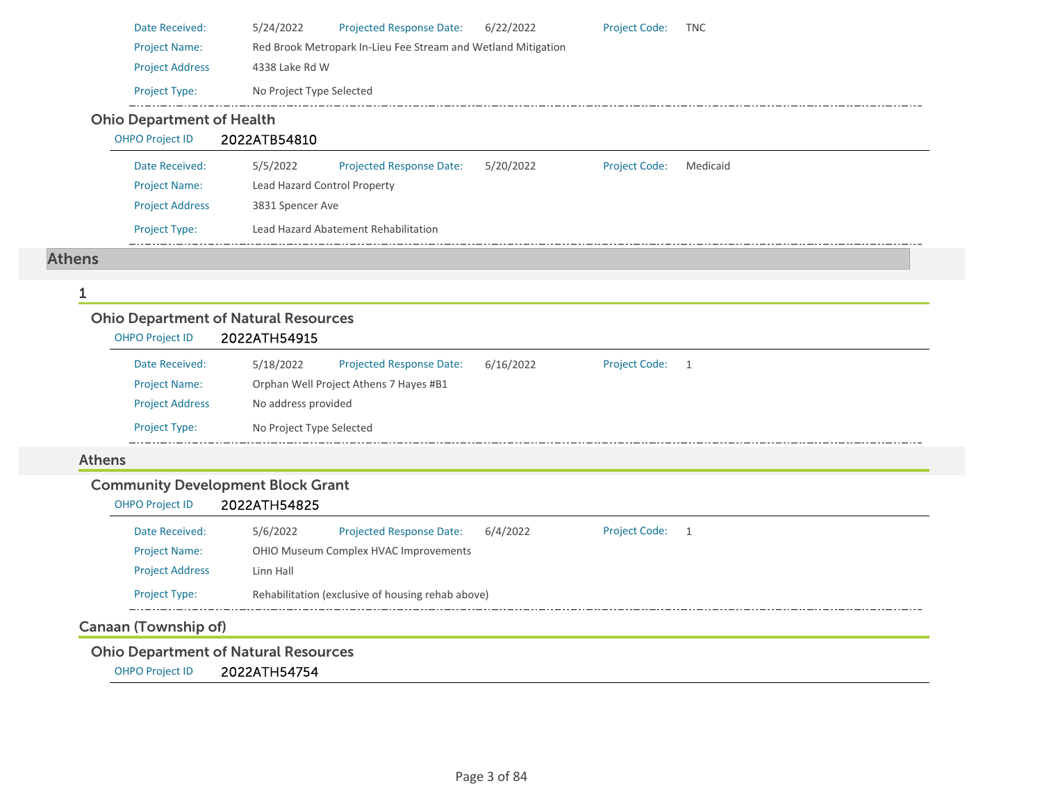Date Received: 5/24/2022 Projected Response Date: 6/22/2022 Project Code: TNC

Project Name: Red Brook Metropark In-Lieu Fee Stream and Wetland Mitigation

Project Address 4338 Lake Rd W

Project Type: No Project Type Selected

### Ohio Department of Health

OHPO Project ID **2022ATB54810**

Date Received: 5/5/2022 Projected Response Date: 5/20/2022 Project Code: Medicaid

Project Name: Lead Hazard Control Property

Project Address 3831 Spencer Ave

Project Type: Lead Hazard Abatement Rehabilitation

# Athens

## 1

### Ohio Department of Natural Resources

OHPO Project ID **2022ATH54915**

Date Received: 5/18/2022 Projected Response Date: 6/16/2022 Project Code: 1

Project Name: Orphan Well Project Athens 7 Hayes #B1

Project Address No address provided

Project Type: No Project Type Selected

## Athens

### Community Development Block Grant

OHPO Project ID **2022ATH54825**

Date Received: 5/6/2022 Projected Response Date: 6/4/2022 Project Code: 1

Project Name: OHIO Museum Complex HVAC Improvements

Project Address Linn Hall

Project Type: Rehabilitation (exclusive of housing rehab above)

## Canaan (Township of)

### Ohio Department of Natural Resources

OHPO Project ID **2022ATH54754**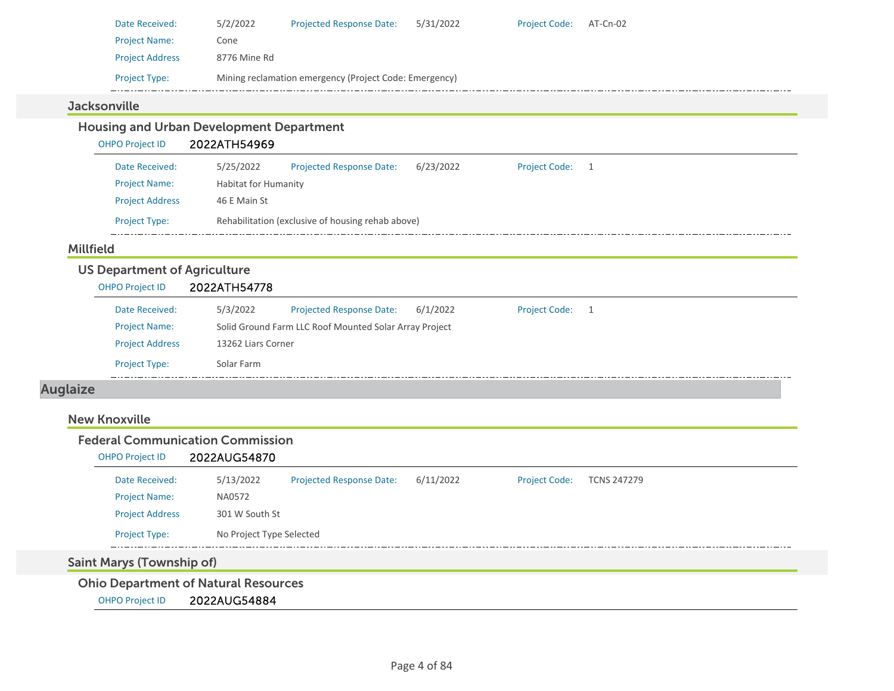Date Received: 5/2/2022 Projected Response Date: 5/31/2022 Project Code: AT-Cn-02

Project Name: Cone

Project Address 8776 Mine Rd

Project Type: Mining reclamation emergency (Project Code: Emergency)

### Jacksonville

#### Housing and Urban Development Department

OHPO Project ID 2022ATH54969

Date Received: 5/25/2022 Projected Response Date: 6/23/2022 Project Code: 1

Project Name: Habitat for Humanity

Project Address 46 E Main St

Project Type: Rehabilitation (exclusive of housing rehab above)

### Millfield

#### US Department of Agriculture

OHPO Project ID 2022ATH54778

Date Received: 5/3/2022 Projected Response Date: 6/1/2022 Project Code: 1

Project Name: Solid Ground Farm LLC Roof Mounted Solar Array Project

Project Address 13262 Liars Corner

Project Type: Solar Farm

## Auglaize

### New Knoxville

#### Federal Communication Commission

OHPO Project ID 2022AUG54870

Date Received: 5/13/2022 Projected Response Date: 6/11/2022 Project Code: TCNS 247279

Project Name: NA0572

Project Address 301 W South St

Project Type: No Project Type Selected

### Saint Marys (Township of)

#### Ohio Department of Natural Resources

OHPO Project ID 2022AUG54884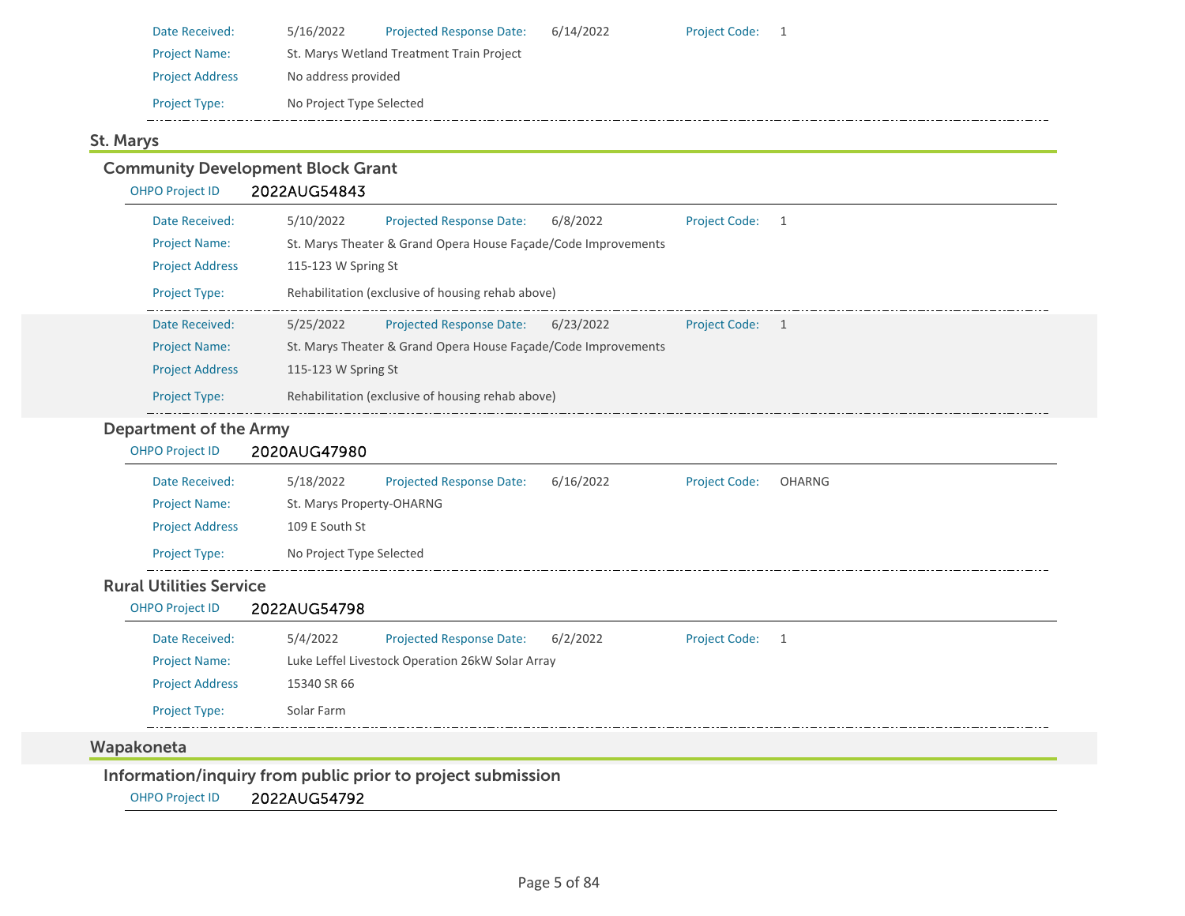| | | | | | |
|---|---|---|---|---|---|
| Date Received: | 5/16/2022 | Projected Response Date: | 6/14/2022 | Project Code: | 1 |
| Project Name: | St. Marys Wetland Treatment Train Project | | | | |
| Project Address | No address provided | | | | |
| Project Type: | No Project Type Selected | | | | |

## St. Marys

### Community Development Block Grant

OHPO Project ID **2022AUG54843**

| | | | | | |
|---|---|---|---|---|---|
| Date Received: | 5/10/2022 | Projected Response Date: | 6/8/2022 | Project Code: | 1 |
| Project Name: | St. Marys Theater & Grand Opera House Façade/Code Improvements | | | | |
| Project Address | 115-123 W Spring St | | | | |
| Project Type: | Rehabilitation (exclusive of housing rehab above) | | | | |

| | | | | | |
|---|---|---|---|---|---|
| Date Received: | 5/25/2022 | Projected Response Date: | 6/23/2022 | Project Code: | 1 |
| Project Name: | St. Marys Theater & Grand Opera House Façade/Code Improvements | | | | |
| Project Address | 115-123 W Spring St | | | | |
| Project Type: | Rehabilitation (exclusive of housing rehab above) | | | | |

### Department of the Army

OHPO Project ID **2020AUG47980**

| | | | | | |
|---|---|---|---|---|---|
| Date Received: | 5/18/2022 | Projected Response Date: | 6/16/2022 | Project Code: | OHARNG |
| Project Name: | St. Marys Property-OHARNG | | | | |
| Project Address | 109 E South St | | | | |
| Project Type: | No Project Type Selected | | | | |

### Rural Utilities Service

OHPO Project ID **2022AUG54798**

| | | | | | |
|---|---|---|---|---|---|
| Date Received: | 5/4/2022 | Projected Response Date: | 6/2/2022 | Project Code: | 1 |
| Project Name: | Luke Leffel Livestock Operation 26kW Solar Array | | | | |
| Project Address | 15340 SR 66 | | | | |
| Project Type: | Solar Farm | | | | |

## Wapakoneta

### Information/inquiry from public prior to project submission

OHPO Project ID **2022AUG54792**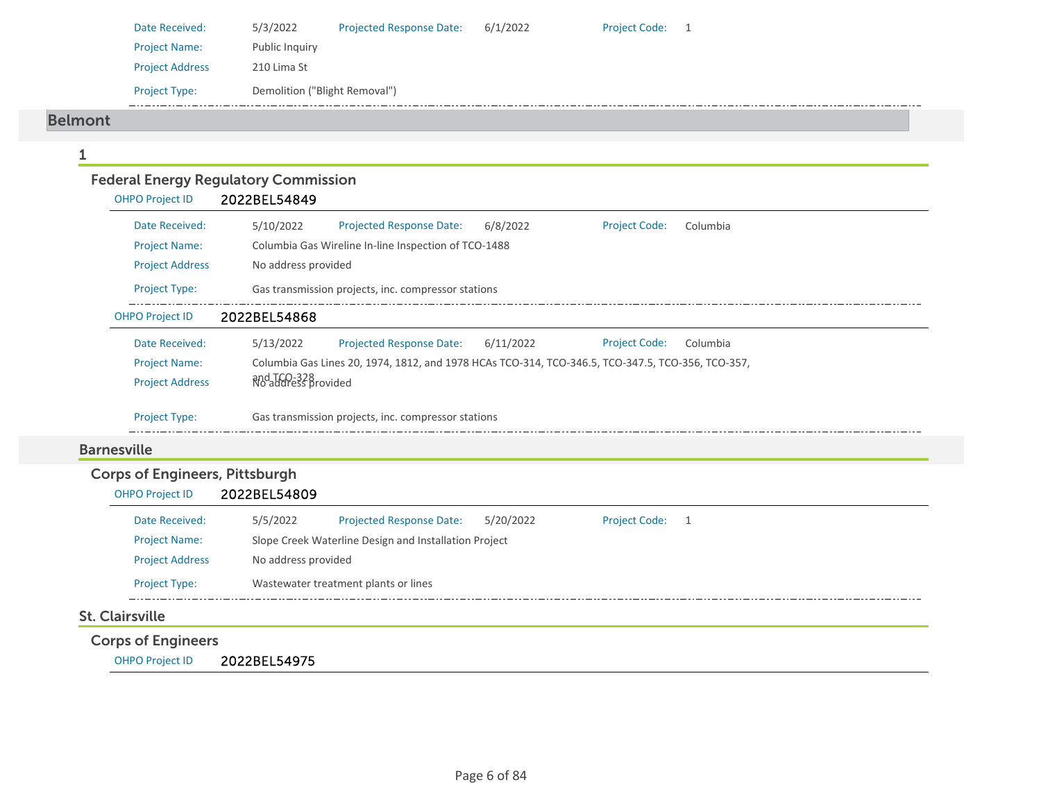Date Received: 5/3/2022 Projected Response Date: 6/1/2022 Project Code: 1

Project Name: Public Inquiry

Project Address 210 Lima St

Project Type: Demolition ("Blight Removal")

## Belmont

### 1

#### Federal Energy Regulatory Commission

OHPO Project ID **2022BEL54849**

Date Received: 5/10/2022 Projected Response Date: 6/8/2022 Project Code: Columbia

Project Name: Columbia Gas Wireline In-line Inspection of TCO-1488

Project Address No address provided

Project Type: Gas transmission projects, inc. compressor stations

OHPO Project ID **2022BEL54868**

Date Received: 5/13/2022 Projected Response Date: 6/11/2022 Project Code: Columbia

Project Name: Columbia Gas Lines 20, 1974, 1812, and 1978 HCAs TCO-314, TCO-346.5, TCO-347.5, TCO-356, TCO-357, and TCO-328

Project Address No address provided

Project Type: Gas transmission projects, inc. compressor stations

### Barnesville

#### Corps of Engineers, Pittsburgh

OHPO Project ID **2022BEL54809**

Date Received: 5/5/2022 Projected Response Date: 5/20/2022 Project Code: 1

Project Name: Slope Creek Waterline Design and Installation Project

Project Address No address provided

Project Type: Wastewater treatment plants or lines

### St. Clairsville

#### Corps of Engineers

OHPO Project ID **2022BEL54975**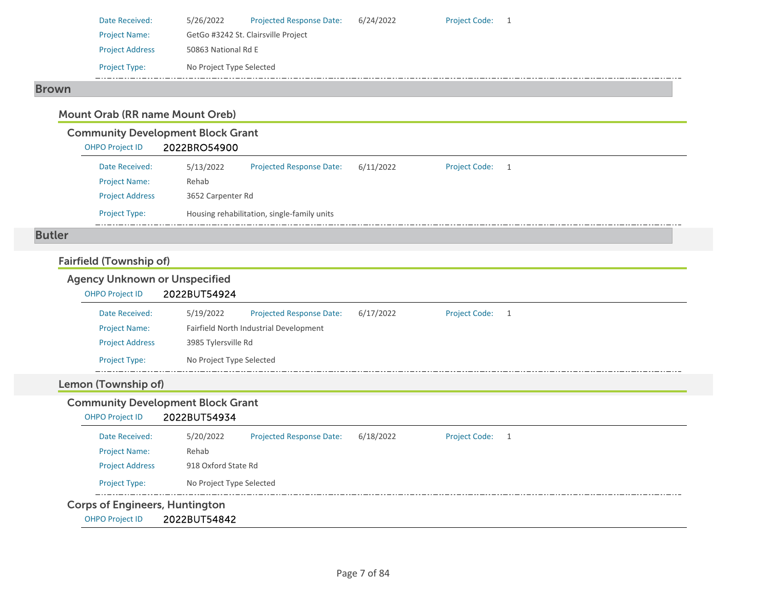Date Received: 5/26/2022 Projected Response Date: 6/24/2022 Project Code: 1

Project Name: GetGo #3242 St. Clairsville Project

Project Address 50863 National Rd E

Project Type: No Project Type Selected

## Brown

### Mount Orab (RR name Mount Oreb)

#### Community Development Block Grant

OHPO Project ID **2022BRO54900**

Date Received: 5/13/2022 Projected Response Date: 6/11/2022 Project Code: 1

Project Name: Rehab

Project Address 3652 Carpenter Rd

Project Type: Housing rehabilitation, single-family units

## Butler

### Fairfield (Township of)

#### Agency Unknown or Unspecified

OHPO Project ID **2022BUT54924**

Date Received: 5/19/2022 Projected Response Date: 6/17/2022 Project Code: 1

Project Name: Fairfield North Industrial Development

Project Address 3985 Tylersville Rd

Project Type: No Project Type Selected

### Lemon (Township of)

#### Community Development Block Grant

OHPO Project ID **2022BUT54934**

Date Received: 5/20/2022 Projected Response Date: 6/18/2022 Project Code: 1

Project Name: Rehab

Project Address 918 Oxford State Rd

Project Type: No Project Type Selected

#### Corps of Engineers, Huntington

OHPO Project ID **2022BUT54842**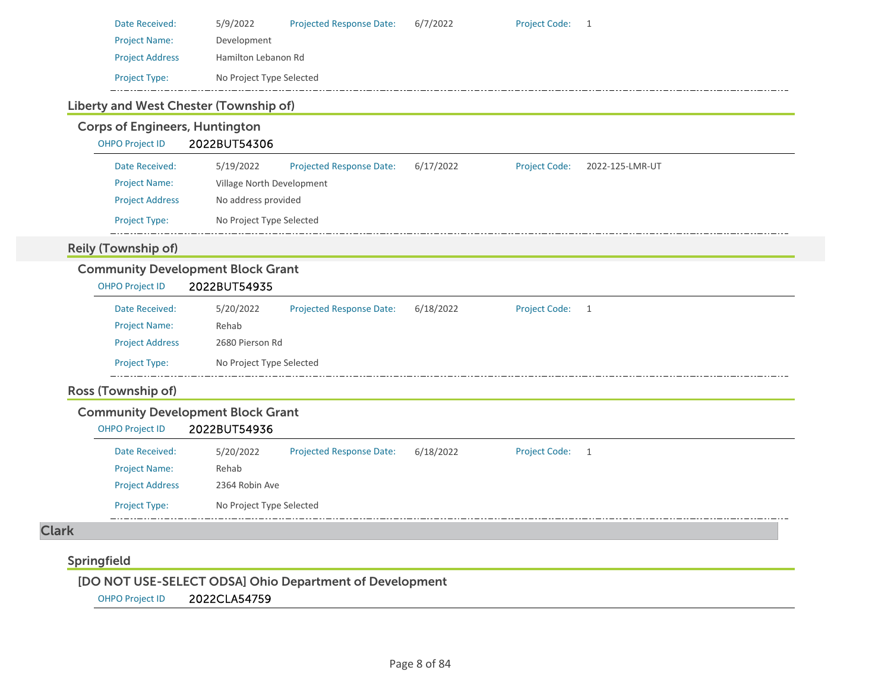| | | | | | |
|---|---|---|---|---|---|
| Date Received: | 5/9/2022 | Projected Response Date: | 6/7/2022 | Project Code: | 1 |
| Project Name: | Development | | | | |
| Project Address | Hamilton Lebanon Rd | | | | |
| Project Type: | No Project Type Selected | | | | |

### Liberty and West Chester (Township of)

#### Corps of Engineers, Huntington

OHPO Project ID 2022BUT54306

| | | | | | |
|---|---|---|---|---|---|
| Date Received: | 5/19/2022 | Projected Response Date: | 6/17/2022 | Project Code: | 2022-125-LMR-UT |
| Project Name: | Village North Development | | | | |
| Project Address | No address provided | | | | |
| Project Type: | No Project Type Selected | | | | |

### Reily (Township of)

#### Community Development Block Grant

OHPO Project ID 2022BUT54935

| | | | | | |
|---|---|---|---|---|---|
| Date Received: | 5/20/2022 | Projected Response Date: | 6/18/2022 | Project Code: | 1 |
| Project Name: | Rehab | | | | |
| Project Address | 2680 Pierson Rd | | | | |
| Project Type: | No Project Type Selected | | | | |

### Ross (Township of)

#### Community Development Block Grant

OHPO Project ID 2022BUT54936

| | | | | | |
|---|---|---|---|---|---|
| Date Received: | 5/20/2022 | Projected Response Date: | 6/18/2022 | Project Code: | 1 |
| Project Name: | Rehab | | | | |
| Project Address | 2364 Robin Ave | | | | |
| Project Type: | No Project Type Selected | | | | |

## Clark

### Springfield

#### [DO NOT USE-SELECT ODSA] Ohio Department of Development

OHPO Project ID 2022CLA54759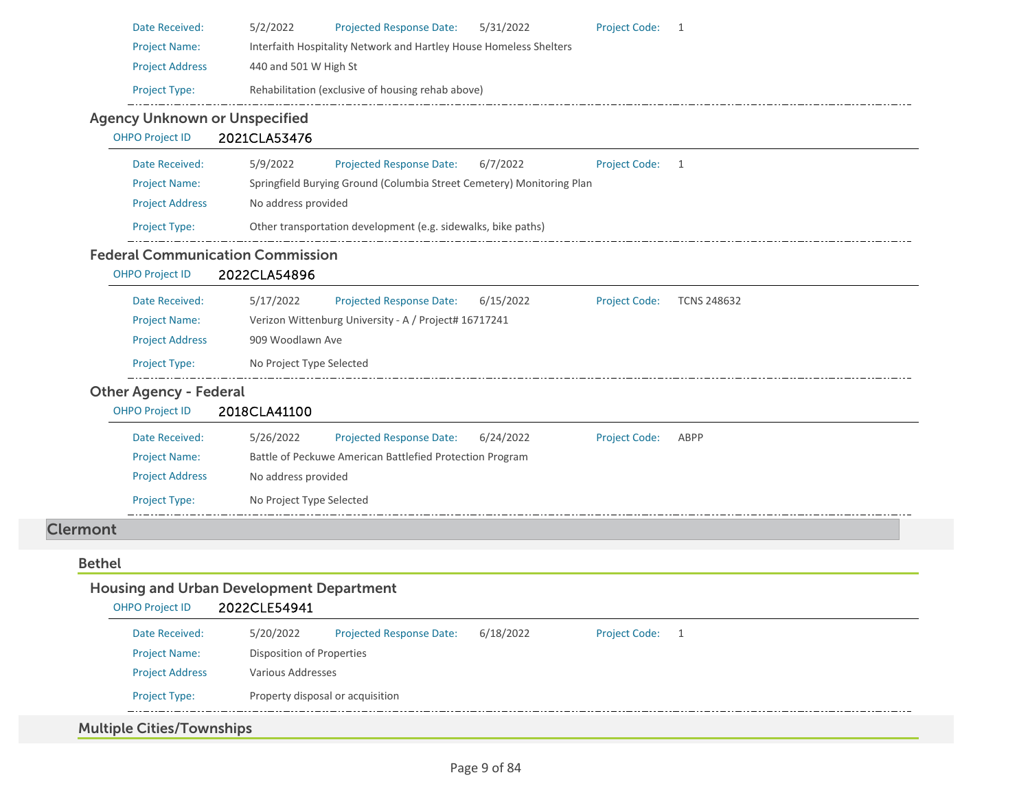Date Received: 5/2/2022 Projected Response Date: 5/31/2022 Project Code: 1

Project Name: Interfaith Hospitality Network and Hartley House Homeless Shelters

Project Address 440 and 501 W High St

Project Type: Rehabilitation (exclusive of housing rehab above)

---

### Agency Unknown or Unspecified

OHPO Project ID **2021CLA53476**

Date Received: 5/9/2022 Projected Response Date: 6/7/2022 Project Code: 1

Project Name: Springfield Burying Ground (Columbia Street Cemetery) Monitoring Plan

Project Address No address provided

Project Type: Other transportation development (e.g. sidewalks, bike paths)

---

### Federal Communication Commission

OHPO Project ID **2022CLA54896**

Date Received: 5/17/2022 Projected Response Date: 6/15/2022 Project Code: TCNS 248632

Project Name: Verizon Wittenburg University - A / Project# 16717241

Project Address 909 Woodlawn Ave

Project Type: No Project Type Selected

---

### Other Agency - Federal

OHPO Project ID **2018CLA41100**

Date Received: 5/26/2022 Projected Response Date: 6/24/2022 Project Code: ABPP

Project Name: Battle of Peckuwe American Battlefied Protection Program

Project Address No address provided

Project Type: No Project Type Selected

---

# Clermont

## Bethel

### Housing and Urban Development Department

OHPO Project ID **2022CLE54941**

Date Received: 5/20/2022 Projected Response Date: 6/18/2022 Project Code: 1

Project Name: Disposition of Properties

Project Address Various Addresses

Project Type: Property disposal or acquisition

---

## Multiple Cities/Townships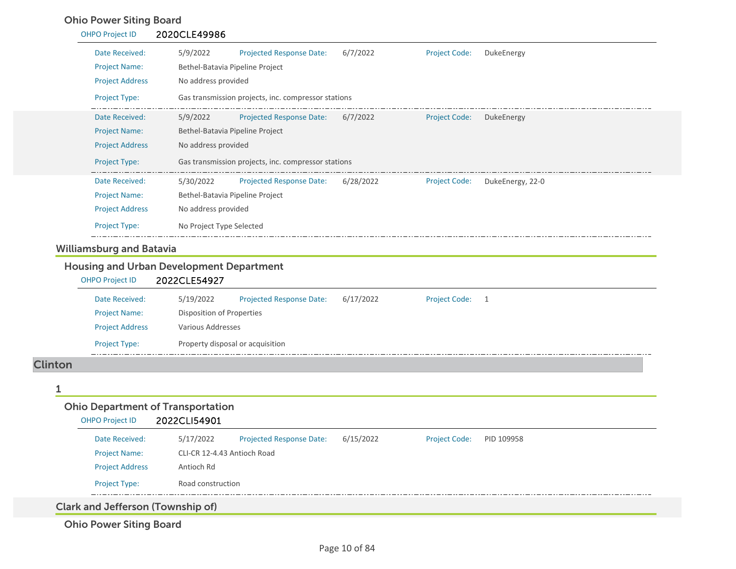### Ohio Power Siting Board

OHPO Project ID **2020CLE49986**

| | | | | | |
|---|---|---|---|---|---|
| Date Received: | 5/9/2022 | Projected Response Date: | 6/7/2022 | Project Code: | DukeEnergy |
| Project Name: | Bethel-Batavia Pipeline Project | | | | |
| Project Address | No address provided | | | | |
| Project Type: | Gas transmission projects, inc. compressor stations | | | | |

| | | | | | |
|---|---|---|---|---|---|
| Date Received: | 5/9/2022 | Projected Response Date: | 6/7/2022 | Project Code: | DukeEnergy |
| Project Name: | Bethel-Batavia Pipeline Project | | | | |
| Project Address | No address provided | | | | |
| Project Type: | Gas transmission projects, inc. compressor stations | | | | |

| | | | | | |
|---|---|---|---|---|---|
| Date Received: | 5/30/2022 | Projected Response Date: | 6/28/2022 | Project Code: | DukeEnergy, 22-0 |
| Project Name: | Bethel-Batavia Pipeline Project | | | | |
| Project Address | No address provided | | | | |
| Project Type: | No Project Type Selected | | | | |

## Williamsburg and Batavia

### Housing and Urban Development Department

OHPO Project ID **2022CLE54927**

| | | | | | |
|---|---|---|---|---|---|
| Date Received: | 5/19/2022 | Projected Response Date: | 6/17/2022 | Project Code: | 1 |
| Project Name: | Disposition of Properties | | | | |
| Project Address | Various Addresses | | | | |
| Project Type: | Property disposal or acquisition | | | | |

# Clinton

## 1

### Ohio Department of Transportation

OHPO Project ID **2022CLI54901**

| | | | | | |
|---|---|---|---|---|---|
| Date Received: | 5/17/2022 | Projected Response Date: | 6/15/2022 | Project Code: | PID 109958 |
| Project Name: | CLI-CR 12-4.43 Antioch Road | | | | |
| Project Address | Antioch Rd | | | | |
| Project Type: | Road construction | | | | |

## Clark and Jefferson (Township of)

### Ohio Power Siting Board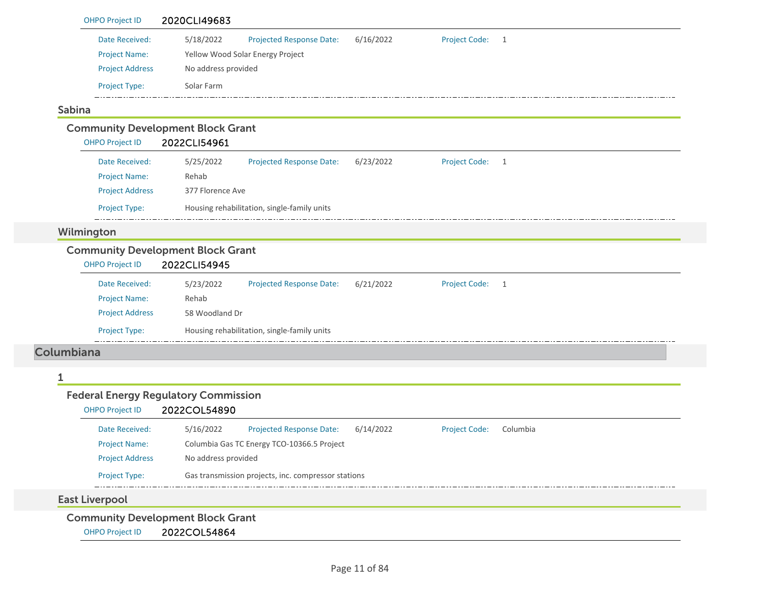OHPO Project ID 2020CLI49683

Date Received: 5/18/2022 Projected Response Date: 6/16/2022 Project Code: 1

Project Name: Yellow Wood Solar Energy Project

Project Address No address provided

Project Type: Solar Farm

## Sabina

### Community Development Block Grant

OHPO Project ID 2022CLI54961

Date Received: 5/25/2022 Projected Response Date: 6/23/2022 Project Code: 1

Project Name: Rehab

Project Address 377 Florence Ave

Project Type: Housing rehabilitation, single-family units

## Wilmington

### Community Development Block Grant

OHPO Project ID 2022CLI54945

Date Received: 5/23/2022 Projected Response Date: 6/21/2022 Project Code: 1

Project Name: Rehab

Project Address 58 Woodland Dr

Project Type: Housing rehabilitation, single-family units

# Columbiana

## 1

### Federal Energy Regulatory Commission

OHPO Project ID 2022COL54890

Date Received: 5/16/2022 Projected Response Date: 6/14/2022 Project Code: Columbia

Project Name: Columbia Gas TC Energy TCO-10366.5 Project

Project Address No address provided

Project Type: Gas transmission projects, inc. compressor stations

## East Liverpool

### Community Development Block Grant

OHPO Project ID 2022COL54864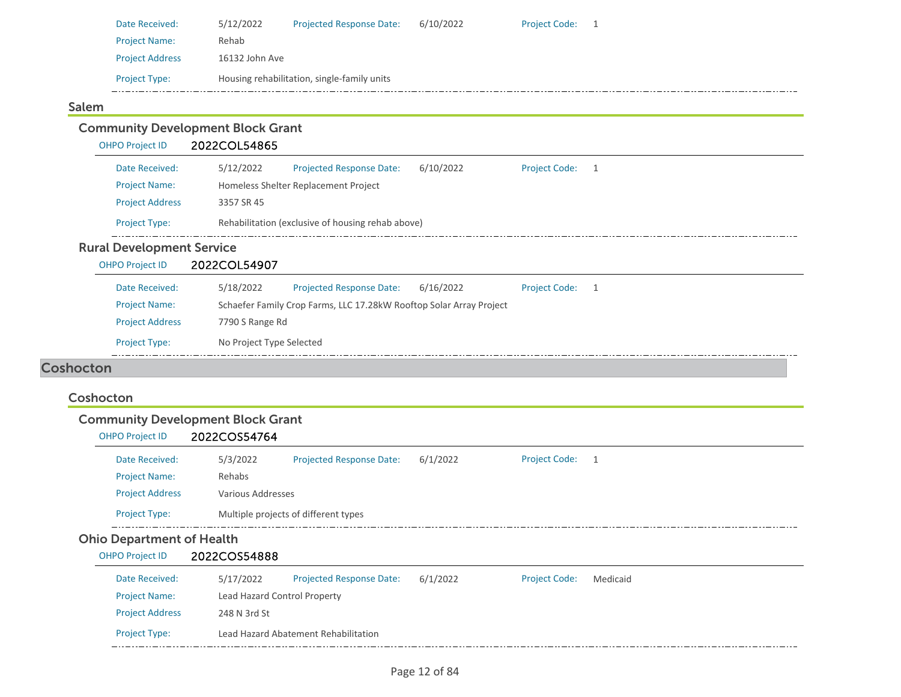Date Received: 5/12/2022 Projected Response Date: 6/10/2022 Project Code: 1

Project Name: Rehab

Project Address 16132 John Ave

Project Type: Housing rehabilitation, single-family units

## Salem

### Community Development Block Grant

OHPO Project ID 2022COL54865

Date Received: 5/12/2022 Projected Response Date: 6/10/2022 Project Code: 1

Project Name: Homeless Shelter Replacement Project

Project Address 3357 SR 45

Project Type: Rehabilitation (exclusive of housing rehab above)

### Rural Development Service

OHPO Project ID 2022COL54907

Date Received: 5/18/2022 Projected Response Date: 6/16/2022 Project Code: 1

Project Name: Schaefer Family Crop Farms, LLC 17.28kW Rooftop Solar Array Project

Project Address 7790 S Range Rd

Project Type: No Project Type Selected

# Coshocton

## Coshocton

### Community Development Block Grant

OHPO Project ID 2022COS54764

Date Received: 5/3/2022 Projected Response Date: 6/1/2022 Project Code: 1

Project Name: Rehabs

Project Address Various Addresses

Project Type: Multiple projects of different types

### Ohio Department of Health

OHPO Project ID 2022COS54888

Date Received: 5/17/2022 Projected Response Date: 6/1/2022 Project Code: Medicaid

Project Name: Lead Hazard Control Property

Project Address 248 N 3rd St

Project Type: Lead Hazard Abatement Rehabilitation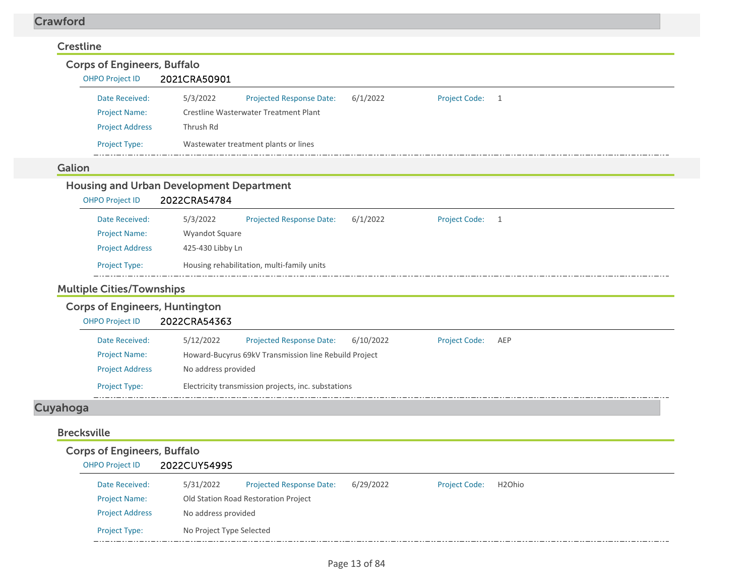# Crawford

## Crestline

### Corps of Engineers, Buffalo

**OHPO Project ID** 2021CRA50901

| | | | | | |
|---|---|---|---|---|---|
| Date Received: | 5/3/2022 | Projected Response Date: | 6/1/2022 | Project Code: | 1 |
| Project Name: | Crestline Wasterwater Treatment Plant | | | | |
| Project Address | Thrush Rd | | | | |
| Project Type: | Wastewater treatment plants or lines | | | | |

## Galion

### Housing and Urban Development Department

**OHPO Project ID** 2022CRA54784

| | | | | | |
|---|---|---|---|---|---|
| Date Received: | 5/3/2022 | Projected Response Date: | 6/1/2022 | Project Code: | 1 |
| Project Name: | Wyandot Square | | | | |
| Project Address | 425-430 Libby Ln | | | | |
| Project Type: | Housing rehabilitation, multi-family units | | | | |

## Multiple Cities/Townships

### Corps of Engineers, Huntington

**OHPO Project ID** 2022CRA54363

| | | | | | |
|---|---|---|---|---|---|
| Date Received: | 5/12/2022 | Projected Response Date: | 6/10/2022 | Project Code: | AEP |
| Project Name: | Howard-Bucyrus 69kV Transmission line Rebuild Project | | | | |
| Project Address | No address provided | | | | |
| Project Type: | Electricity transmission projects, inc. substations | | | | |

# Cuyahoga

## Brecksville

### Corps of Engineers, Buffalo

**OHPO Project ID** 2022CUY54995

| | | | | | |
|---|---|---|---|---|---|
| Date Received: | 5/31/2022 | Projected Response Date: | 6/29/2022 | Project Code: | H2Ohio |
| Project Name: | Old Station Road Restoration Project | | | | |
| Project Address | No address provided | | | | |
| Project Type: | No Project Type Selected | | | | |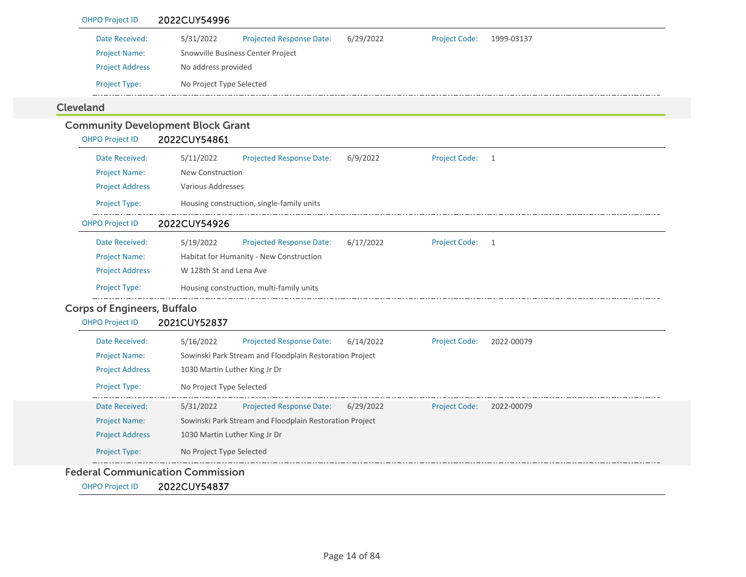OHPO Project ID 2022CUY54996

| | | | | | |
|---|---|---|---|---|---|
| Date Received: | 5/31/2022 | Projected Response Date: | 6/29/2022 | Project Code: | 1999-03137 |
| Project Name: | Snowville Business Center Project | | | | |
| Project Address | No address provided | | | | |
| Project Type: | No Project Type Selected | | | | |

## Cleveland

### Community Development Block Grant

OHPO Project ID 2022CUY54861

| | | | | | |
|---|---|---|---|---|---|
| Date Received: | 5/11/2022 | Projected Response Date: | 6/9/2022 | Project Code: | 1 |
| Project Name: | New Construction | | | | |
| Project Address | Various Addresses | | | | |
| Project Type: | Housing construction, single-family units | | | | |

OHPO Project ID 2022CUY54926

| | | | | | |
|---|---|---|---|---|---|
| Date Received: | 5/19/2022 | Projected Response Date: | 6/17/2022 | Project Code: | 1 |
| Project Name: | Habitat for Humanity - New Construction | | | | |
| Project Address | W 128th St and Lena Ave | | | | |
| Project Type: | Housing construction, multi-family units | | | | |

### Corps of Engineers, Buffalo

OHPO Project ID 2021CUY52837

| | | | | | |
|---|---|---|---|---|---|
| Date Received: | 5/16/2022 | Projected Response Date: | 6/14/2022 | Project Code: | 2022-00079 |
| Project Name: | Sowinski Park Stream and Floodplain Restoration Project | | | | |
| Project Address | 1030 Martin Luther King Jr Dr | | | | |
| Project Type: | No Project Type Selected | | | | |

| | | | | | |
|---|---|---|---|---|---|
| Date Received: | 5/31/2022 | Projected Response Date: | 6/29/2022 | Project Code: | 2022-00079 |
| Project Name: | Sowinski Park Stream and Floodplain Restoration Project | | | | |
| Project Address | 1030 Martin Luther King Jr Dr | | | | |
| Project Type: | No Project Type Selected | | | | |

### Federal Communication Commission

OHPO Project ID 2022CUY54837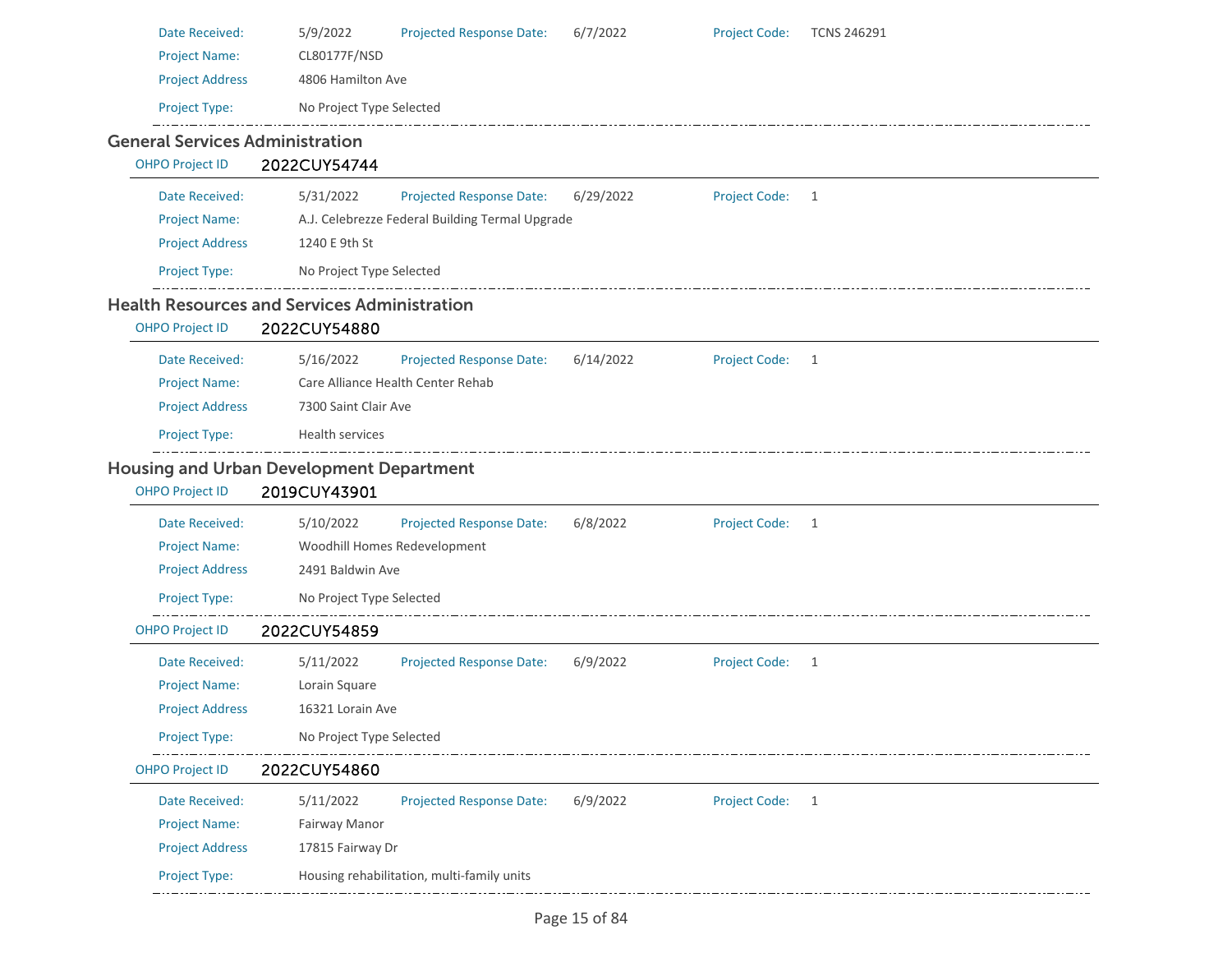| | | | | | |
|---|---|---|---|---|---|
| Date Received: | 5/9/2022 | Projected Response Date: | 6/7/2022 | Project Code: | TCNS 246291 |
| Project Name: | CL80177F/NSD | | | | |
| Project Address | 4806 Hamilton Ave | | | | |
| Project Type: | No Project Type Selected | | | | |

## General Services Administration

**OHPO Project ID** 2022CUY54744

| | | | | | |
|---|---|---|---|---|---|
| Date Received: | 5/31/2022 | Projected Response Date: | 6/29/2022 | Project Code: | 1 |
| Project Name: | A.J. Celebrezze Federal Building Termal Upgrade | | | | |
| Project Address | 1240 E 9th St | | | | |
| Project Type: | No Project Type Selected | | | | |

## Health Resources and Services Administration

**OHPO Project ID** 2022CUY54880

| | | | | | |
|---|---|---|---|---|---|
| Date Received: | 5/16/2022 | Projected Response Date: | 6/14/2022 | Project Code: | 1 |
| Project Name: | Care Alliance Health Center Rehab | | | | |
| Project Address | 7300 Saint Clair Ave | | | | |
| Project Type: | Health services | | | | |

## Housing and Urban Development Department

**OHPO Project ID** 2019CUY43901

| | | | | | |
|---|---|---|---|---|---|
| Date Received: | 5/10/2022 | Projected Response Date: | 6/8/2022 | Project Code: | 1 |
| Project Name: | Woodhill Homes Redevelopment | | | | |
| Project Address | 2491 Baldwin Ave | | | | |
| Project Type: | No Project Type Selected | | | | |

**OHPO Project ID** 2022CUY54859

| | | | | | |
|---|---|---|---|---|---|
| Date Received: | 5/11/2022 | Projected Response Date: | 6/9/2022 | Project Code: | 1 |
| Project Name: | Lorain Square | | | | |
| Project Address | 16321 Lorain Ave | | | | |
| Project Type: | No Project Type Selected | | | | |

**OHPO Project ID** 2022CUY54860

| | | | | | |
|---|---|---|---|---|---|
| Date Received: | 5/11/2022 | Projected Response Date: | 6/9/2022 | Project Code: | 1 |
| Project Name: | Fairway Manor | | | | |
| Project Address | 17815 Fairway Dr | | | | |
| Project Type: | Housing rehabilitation, multi-family units | | | | |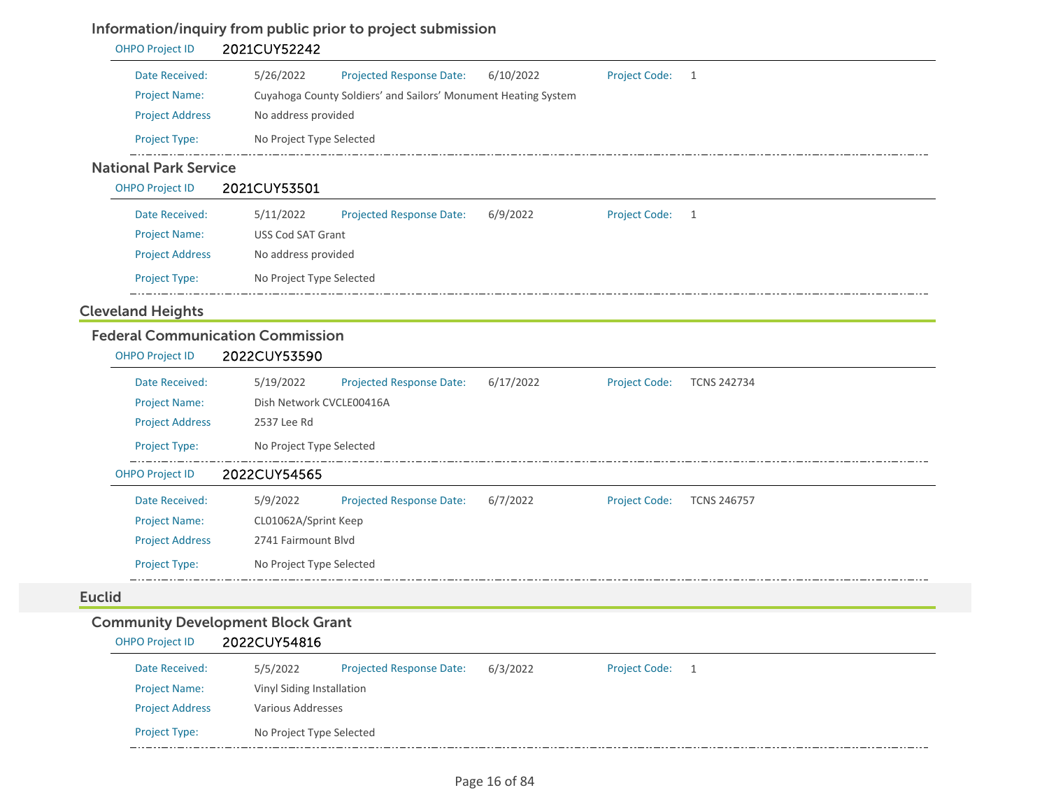### Information/inquiry from public prior to project submission

**OHPO Project ID** 2021CUY52242

Date Received: 5/26/2022 Projected Response Date: 6/10/2022 Project Code: 1

Project Name: Cuyahoga County Soldiers' and Sailors' Monument Heating System

Project Address: No address provided

Project Type: No Project Type Selected

---

### National Park Service

**OHPO Project ID** 2021CUY53501

Date Received: 5/11/2022 Projected Response Date: 6/9/2022 Project Code: 1

Project Name: USS Cod SAT Grant

Project Address: No address provided

Project Type: No Project Type Selected

---

## Cleveland Heights

### Federal Communication Commission

**OHPO Project ID** 2022CUY53590

Date Received: 5/19/2022 Projected Response Date: 6/17/2022 Project Code: TCNS 242734

Project Name: Dish Network CVCLE00416A

Project Address: 2537 Lee Rd

Project Type: No Project Type Selected

---

**OHPO Project ID** 2022CUY54565

Date Received: 5/9/2022 Projected Response Date: 6/7/2022 Project Code: TCNS 246757

Project Name: CL01062A/Sprint Keep

Project Address: 2741 Fairmount Blvd

Project Type: No Project Type Selected

---

## Euclid

### Community Development Block Grant

**OHPO Project ID** 2022CUY54816

Date Received: 5/5/2022 Projected Response Date: 6/3/2022 Project Code: 1

Project Name: Vinyl Siding Installation

Project Address: Various Addresses

Project Type: No Project Type Selected

---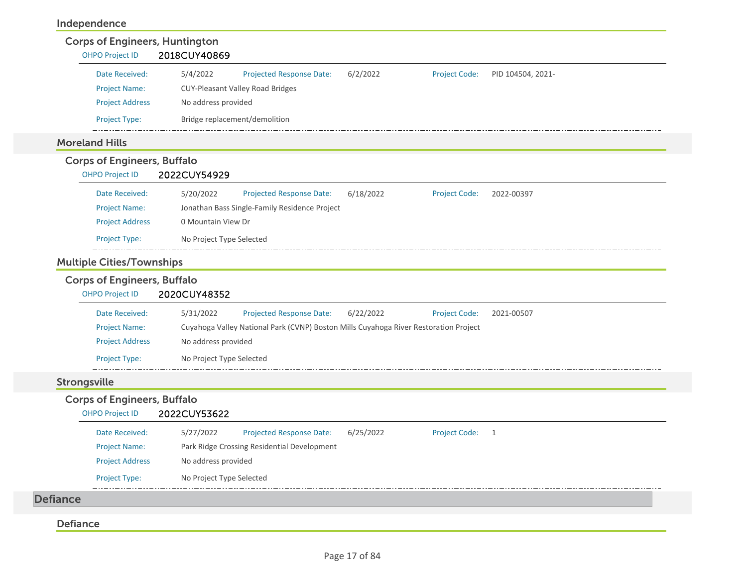### Independence

#### Corps of Engineers, Huntington

OHPO Project ID **2018CUY40869**

| | | | | | |
|---|---|---|---|---|---|
| Date Received: | 5/4/2022 | Projected Response Date: | 6/2/2022 | Project Code: | PID 104504, 2021- |
| Project Name: | CUY-Pleasant Valley Road Bridges | | | | |
| Project Address | No address provided | | | | |
| Project Type: | Bridge replacement/demolition | | | | |

### Moreland Hills

#### Corps of Engineers, Buffalo

OHPO Project ID **2022CUY54929**

| | | | | | |
|---|---|---|---|---|---|
| Date Received: | 5/20/2022 | Projected Response Date: | 6/18/2022 | Project Code: | 2022-00397 |
| Project Name: | Jonathan Bass Single-Family Residence Project | | | | |
| Project Address | 0 Mountain View Dr | | | | |
| Project Type: | No Project Type Selected | | | | |

### Multiple Cities/Townships

#### Corps of Engineers, Buffalo

OHPO Project ID **2020CUY48352**

| | | | | | |
|---|---|---|---|---|---|
| Date Received: | 5/31/2022 | Projected Response Date: | 6/22/2022 | Project Code: | 2021-00507 |
| Project Name: | Cuyahoga Valley National Park (CVNP) Boston Mills Cuyahoga River Restoration Project | | | | |
| Project Address | No address provided | | | | |
| Project Type: | No Project Type Selected | | | | |

### Strongsville

#### Corps of Engineers, Buffalo

OHPO Project ID **2022CUY53622**

| | | | | | |
|---|---|---|---|---|---|
| Date Received: | 5/27/2022 | Projected Response Date: | 6/25/2022 | Project Code: | 1 |
| Project Name: | Park Ridge Crossing Residential Development | | | | |
| Project Address | No address provided | | | | |
| Project Type: | No Project Type Selected | | | | |

## Defiance

### Defiance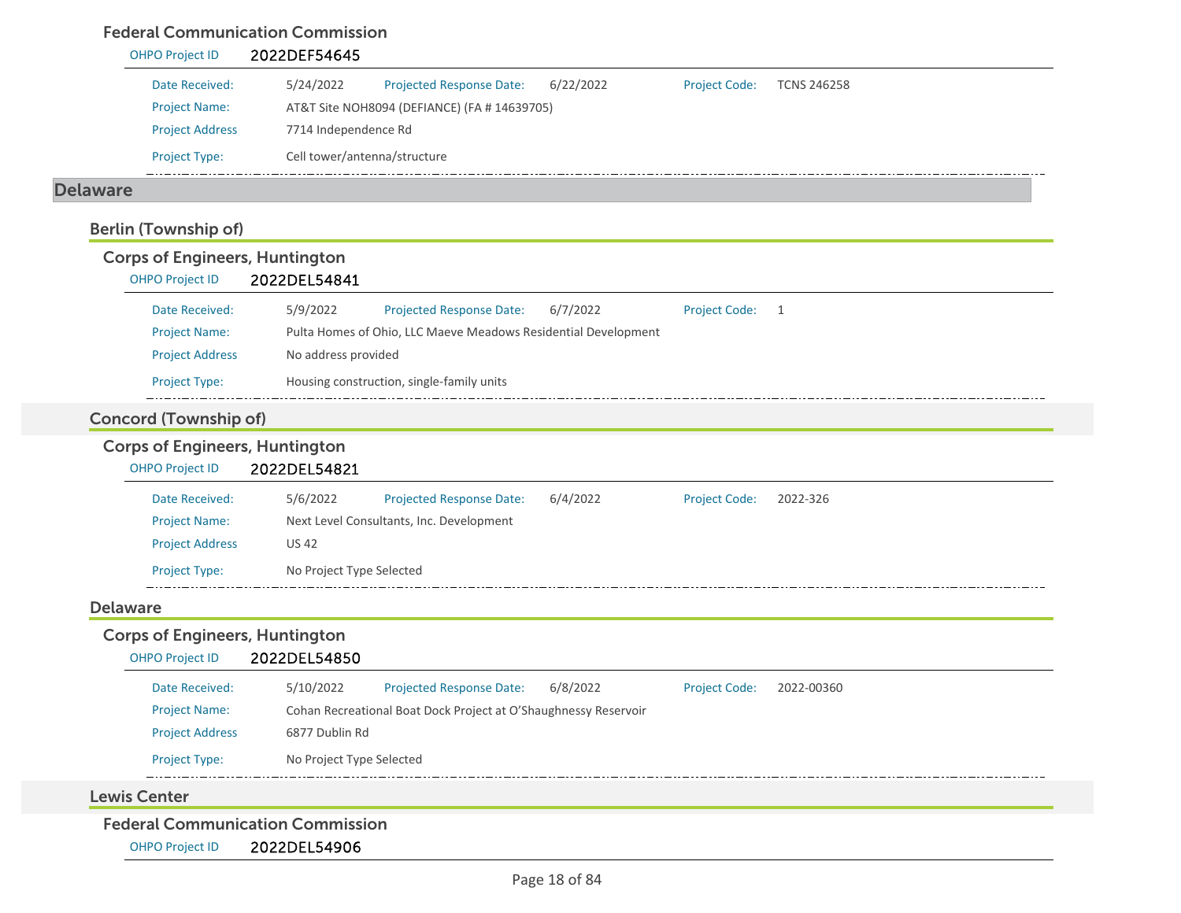### Federal Communication Commission

**OHPO Project ID** 2022DEF54645

| | | | | | |
|---|---|---|---|---|---|
| Date Received: | 5/24/2022 | Projected Response Date: | 6/22/2022 | Project Code: | TCNS 246258 |
| Project Name: | AT&T Site NOH8094 (DEFIANCE) (FA # 14639705) | | | | |
| Project Address | 7714 Independence Rd | | | | |
| Project Type: | Cell tower/antenna/structure | | | | |

# Delaware

## Berlin (Township of)

### Corps of Engineers, Huntington

**OHPO Project ID** 2022DEL54841

| | | | | | |
|---|---|---|---|---|---|
| Date Received: | 5/9/2022 | Projected Response Date: | 6/7/2022 | Project Code: | 1 |
| Project Name: | Pulta Homes of Ohio, LLC Maeve Meadows Residential Development | | | | |
| Project Address | No address provided | | | | |
| Project Type: | Housing construction, single-family units | | | | |

## Concord (Township of)

### Corps of Engineers, Huntington

**OHPO Project ID** 2022DEL54821

| | | | | | |
|---|---|---|---|---|---|
| Date Received: | 5/6/2022 | Projected Response Date: | 6/4/2022 | Project Code: | 2022-326 |
| Project Name: | Next Level Consultants, Inc. Development | | | | |
| Project Address | US 42 | | | | |
| Project Type: | No Project Type Selected | | | | |

## Delaware

### Corps of Engineers, Huntington

**OHPO Project ID** 2022DEL54850

| | | | | | |
|---|---|---|---|---|---|
| Date Received: | 5/10/2022 | Projected Response Date: | 6/8/2022 | Project Code: | 2022-00360 |
| Project Name: | Cohan Recreational Boat Dock Project at O'Shaughnessy Reservoir | | | | |
| Project Address | 6877 Dublin Rd | | | | |
| Project Type: | No Project Type Selected | | | | |

## Lewis Center

### Federal Communication Commission

**OHPO Project ID** 2022DEL54906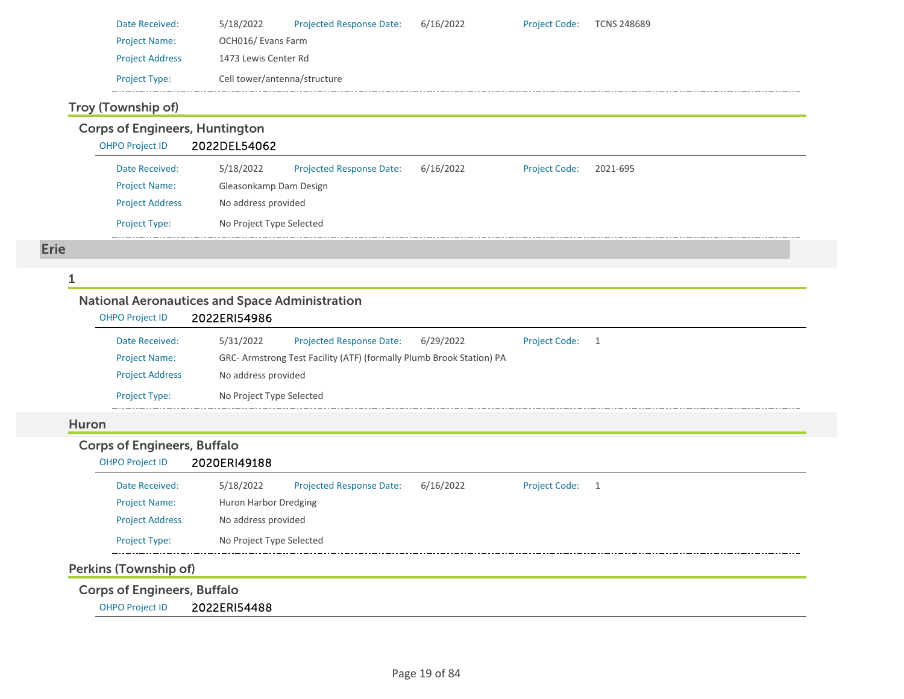| | | | | | |
|---|---|---|---|---|---|
| Date Received: | 5/18/2022 | Projected Response Date: | 6/16/2022 | Project Code: | TCNS 248689 |
| Project Name: | OCH016/ Evans Farm | | | | |
| Project Address | 1473 Lewis Center Rd | | | | |
| Project Type: | Cell tower/antenna/structure | | | | |

### Troy (Township of)

#### Corps of Engineers, Huntington

OHPO Project ID **2022DEL54062**

| | | | | | |
|---|---|---|---|---|---|
| Date Received: | 5/18/2022 | Projected Response Date: | 6/16/2022 | Project Code: | 2021-695 |
| Project Name: | Gleasonkamp Dam Design | | | | |
| Project Address | No address provided | | | | |
| Project Type: | No Project Type Selected | | | | |

## Erie

### 1

#### National Aeronautices and Space Administration

OHPO Project ID **2022ERI54986**

| | | | | | |
|---|---|---|---|---|---|
| Date Received: | 5/31/2022 | Projected Response Date: | 6/29/2022 | Project Code: | 1 |
| Project Name: | GRC- Armstrong Test Facility (ATF) (formally Plumb Brook Station) PA | | | | |
| Project Address | No address provided | | | | |
| Project Type: | No Project Type Selected | | | | |

### Huron

#### Corps of Engineers, Buffalo

OHPO Project ID **2020ERI49188**

| | | | | | |
|---|---|---|---|---|---|
| Date Received: | 5/18/2022 | Projected Response Date: | 6/16/2022 | Project Code: | 1 |
| Project Name: | Huron Harbor Dredging | | | | |
| Project Address | No address provided | | | | |
| Project Type: | No Project Type Selected | | | | |

### Perkins (Township of)

#### Corps of Engineers, Buffalo

OHPO Project ID **2022ERI54488**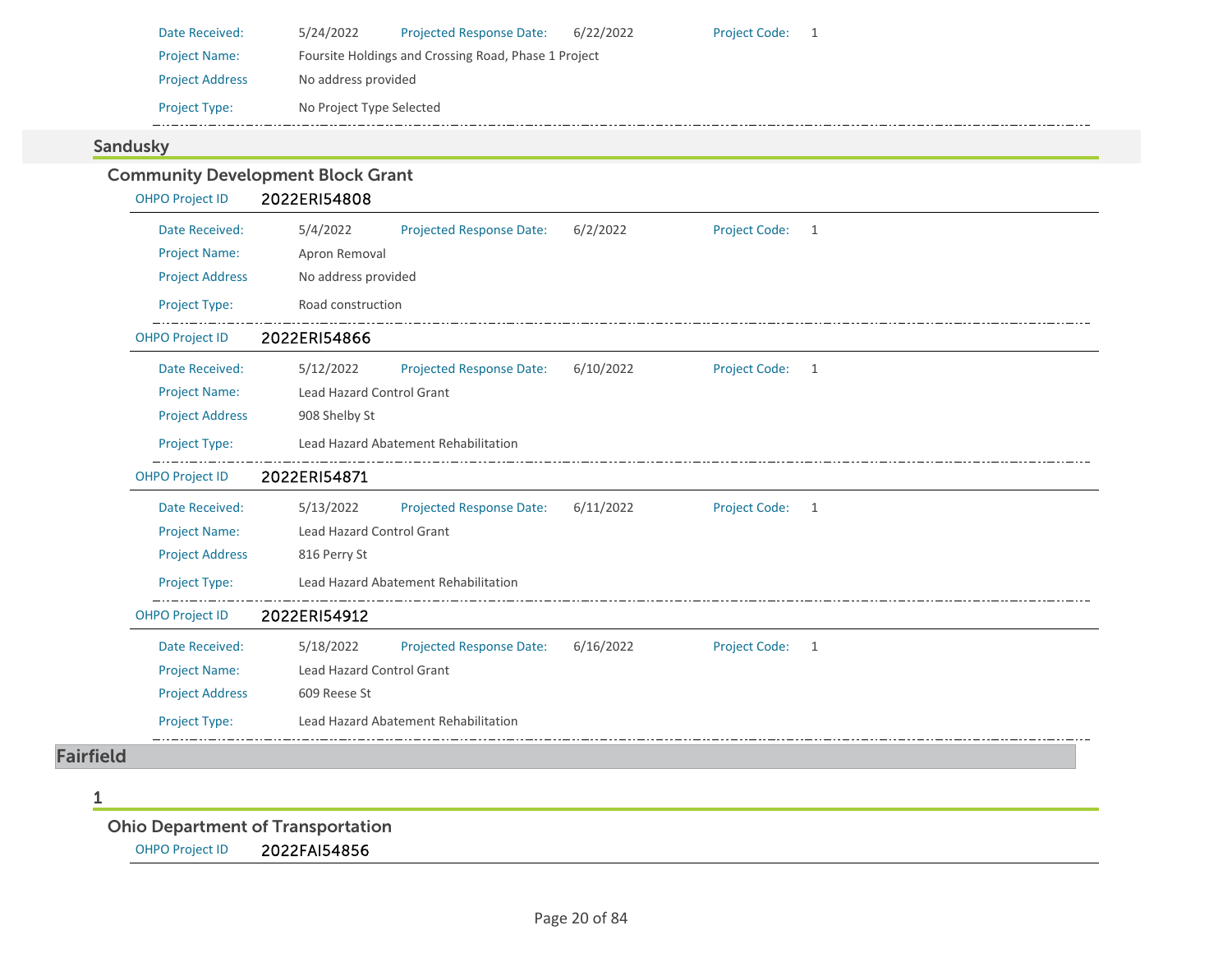| | | | | | |
|---|---|---|---|---|---|
| Date Received: | 5/24/2022 | Projected Response Date: | 6/22/2022 | Project Code: | 1 |
| Project Name: | Foursite Holdings and Crossing Road, Phase 1 Project | | | | |
| Project Address | No address provided | | | | |
| Project Type: | No Project Type Selected | | | | |

## Sandusky

### Community Development Block Grant

**OHPO Project ID** 2022ERI54808

| | | | | | |
|---|---|---|---|---|---|
| Date Received: | 5/4/2022 | Projected Response Date: | 6/2/2022 | Project Code: | 1 |
| Project Name: | Apron Removal | | | | |
| Project Address | No address provided | | | | |
| Project Type: | Road construction | | | | |

**OHPO Project ID** 2022ERI54866

| | | | | | |
|---|---|---|---|---|---|
| Date Received: | 5/12/2022 | Projected Response Date: | 6/10/2022 | Project Code: | 1 |
| Project Name: | Lead Hazard Control Grant | | | | |
| Project Address | 908 Shelby St | | | | |
| Project Type: | Lead Hazard Abatement Rehabilitation | | | | |

**OHPO Project ID** 2022ERI54871

| | | | | | |
|---|---|---|---|---|---|
| Date Received: | 5/13/2022 | Projected Response Date: | 6/11/2022 | Project Code: | 1 |
| Project Name: | Lead Hazard Control Grant | | | | |
| Project Address | 816 Perry St | | | | |
| Project Type: | Lead Hazard Abatement Rehabilitation | | | | |

**OHPO Project ID** 2022ERI54912

| | | | | | |
|---|---|---|---|---|---|
| Date Received: | 5/18/2022 | Projected Response Date: | 6/16/2022 | Project Code: | 1 |
| Project Name: | Lead Hazard Control Grant | | | | |
| Project Address | 609 Reese St | | | | |
| Project Type: | Lead Hazard Abatement Rehabilitation | | | | |

# Fairfield

## 1

### Ohio Department of Transportation

**OHPO Project ID** 2022FAI54856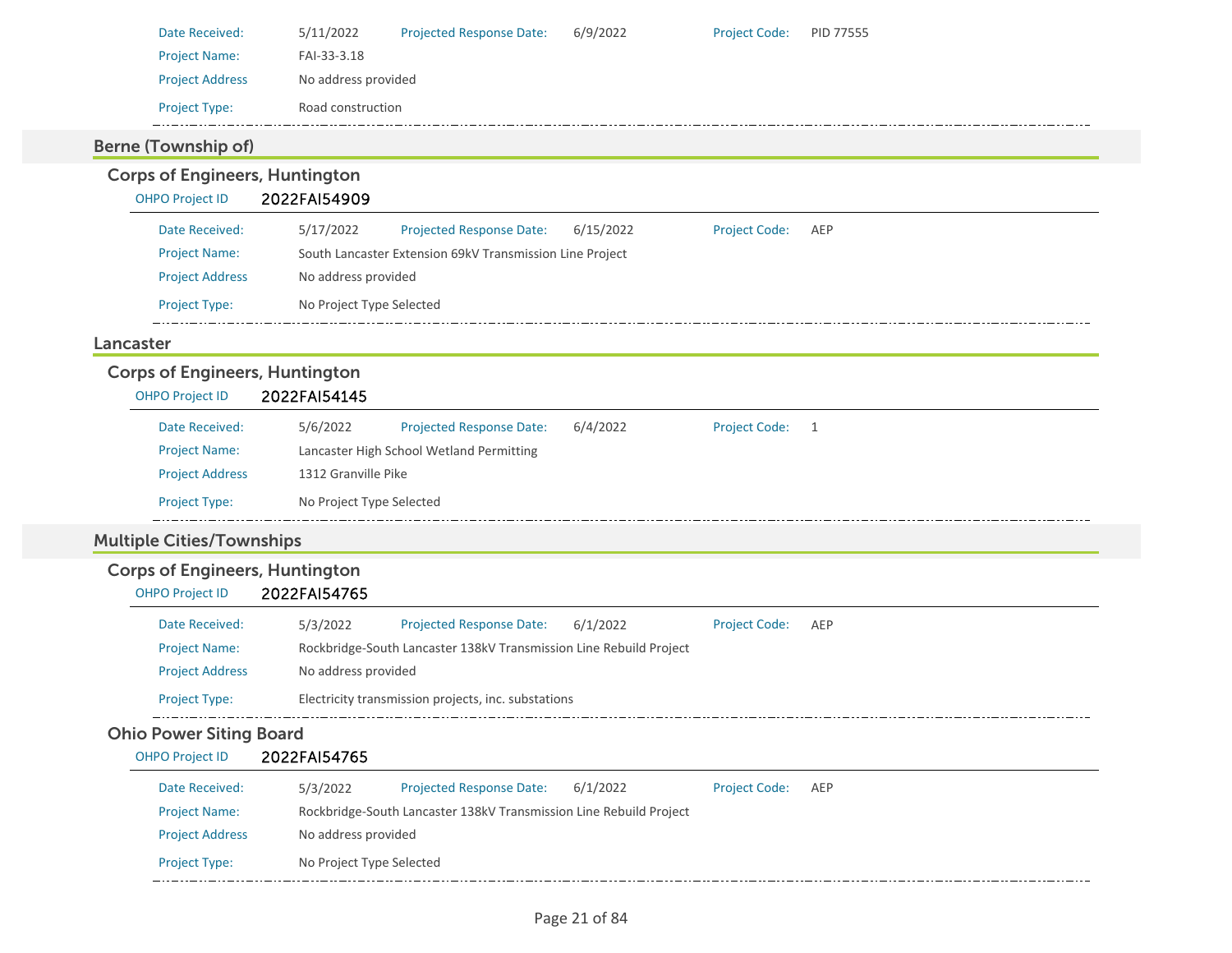| | | | | | |
|---|---|---|---|---|---|
| Date Received: | 5/11/2022 | Projected Response Date: | 6/9/2022 | Project Code: | PID 77555 |
| Project Name: | FAI-33-3.18 | | | | |
| Project Address | No address provided | | | | |
| Project Type: | Road construction | | | | |

## Berne (Township of)

### Corps of Engineers, Huntington

OHPO Project ID **2022FAI54909**

| | | | | | |
|---|---|---|---|---|---|
| Date Received: | 5/17/2022 | Projected Response Date: | 6/15/2022 | Project Code: | AEP |
| Project Name: | South Lancaster Extension 69kV Transmission Line Project | | | | |
| Project Address | No address provided | | | | |
| Project Type: | No Project Type Selected | | | | |

## Lancaster

### Corps of Engineers, Huntington

OHPO Project ID **2022FAI54145**

| | | | | | |
|---|---|---|---|---|---|
| Date Received: | 5/6/2022 | Projected Response Date: | 6/4/2022 | Project Code: | 1 |
| Project Name: | Lancaster High School Wetland Permitting | | | | |
| Project Address | 1312 Granville Pike | | | | |
| Project Type: | No Project Type Selected | | | | |

## Multiple Cities/Townships

### Corps of Engineers, Huntington

OHPO Project ID **2022FAI54765**

| | | | | | |
|---|---|---|---|---|---|
| Date Received: | 5/3/2022 | Projected Response Date: | 6/1/2022 | Project Code: | AEP |
| Project Name: | Rockbridge-South Lancaster 138kV Transmission Line Rebuild Project | | | | |
| Project Address | No address provided | | | | |
| Project Type: | Electricity transmission projects, inc. substations | | | | |

### Ohio Power Siting Board

OHPO Project ID **2022FAI54765**

| | | | | | |
|---|---|---|---|---|---|
| Date Received: | 5/3/2022 | Projected Response Date: | 6/1/2022 | Project Code: | AEP |
| Project Name: | Rockbridge-South Lancaster 138kV Transmission Line Rebuild Project | | | | |
| Project Address | No address provided | | | | |
| Project Type: | No Project Type Selected | | | | |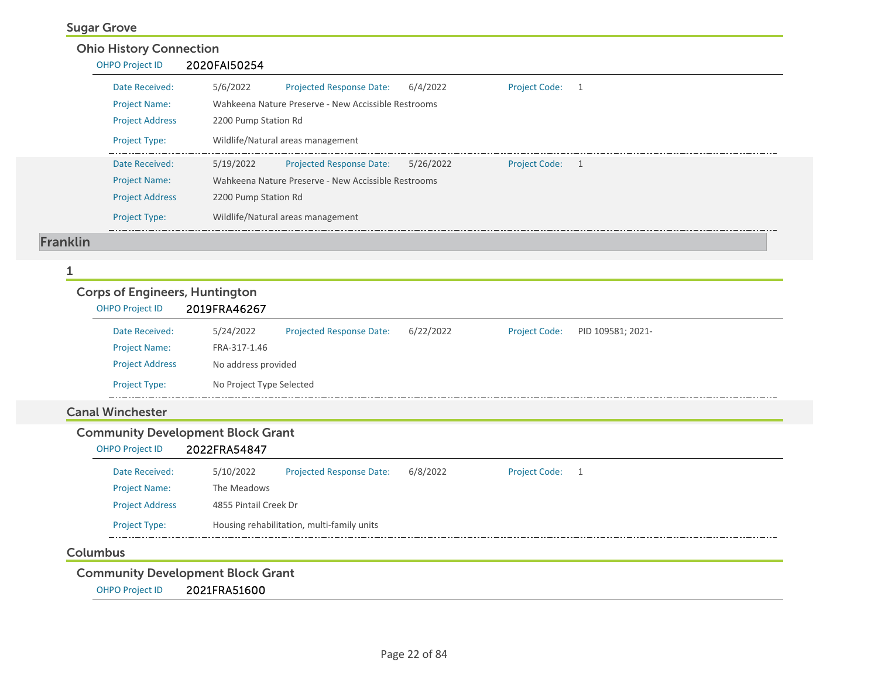### Sugar Grove

#### Ohio History Connection

OHPO Project ID **2020FAI50254**

| | | | | | |
|---|---|---|---|---|---|
| Date Received: | 5/6/2022 | Projected Response Date: | 6/4/2022 | Project Code: | 1 |
| Project Name: | Wahkeena Nature Preserve - New Accissible Restrooms | | | | |
| Project Address | 2200 Pump Station Rd | | | | |
| Project Type: | Wildlife/Natural areas management | | | | |

| | | | | | |
|---|---|---|---|---|---|
| Date Received: | 5/19/2022 | Projected Response Date: | 5/26/2022 | Project Code: | 1 |
| Project Name: | Wahkeena Nature Preserve - New Accissible Restrooms | | | | |
| Project Address | 2200 Pump Station Rd | | | | |
| Project Type: | Wildlife/Natural areas management | | | | |

## Franklin

### 1

#### Corps of Engineers, Huntington

OHPO Project ID **2019FRA46267**

| | | | | | |
|---|---|---|---|---|---|
| Date Received: | 5/24/2022 | Projected Response Date: | 6/22/2022 | Project Code: | PID 109581; 2021- |
| Project Name: | FRA-317-1.46 | | | | |
| Project Address | No address provided | | | | |
| Project Type: | No Project Type Selected | | | | |

### Canal Winchester

#### Community Development Block Grant

OHPO Project ID **2022FRA54847**

| | | | | | |
|---|---|---|---|---|---|
| Date Received: | 5/10/2022 | Projected Response Date: | 6/8/2022 | Project Code: | 1 |
| Project Name: | The Meadows | | | | |
| Project Address | 4855 Pintail Creek Dr | | | | |
| Project Type: | Housing rehabilitation, multi-family units | | | | |

### Columbus

#### Community Development Block Grant

OHPO Project ID **2021FRA51600**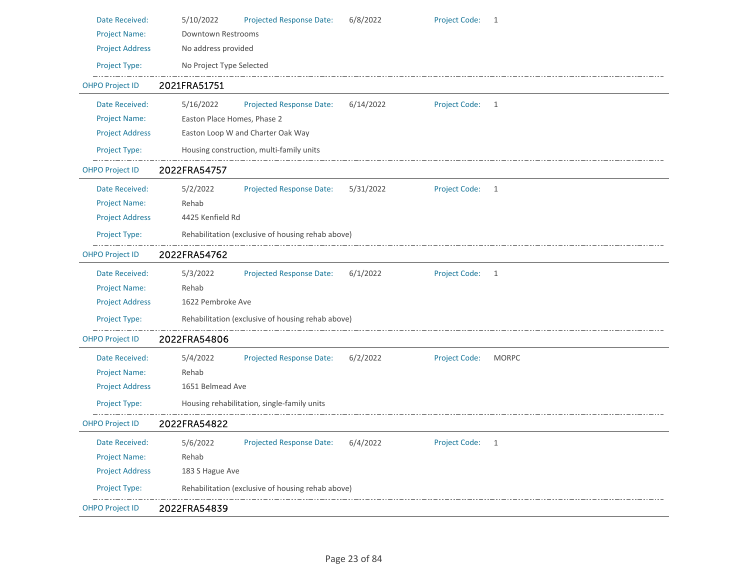Date Received: 5/10/2022 Projected Response Date: 6/8/2022 Project Code: 1

Project Name: Downtown Restrooms

Project Address No address provided

Project Type: No Project Type Selected

---

OHPO Project ID **2021FRA51751**

Date Received: 5/16/2022 Projected Response Date: 6/14/2022 Project Code: 1

Project Name: Easton Place Homes, Phase 2

Project Address Easton Loop W and Charter Oak Way

Project Type: Housing construction, multi-family units

---

OHPO Project ID **2022FRA54757**

Date Received: 5/2/2022 Projected Response Date: 5/31/2022 Project Code: 1

Project Name: Rehab

Project Address 4425 Kenfield Rd

Project Type: Rehabilitation (exclusive of housing rehab above)

---

OHPO Project ID **2022FRA54762**

Date Received: 5/3/2022 Projected Response Date: 6/1/2022 Project Code: 1

Project Name: Rehab

Project Address 1622 Pembroke Ave

Project Type: Rehabilitation (exclusive of housing rehab above)

---

OHPO Project ID **2022FRA54806**

Date Received: 5/4/2022 Projected Response Date: 6/2/2022 Project Code: MORPC

Project Name: Rehab

Project Address 1651 Belmead Ave

Project Type: Housing rehabilitation, single-family units

---

OHPO Project ID **2022FRA54822**

Date Received: 5/6/2022 Projected Response Date: 6/4/2022 Project Code: 1

Project Name: Rehab

Project Address 183 S Hague Ave

Project Type: Rehabilitation (exclusive of housing rehab above)

---

OHPO Project ID **2022FRA54839**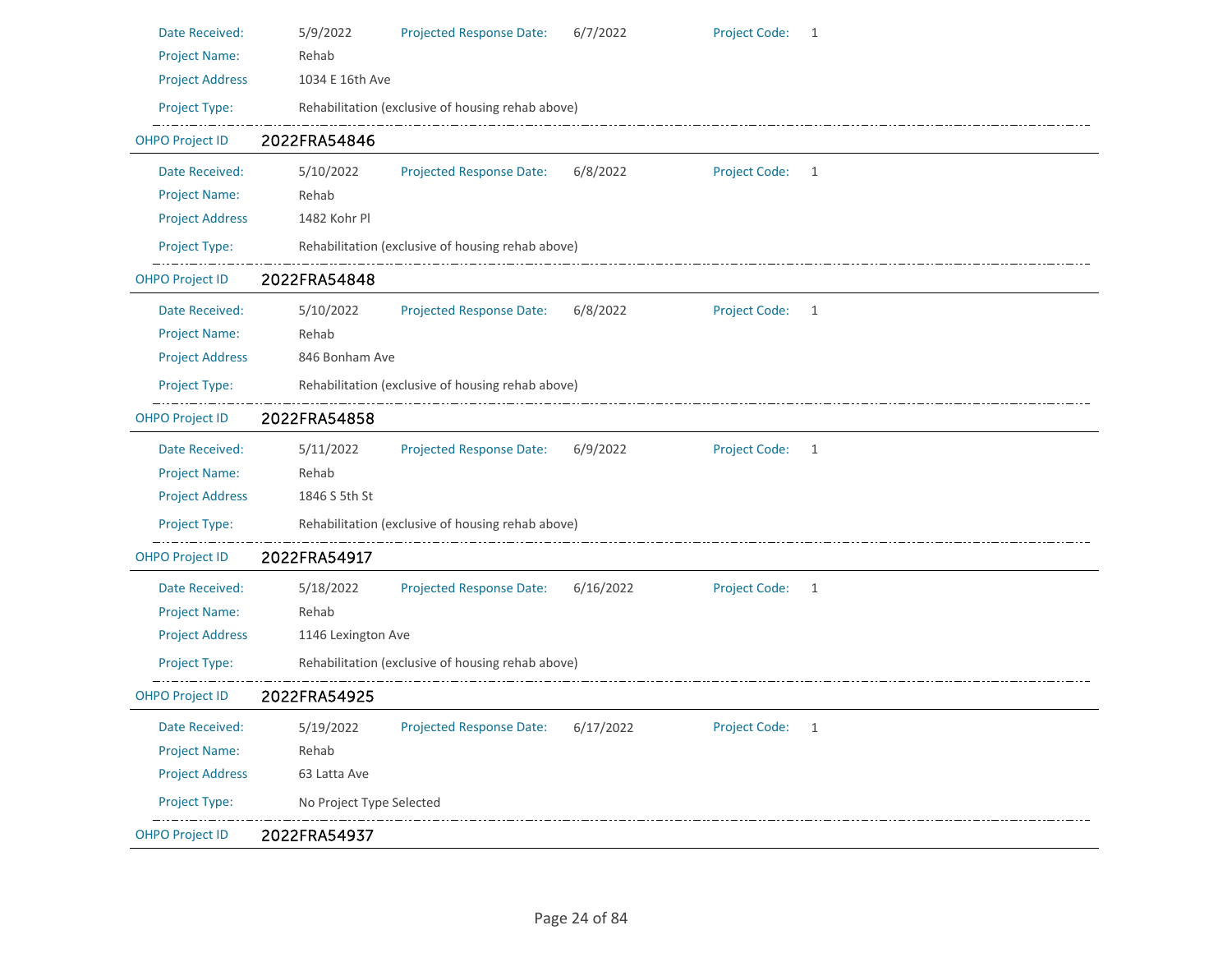Date Received: 5/9/2022 Projected Response Date: 6/7/2022 Project Code: 1

Project Name: Rehab

Project Address 1034 E 16th Ave

Project Type: Rehabilitation (exclusive of housing rehab above)

---

**OHPO Project ID** 2022FRA54846

Date Received: 5/10/2022 Projected Response Date: 6/8/2022 Project Code: 1

Project Name: Rehab

Project Address 1482 Kohr Pl

Project Type: Rehabilitation (exclusive of housing rehab above)

---

**OHPO Project ID** 2022FRA54848

Date Received: 5/10/2022 Projected Response Date: 6/8/2022 Project Code: 1

Project Name: Rehab

Project Address 846 Bonham Ave

Project Type: Rehabilitation (exclusive of housing rehab above)

---

**OHPO Project ID** 2022FRA54858

Date Received: 5/11/2022 Projected Response Date: 6/9/2022 Project Code: 1

Project Name: Rehab

Project Address 1846 S 5th St

Project Type: Rehabilitation (exclusive of housing rehab above)

---

**OHPO Project ID** 2022FRA54917

Date Received: 5/18/2022 Projected Response Date: 6/16/2022 Project Code: 1

Project Name: Rehab

Project Address 1146 Lexington Ave

Project Type: Rehabilitation (exclusive of housing rehab above)

---

**OHPO Project ID** 2022FRA54925

Date Received: 5/19/2022 Projected Response Date: 6/17/2022 Project Code: 1

Project Name: Rehab

Project Address 63 Latta Ave

Project Type: No Project Type Selected

---

**OHPO Project ID** 2022FRA54937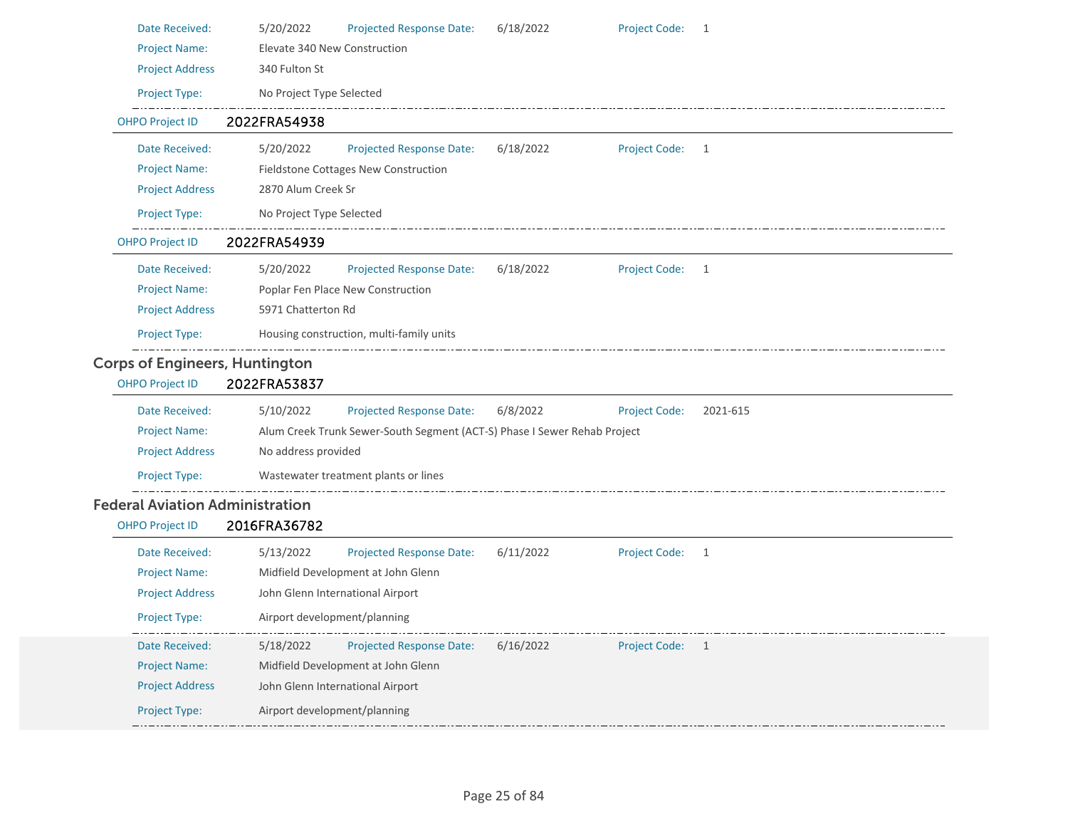Date Received: 5/20/2022 Projected Response Date: 6/18/2022 Project Code: 1

Project Name: Elevate 340 New Construction

Project Address 340 Fulton St

Project Type: No Project Type Selected

---

OHPO Project ID **2022FRA54938**

Date Received: 5/20/2022 Projected Response Date: 6/18/2022 Project Code: 1

Project Name: Fieldstone Cottages New Construction

Project Address 2870 Alum Creek Sr

Project Type: No Project Type Selected

---

OHPO Project ID **2022FRA54939**

Date Received: 5/20/2022 Projected Response Date: 6/18/2022 Project Code: 1

Project Name: Poplar Fen Place New Construction

Project Address 5971 Chatterton Rd

Project Type: Housing construction, multi-family units

---

## Corps of Engineers, Huntington

OHPO Project ID **2022FRA53837**

Date Received: 5/10/2022 Projected Response Date: 6/8/2022 Project Code: 2021-615

Project Name: Alum Creek Trunk Sewer-South Segment (ACT-S) Phase I Sewer Rehab Project

Project Address No address provided

Project Type: Wastewater treatment plants or lines

---

## Federal Aviation Administration

OHPO Project ID **2016FRA36782**

Date Received: 5/13/2022 Projected Response Date: 6/11/2022 Project Code: 1

Project Name: Midfield Development at John Glenn

Project Address John Glenn International Airport

Project Type: Airport development/planning

---

Date Received: 5/18/2022 Projected Response Date: 6/16/2022 Project Code: 1

Project Name: Midfield Development at John Glenn

Project Address John Glenn International Airport

Project Type: Airport development/planning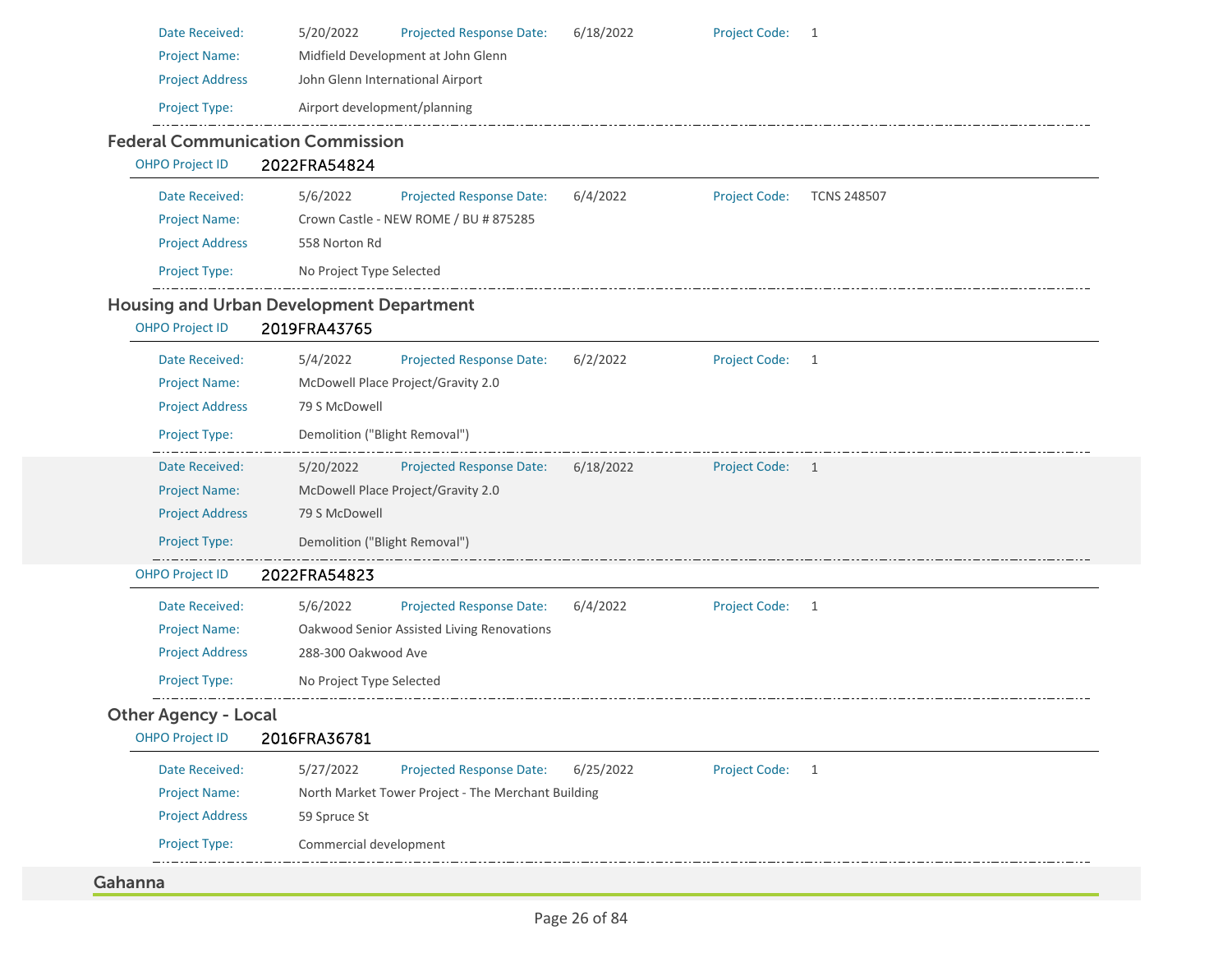Date Received: 5/20/2022 Projected Response Date: 6/18/2022 Project Code: 1

Project Name: Midfield Development at John Glenn

Project Address John Glenn International Airport

Project Type: Airport development/planning

## Federal Communication Commission

OHPO Project ID **2022FRA54824**

Date Received: 5/6/2022 Projected Response Date: 6/4/2022 Project Code: TCNS 248507

Project Name: Crown Castle - NEW ROME / BU # 875285

Project Address 558 Norton Rd

Project Type: No Project Type Selected

## Housing and Urban Development Department

OHPO Project ID **2019FRA43765**

Date Received: 5/4/2022 Projected Response Date: 6/2/2022 Project Code: 1

Project Name: McDowell Place Project/Gravity 2.0

Project Address 79 S McDowell

Project Type: Demolition ("Blight Removal")

Date Received: 5/20/2022 Projected Response Date: 6/18/2022 Project Code: 1

Project Name: McDowell Place Project/Gravity 2.0

Project Address 79 S McDowell

Project Type: Demolition ("Blight Removal")

OHPO Project ID **2022FRA54823**

Date Received: 5/6/2022 Projected Response Date: 6/4/2022 Project Code: 1

Project Name: Oakwood Senior Assisted Living Renovations

Project Address 288-300 Oakwood Ave

Project Type: No Project Type Selected

## Other Agency - Local

OHPO Project ID **2016FRA36781**

Date Received: 5/27/2022 Projected Response Date: 6/25/2022 Project Code: 1

Project Name: North Market Tower Project - The Merchant Building

Project Address 59 Spruce St

Project Type: Commercial development

# Gahanna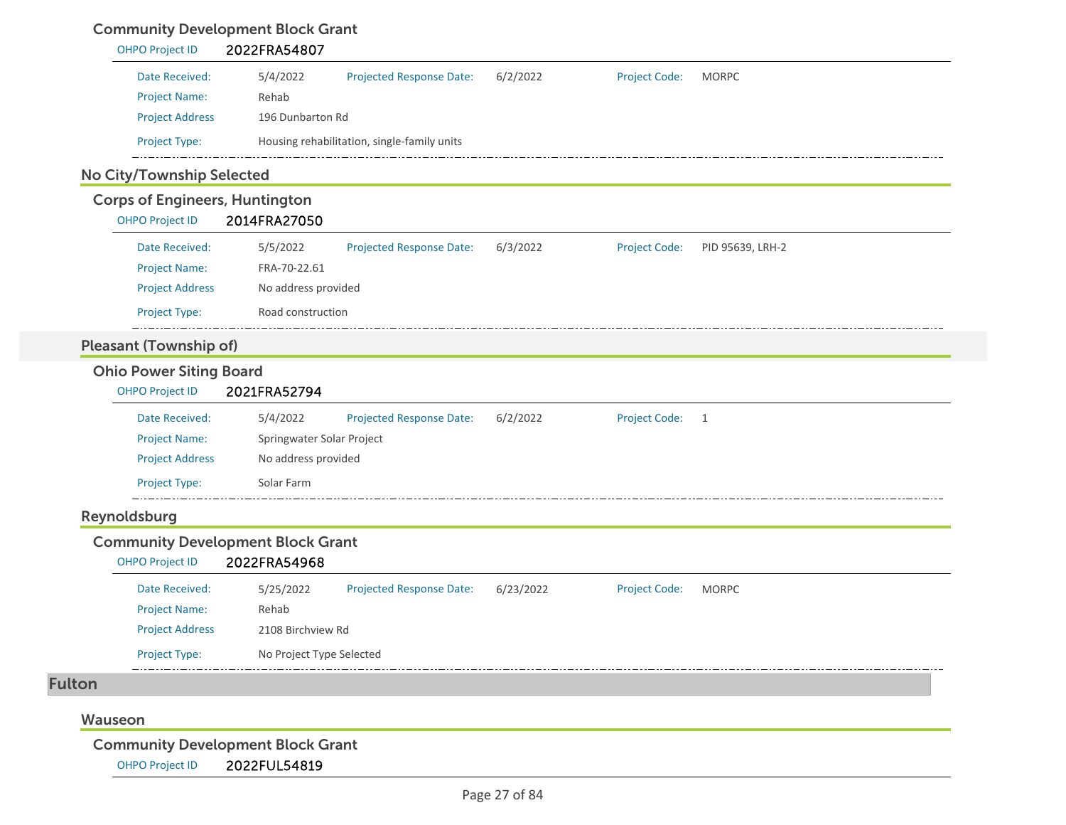### Community Development Block Grant

OHPO Project ID **2022FRA54807**

| | | | | | |
|---|---|---|---|---|---|
| Date Received: | 5/4/2022 | Projected Response Date: | 6/2/2022 | Project Code: | MORPC |
| Project Name: | Rehab | | | | |
| Project Address | 196 Dunbarton Rd | | | | |
| Project Type: | Housing rehabilitation, single-family units | | | | |

## No City/Township Selected

### Corps of Engineers, Huntington

OHPO Project ID **2014FRA27050**

| | | | | | |
|---|---|---|---|---|---|
| Date Received: | 5/5/2022 | Projected Response Date: | 6/3/2022 | Project Code: | PID 95639, LRH-2 |
| Project Name: | FRA-70-22.61 | | | | |
| Project Address | No address provided | | | | |
| Project Type: | Road construction | | | | |

## Pleasant (Township of)

### Ohio Power Siting Board

OHPO Project ID **2021FRA52794**

| | | | | | |
|---|---|---|---|---|---|
| Date Received: | 5/4/2022 | Projected Response Date: | 6/2/2022 | Project Code: | 1 |
| Project Name: | Springwater Solar Project | | | | |
| Project Address | No address provided | | | | |
| Project Type: | Solar Farm | | | | |

## Reynoldsburg

### Community Development Block Grant

OHPO Project ID **2022FRA54968**

| | | | | | |
|---|---|---|---|---|---|
| Date Received: | 5/25/2022 | Projected Response Date: | 6/23/2022 | Project Code: | MORPC |
| Project Name: | Rehab | | | | |
| Project Address | 2108 Birchview Rd | | | | |
| Project Type: | No Project Type Selected | | | | |

# Fulton

## Wauseon

### Community Development Block Grant

OHPO Project ID **2022FUL54819**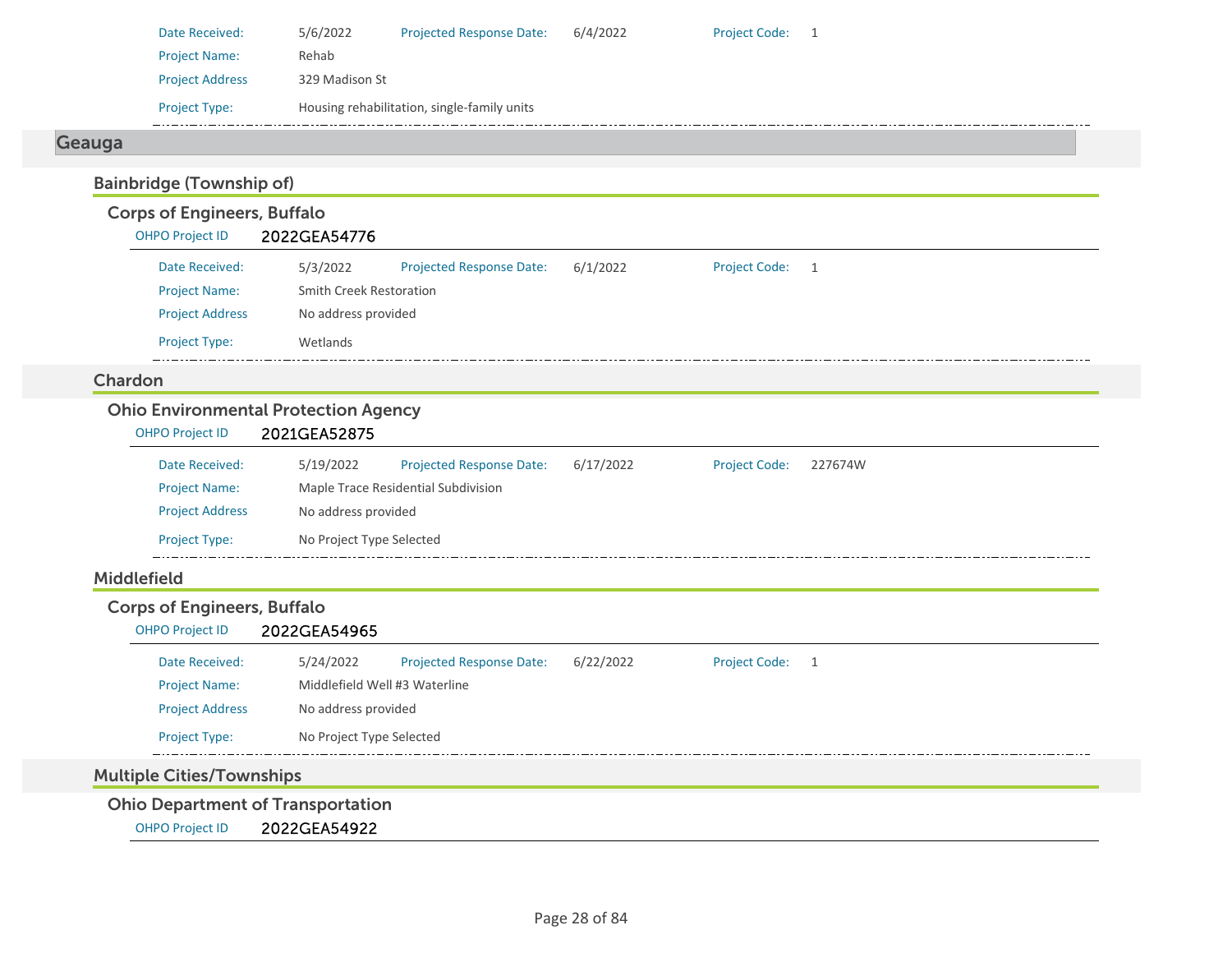Date Received: 5/6/2022 Projected Response Date: 6/4/2022 Project Code: 1

Project Name: Rehab

Project Address 329 Madison St

Project Type: Housing rehabilitation, single-family units

## Geauga

### Bainbridge (Township of)

#### Corps of Engineers, Buffalo

OHPO Project ID 2022GEA54776

Date Received: 5/3/2022 Projected Response Date: 6/1/2022 Project Code: 1

Project Name: Smith Creek Restoration

Project Address No address provided

Project Type: Wetlands

### Chardon

#### Ohio Environmental Protection Agency

OHPO Project ID 2021GEA52875

Date Received: 5/19/2022 Projected Response Date: 6/17/2022 Project Code: 227674W

Project Name: Maple Trace Residential Subdivision

Project Address No address provided

Project Type: No Project Type Selected

### Middlefield

#### Corps of Engineers, Buffalo

OHPO Project ID 2022GEA54965

Date Received: 5/24/2022 Projected Response Date: 6/22/2022 Project Code: 1

Project Name: Middlefield Well #3 Waterline

Project Address No address provided

Project Type: No Project Type Selected

### Multiple Cities/Townships

#### Ohio Department of Transportation

OHPO Project ID 2022GEA54922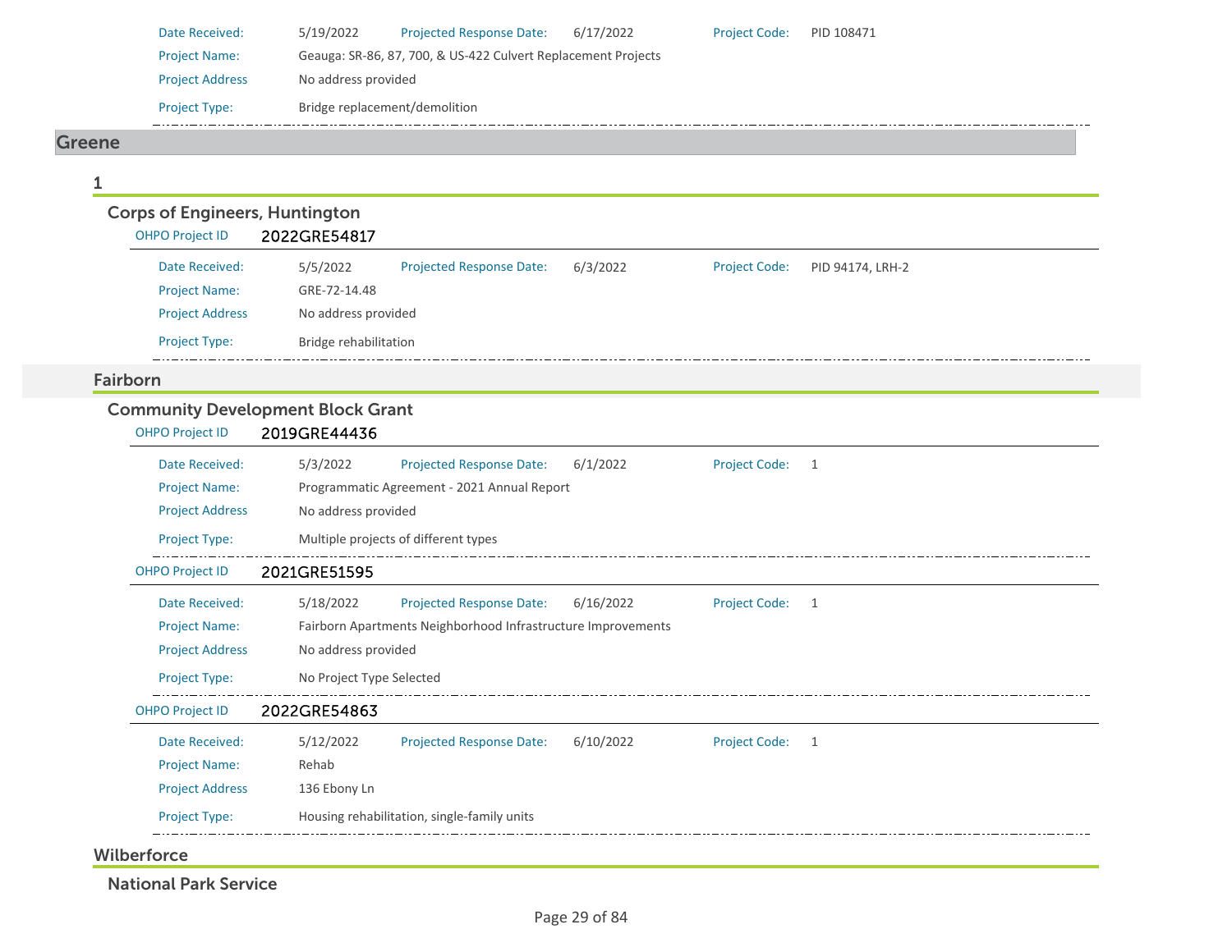| | | | | | |
|---|---|---|---|---|---|
| Date Received: | 5/19/2022 | Projected Response Date: | 6/17/2022 | Project Code: | PID 108471 |
| Project Name: | Geauga: SR-86, 87, 700, & US-422 Culvert Replacement Projects | | | | |
| Project Address | No address provided | | | | |
| Project Type: | Bridge replacement/demolition | | | | |

## Greene

### 1

#### Corps of Engineers, Huntington

OHPO Project ID **2022GRE54817**

| | | | | | |
|---|---|---|---|---|---|
| Date Received: | 5/5/2022 | Projected Response Date: | 6/3/2022 | Project Code: | PID 94174, LRH-2 |
| Project Name: | GRE-72-14.48 | | | | |
| Project Address | No address provided | | | | |
| Project Type: | Bridge rehabilitation | | | | |

### Fairborn

#### Community Development Block Grant

OHPO Project ID **2019GRE44436**

| | | | | | |
|---|---|---|---|---|---|
| Date Received: | 5/3/2022 | Projected Response Date: | 6/1/2022 | Project Code: | 1 |
| Project Name: | Programmatic Agreement - 2021 Annual Report | | | | |
| Project Address | No address provided | | | | |
| Project Type: | Multiple projects of different types | | | | |

OHPO Project ID **2021GRE51595**

| | | | | | |
|---|---|---|---|---|---|
| Date Received: | 5/18/2022 | Projected Response Date: | 6/16/2022 | Project Code: | 1 |
| Project Name: | Fairborn Apartments Neighborhood Infrastructure Improvements | | | | |
| Project Address | No address provided | | | | |
| Project Type: | No Project Type Selected | | | | |

OHPO Project ID **2022GRE54863**

| | | | | | |
|---|---|---|---|---|---|
| Date Received: | 5/12/2022 | Projected Response Date: | 6/10/2022 | Project Code: | 1 |
| Project Name: | Rehab | | | | |
| Project Address | 136 Ebony Ln | | | | |
| Project Type: | Housing rehabilitation, single-family units | | | | |

### Wilberforce

#### National Park Service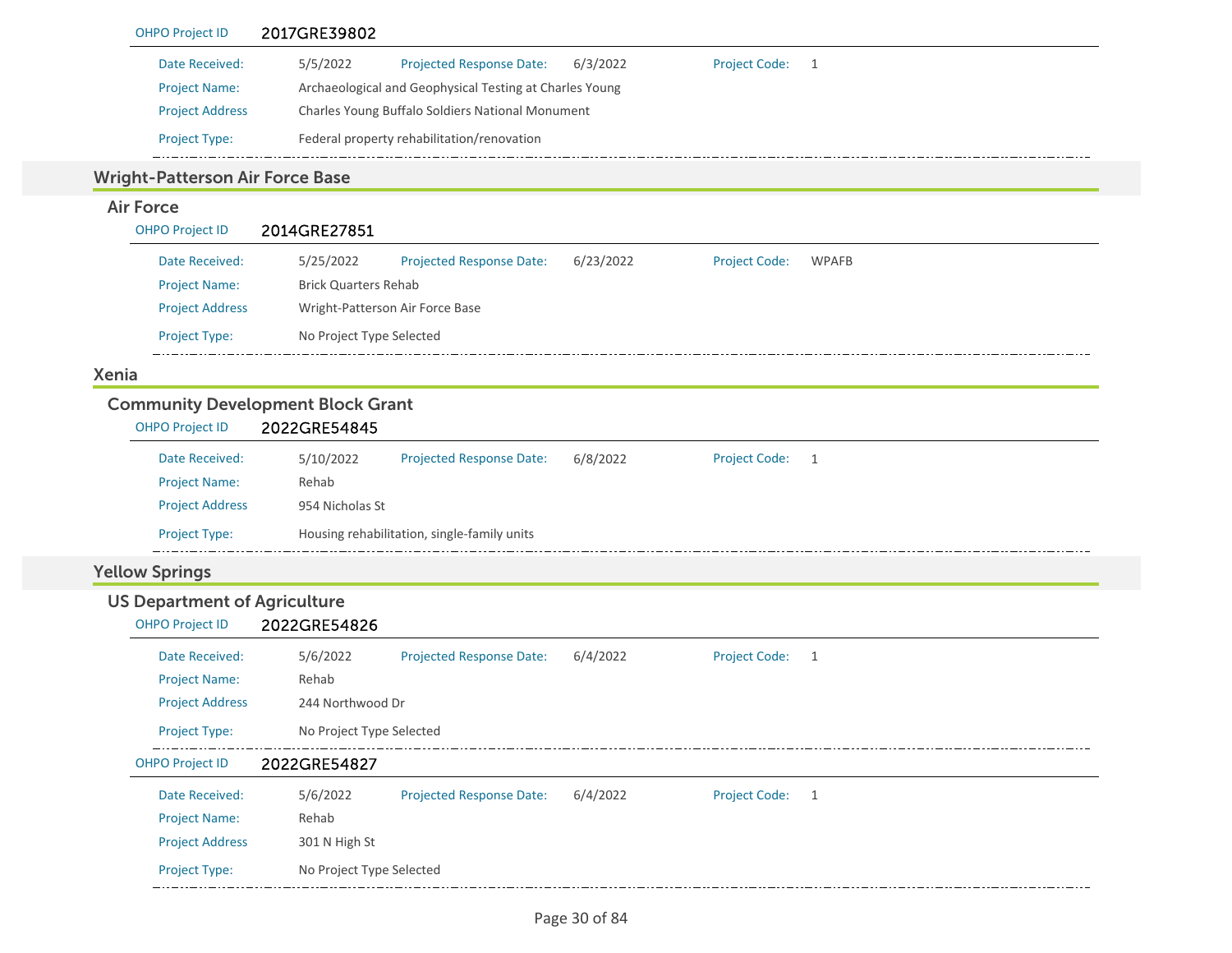OHPO Project ID **2017GRE39802**

| | | | | | |
|---|---|---|---|---|---|
| Date Received: | 5/5/2022 | Projected Response Date: | 6/3/2022 | Project Code: | 1 |
| Project Name: | Archaeological and Geophysical Testing at Charles Young | | | | |
| Project Address | Charles Young Buffalo Soldiers National Monument | | | | |
| Project Type: | Federal property rehabilitation/renovation | | | | |

## Wright-Patterson Air Force Base

### Air Force

OHPO Project ID **2014GRE27851**

| | | | | | |
|---|---|---|---|---|---|
| Date Received: | 5/25/2022 | Projected Response Date: | 6/23/2022 | Project Code: | WPAFB |
| Project Name: | Brick Quarters Rehab | | | | |
| Project Address | Wright-Patterson Air Force Base | | | | |
| Project Type: | No Project Type Selected | | | | |

## Xenia

### Community Development Block Grant

OHPO Project ID **2022GRE54845**

| | | | | | |
|---|---|---|---|---|---|
| Date Received: | 5/10/2022 | Projected Response Date: | 6/8/2022 | Project Code: | 1 |
| Project Name: | Rehab | | | | |
| Project Address | 954 Nicholas St | | | | |
| Project Type: | Housing rehabilitation, single-family units | | | | |

## Yellow Springs

### US Department of Agriculture

OHPO Project ID **2022GRE54826**

| | | | | | |
|---|---|---|---|---|---|
| Date Received: | 5/6/2022 | Projected Response Date: | 6/4/2022 | Project Code: | 1 |
| Project Name: | Rehab | | | | |
| Project Address | 244 Northwood Dr | | | | |
| Project Type: | No Project Type Selected | | | | |

OHPO Project ID **2022GRE54827**

| | | | | | |
|---|---|---|---|---|---|
| Date Received: | 5/6/2022 | Projected Response Date: | 6/4/2022 | Project Code: | 1 |
| Project Name: | Rehab | | | | |
| Project Address | 301 N High St | | | | |
| Project Type: | No Project Type Selected | | | | |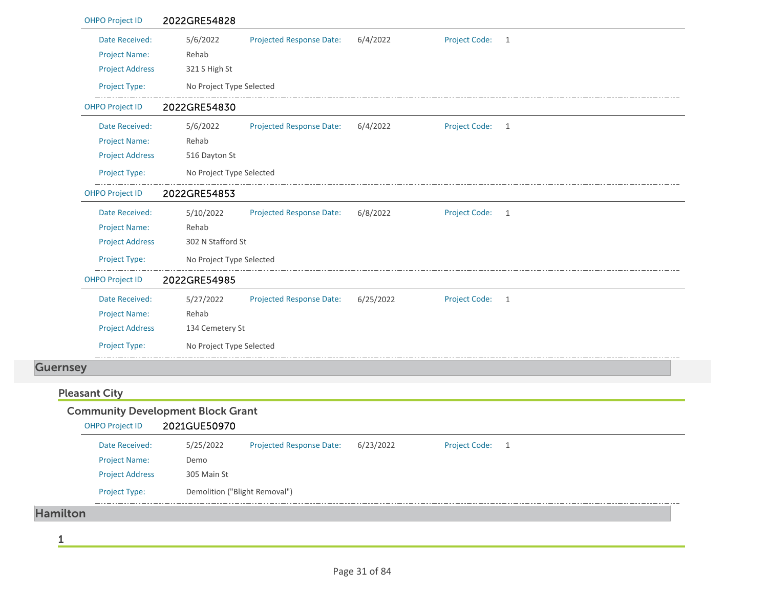OHPO Project ID 2022GRE54828

| | | | | | |
|---|---|---|---|---|---|
| Date Received: | 5/6/2022 | Projected Response Date: | 6/4/2022 | Project Code: | 1 |
| Project Name: | Rehab | | | | |
| Project Address | 321 S High St | | | | |
| Project Type: | No Project Type Selected | | | | |

OHPO Project ID 2022GRE54830

| | | | | | |
|---|---|---|---|---|---|
| Date Received: | 5/6/2022 | Projected Response Date: | 6/4/2022 | Project Code: | 1 |
| Project Name: | Rehab | | | | |
| Project Address | 516 Dayton St | | | | |
| Project Type: | No Project Type Selected | | | | |

OHPO Project ID 2022GRE54853

| | | | | | |
|---|---|---|---|---|---|
| Date Received: | 5/10/2022 | Projected Response Date: | 6/8/2022 | Project Code: | 1 |
| Project Name: | Rehab | | | | |
| Project Address | 302 N Stafford St | | | | |
| Project Type: | No Project Type Selected | | | | |

OHPO Project ID 2022GRE54985

| | | | | | |
|---|---|---|---|---|---|
| Date Received: | 5/27/2022 | Projected Response Date: | 6/25/2022 | Project Code: | 1 |
| Project Name: | Rehab | | | | |
| Project Address | 134 Cemetery St | | | | |
| Project Type: | No Project Type Selected | | | | |

# Guernsey

## Pleasant City

### Community Development Block Grant

OHPO Project ID 2021GUE50970

| | | | | | |
|---|---|---|---|---|---|
| Date Received: | 5/25/2022 | Projected Response Date: | 6/23/2022 | Project Code: | 1 |
| Project Name: | Demo | | | | |
| Project Address | 305 Main St | | | | |
| Project Type: | Demolition ("Blight Removal") | | | | |

# Hamilton

## 1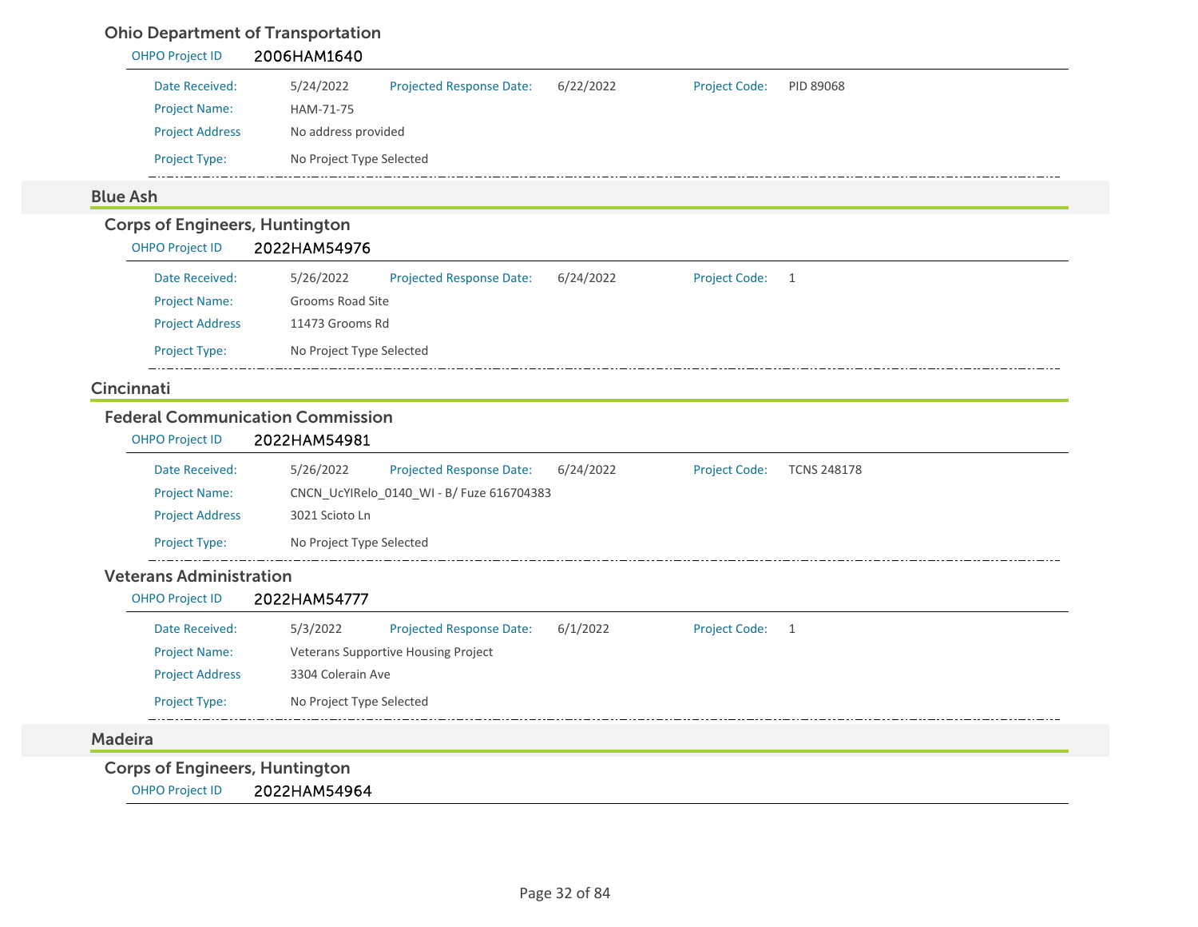### Ohio Department of Transportation

**OHPO Project ID** 2006HAM1640

| | | | | | |
|---|---|---|---|---|---|
| Date Received: | 5/24/2022 | Projected Response Date: | 6/22/2022 | Project Code: | PID 89068 |
| Project Name: | HAM-71-75 | | | | |
| Project Address | No address provided | | | | |
| Project Type: | No Project Type Selected | | | | |

## Blue Ash

### Corps of Engineers, Huntington

**OHPO Project ID** 2022HAM54976

| | | | | | |
|---|---|---|---|---|---|
| Date Received: | 5/26/2022 | Projected Response Date: | 6/24/2022 | Project Code: | 1 |
| Project Name: | Grooms Road Site | | | | |
| Project Address | 11473 Grooms Rd | | | | |
| Project Type: | No Project Type Selected | | | | |

## Cincinnati

### Federal Communication Commission

**OHPO Project ID** 2022HAM54981

| | | | | | |
|---|---|---|---|---|---|
| Date Received: | 5/26/2022 | Projected Response Date: | 6/24/2022 | Project Code: | TCNS 248178 |
| Project Name: | CNCN_UcYIRelo_0140_WI - B/ Fuze 616704383 | | | | |
| Project Address | 3021 Scioto Ln | | | | |
| Project Type: | No Project Type Selected | | | | |

### Veterans Administration

**OHPO Project ID** 2022HAM54777

| | | | | | |
|---|---|---|---|---|---|
| Date Received: | 5/3/2022 | Projected Response Date: | 6/1/2022 | Project Code: | 1 |
| Project Name: | Veterans Supportive Housing Project | | | | |
| Project Address | 3304 Colerain Ave | | | | |
| Project Type: | No Project Type Selected | | | | |

## Madeira

### Corps of Engineers, Huntington

**OHPO Project ID** 2022HAM54964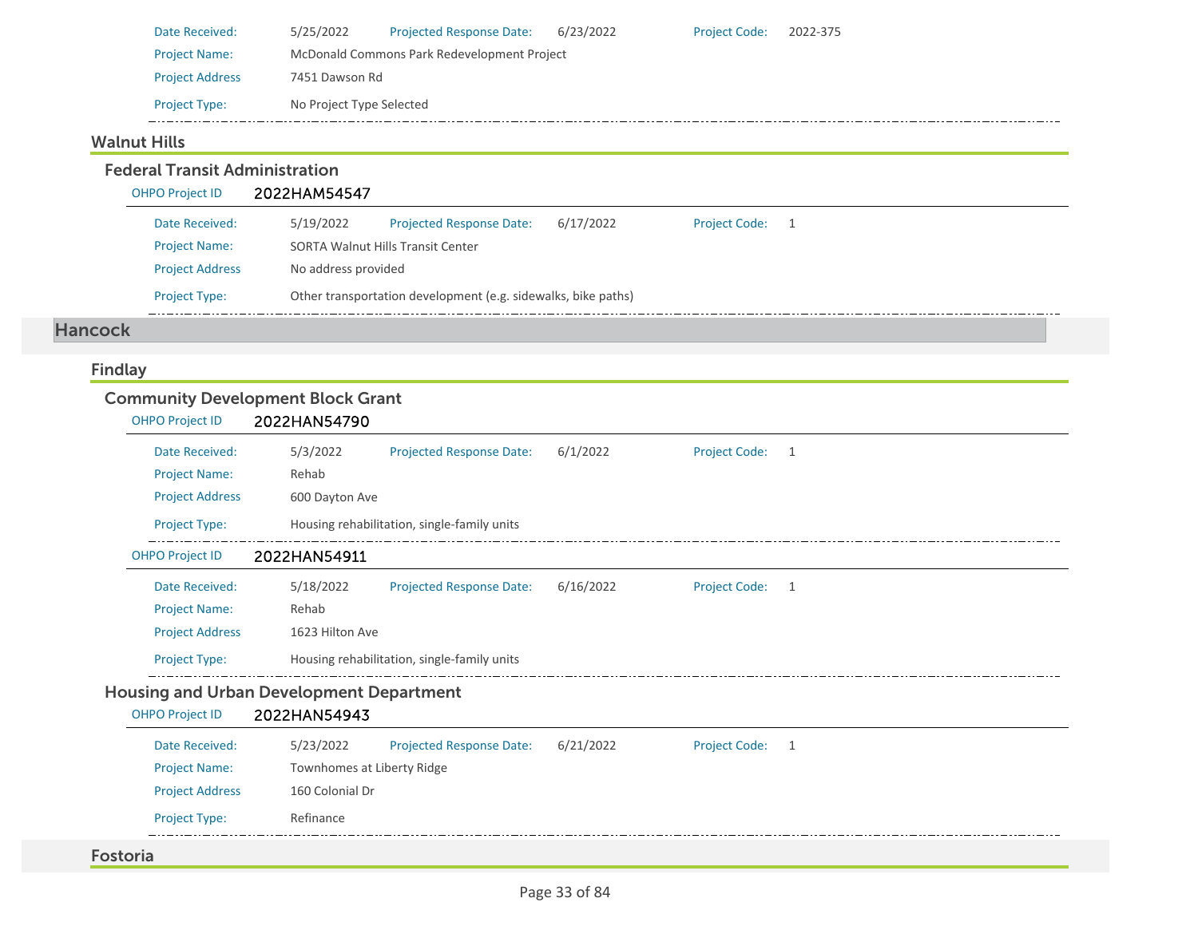Date Received: 5/25/2022 Projected Response Date: 6/23/2022 Project Code: 2022-375

Project Name: McDonald Commons Park Redevelopment Project

Project Address 7451 Dawson Rd

Project Type: No Project Type Selected

### Walnut Hills

#### Federal Transit Administration

OHPO Project ID **2022HAM54547**

Date Received: 5/19/2022 Projected Response Date: 6/17/2022 Project Code: 1

Project Name: SORTA Walnut Hills Transit Center

Project Address No address provided

Project Type: Other transportation development (e.g. sidewalks, bike paths)

## Hancock

### Findlay

#### Community Development Block Grant

OHPO Project ID **2022HAN54790**

Date Received: 5/3/2022 Projected Response Date: 6/1/2022 Project Code: 1

Project Name: Rehab

Project Address 600 Dayton Ave

Project Type: Housing rehabilitation, single-family units

OHPO Project ID **2022HAN54911**

Date Received: 5/18/2022 Projected Response Date: 6/16/2022 Project Code: 1

Project Name: Rehab

Project Address 1623 Hilton Ave

Project Type: Housing rehabilitation, single-family units

#### Housing and Urban Development Department

OHPO Project ID **2022HAN54943**

Date Received: 5/23/2022 Projected Response Date: 6/21/2022 Project Code: 1

Project Name: Townhomes at Liberty Ridge

Project Address 160 Colonial Dr

Project Type: Refinance

### Fostoria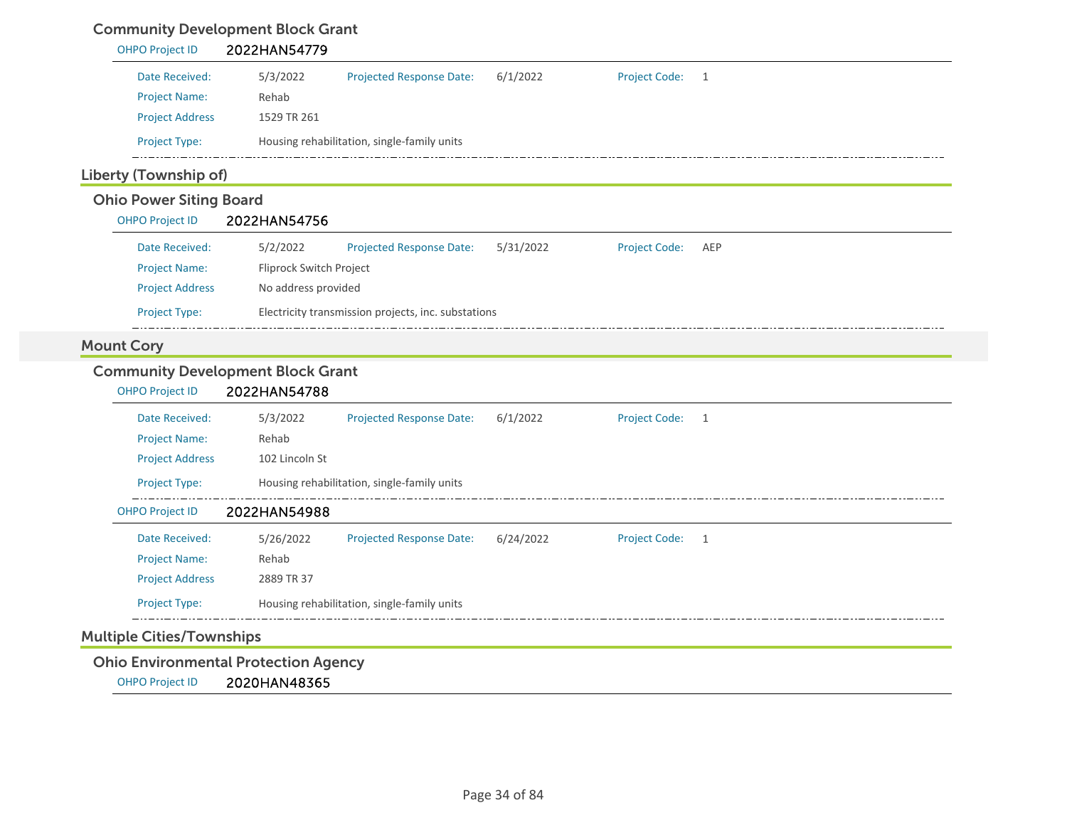### Community Development Block Grant

OHPO Project ID **2022HAN54779**

| | | | | | |
|---|---|---|---|---|---|
| Date Received: | 5/3/2022 | Projected Response Date: | 6/1/2022 | Project Code: | 1 |
| Project Name: | Rehab | | | | |
| Project Address | 1529 TR 261 | | | | |
| Project Type: | Housing rehabilitation, single-family units | | | | |

## Liberty (Township of)

### Ohio Power Siting Board

OHPO Project ID **2022HAN54756**

| | | | | | |
|---|---|---|---|---|---|
| Date Received: | 5/2/2022 | Projected Response Date: | 5/31/2022 | Project Code: | AEP |
| Project Name: | Fliprock Switch Project | | | | |
| Project Address | No address provided | | | | |
| Project Type: | Electricity transmission projects, inc. substations | | | | |

## Mount Cory

### Community Development Block Grant

OHPO Project ID **2022HAN54788**

| | | | | | |
|---|---|---|---|---|---|
| Date Received: | 5/3/2022 | Projected Response Date: | 6/1/2022 | Project Code: | 1 |
| Project Name: | Rehab | | | | |
| Project Address | 102 Lincoln St | | | | |
| Project Type: | Housing rehabilitation, single-family units | | | | |

OHPO Project ID **2022HAN54988**

| | | | | | |
|---|---|---|---|---|---|
| Date Received: | 5/26/2022 | Projected Response Date: | 6/24/2022 | Project Code: | 1 |
| Project Name: | Rehab | | | | |
| Project Address | 2889 TR 37 | | | | |
| Project Type: | Housing rehabilitation, single-family units | | | | |

## Multiple Cities/Townships

### Ohio Environmental Protection Agency

OHPO Project ID **2020HAN48365**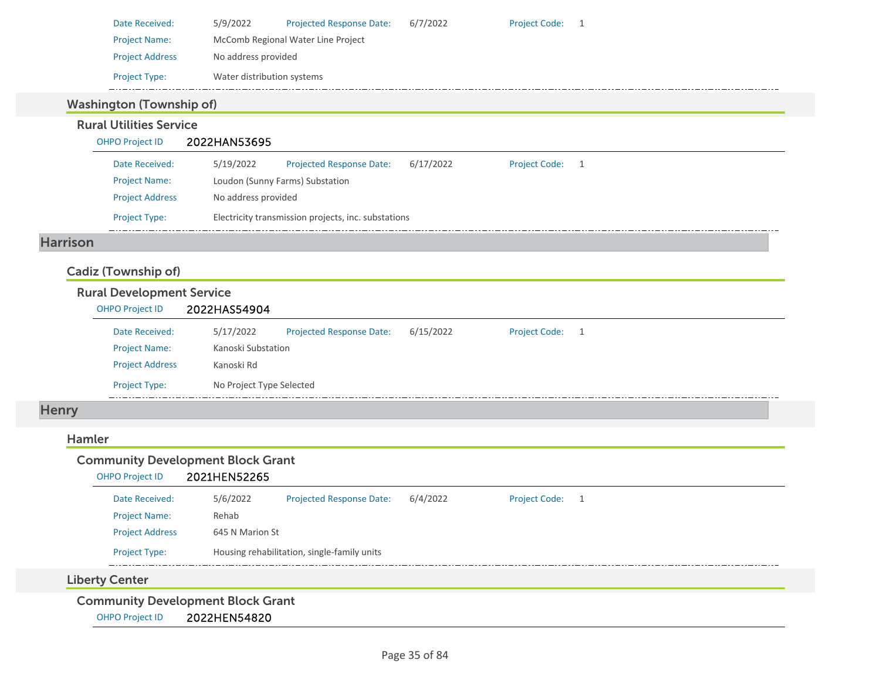Date Received: 5/9/2022 Projected Response Date: 6/7/2022 Project Code: 1
Project Name: McComb Regional Water Line Project
Project Address: No address provided
Project Type: Water distribution systems

### Washington (Township of)

#### Rural Utilities Service

OHPO Project ID **2022HAN53695**

Date Received: 5/19/2022 Projected Response Date: 6/17/2022 Project Code: 1
Project Name: Loudon (Sunny Farms) Substation
Project Address: No address provided
Project Type: Electricity transmission projects, inc. substations

## Harrison

### Cadiz (Township of)

#### Rural Development Service

OHPO Project ID **2022HAS54904**

Date Received: 5/17/2022 Projected Response Date: 6/15/2022 Project Code: 1
Project Name: Kanoski Substation
Project Address: Kanoski Rd
Project Type: No Project Type Selected

## Henry

### Hamler

#### Community Development Block Grant

OHPO Project ID **2021HEN52265**

Date Received: 5/6/2022 Projected Response Date: 6/4/2022 Project Code: 1
Project Name: Rehab
Project Address: 645 N Marion St
Project Type: Housing rehabilitation, single-family units

### Liberty Center

#### Community Development Block Grant

OHPO Project ID **2022HEN54820**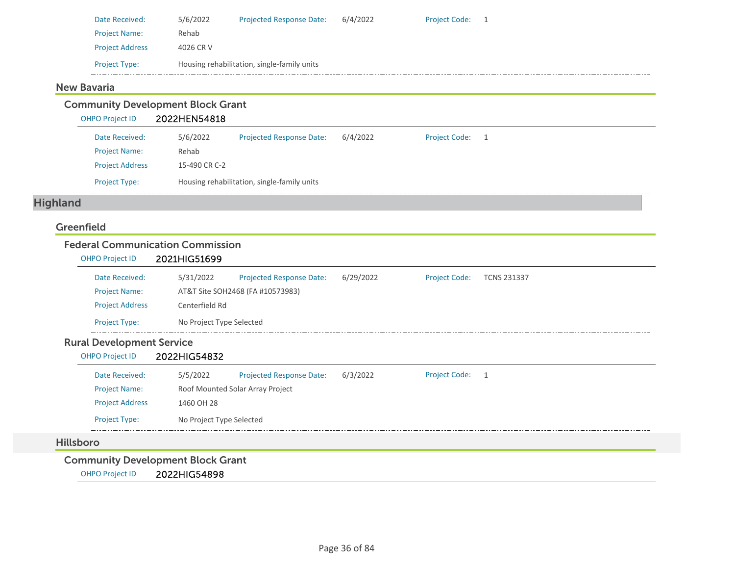| | | | | | |
|---|---|---|---|---|---|
| Date Received: | 5/6/2022 | Projected Response Date: | 6/4/2022 | Project Code: | 1 |
| Project Name: | Rehab | | | | |
| Project Address | 4026 CR V | | | | |
| Project Type: | Housing rehabilitation, single-family units | | | | |

### New Bavaria

#### Community Development Block Grant

OHPO Project ID **2022HEN54818**

| | | | | | |
|---|---|---|---|---|---|
| Date Received: | 5/6/2022 | Projected Response Date: | 6/4/2022 | Project Code: | 1 |
| Project Name: | Rehab | | | | |
| Project Address | 15-490 CR C-2 | | | | |
| Project Type: | Housing rehabilitation, single-family units | | | | |

## Highland

### Greenfield

#### Federal Communication Commission

OHPO Project ID **2021HIG51699**

| | | | | | |
|---|---|---|---|---|---|
| Date Received: | 5/31/2022 | Projected Response Date: | 6/29/2022 | Project Code: | TCNS 231337 |
| Project Name: | AT&T Site SOH2468 (FA #10573983) | | | | |
| Project Address | Centerfield Rd | | | | |
| Project Type: | No Project Type Selected | | | | |

#### Rural Development Service

OHPO Project ID **2022HIG54832**

| | | | | | |
|---|---|---|---|---|---|
| Date Received: | 5/5/2022 | Projected Response Date: | 6/3/2022 | Project Code: | 1 |
| Project Name: | Roof Mounted Solar Array Project | | | | |
| Project Address | 1460 OH 28 | | | | |
| Project Type: | No Project Type Selected | | | | |

### Hillsboro

#### Community Development Block Grant

OHPO Project ID **2022HIG54898**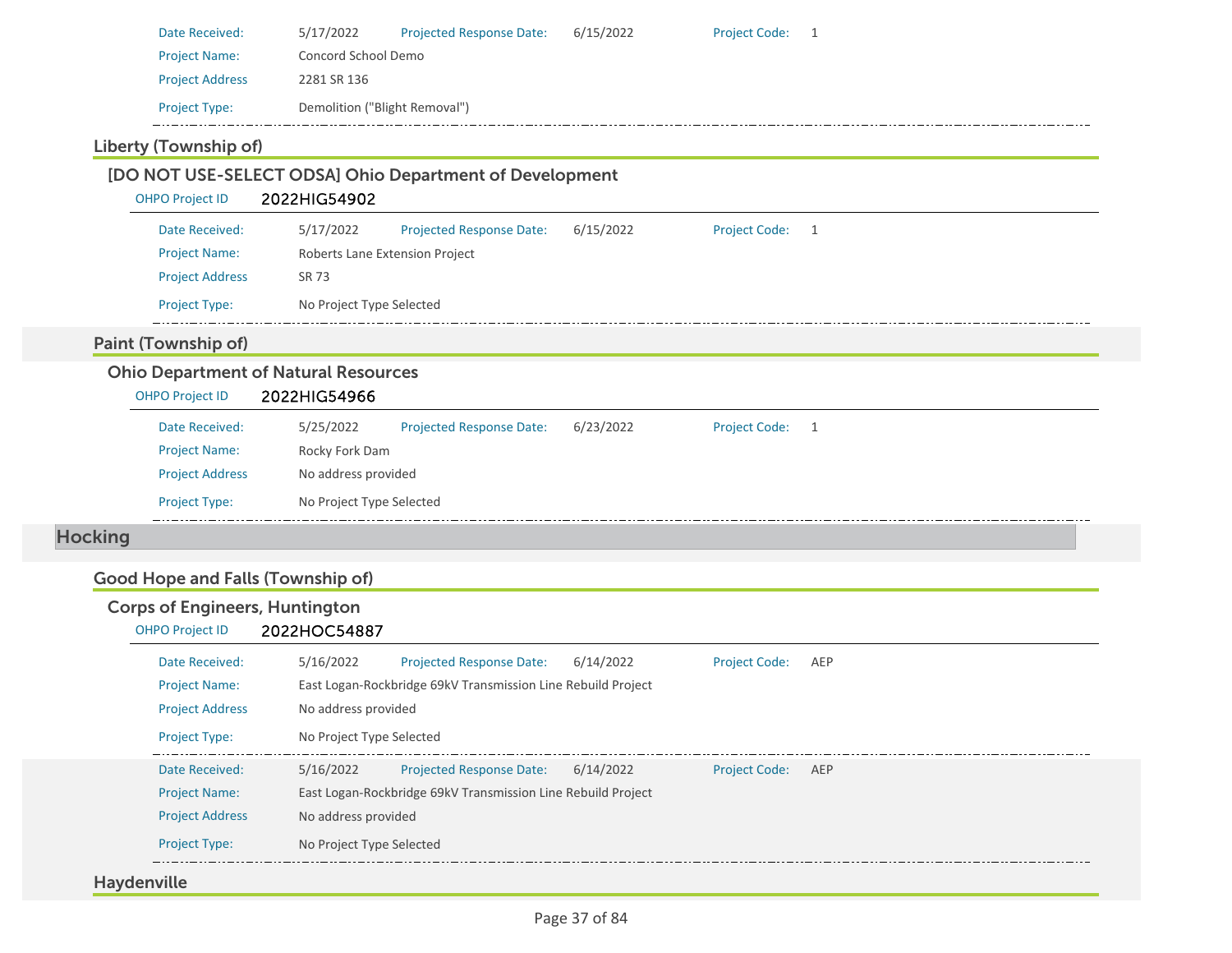Date Received: 5/17/2022 Projected Response Date: 6/15/2022 Project Code: 1

Project Name: Concord School Demo

Project Address 2281 SR 136

Project Type: Demolition ("Blight Removal")

### Liberty (Township of)

#### [DO NOT USE-SELECT ODSA] Ohio Department of Development

OHPO Project ID **2022HIG54902**

Date Received: 5/17/2022 Projected Response Date: 6/15/2022 Project Code: 1

Project Name: Roberts Lane Extension Project

Project Address SR 73

Project Type: No Project Type Selected

### Paint (Township of)

#### Ohio Department of Natural Resources

OHPO Project ID **2022HIG54966**

Date Received: 5/25/2022 Projected Response Date: 6/23/2022 Project Code: 1

Project Name: Rocky Fork Dam

Project Address No address provided

Project Type: No Project Type Selected

## Hocking

### Good Hope and Falls (Township of)

#### Corps of Engineers, Huntington

OHPO Project ID **2022HOC54887**

Date Received: 5/16/2022 Projected Response Date: 6/14/2022 Project Code: AEP

Project Name: East Logan-Rockbridge 69kV Transmission Line Rebuild Project

Project Address No address provided

Project Type: No Project Type Selected

Date Received: 5/16/2022 Projected Response Date: 6/14/2022 Project Code: AEP

Project Name: East Logan-Rockbridge 69kV Transmission Line Rebuild Project

Project Address No address provided

Project Type: No Project Type Selected

### Haydenville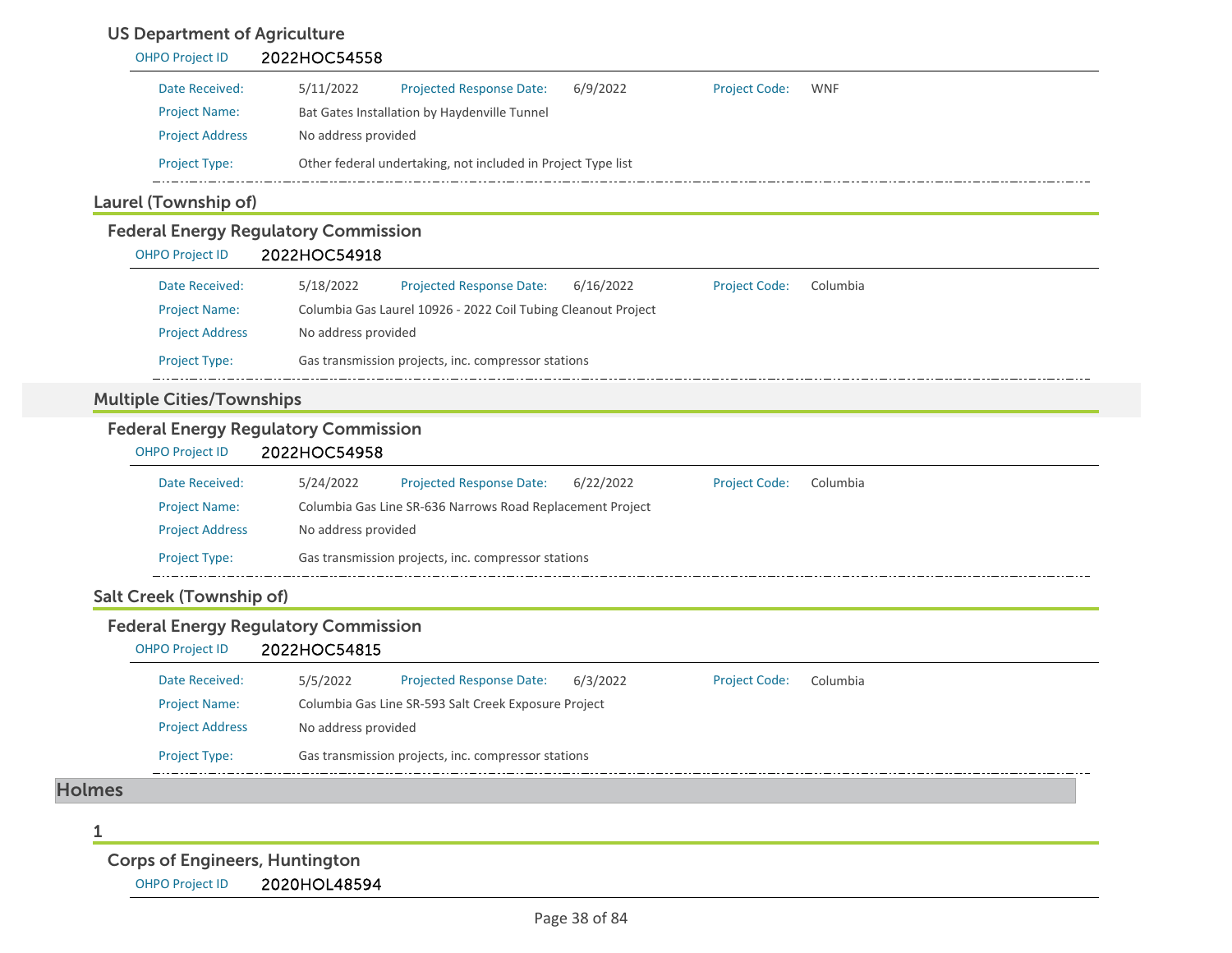### US Department of Agriculture

OHPO Project ID **2022HOC54558**

Date Received: 5/11/2022 Projected Response Date: 6/9/2022 Project Code: WNF

Project Name: Bat Gates Installation by Haydenville Tunnel

Project Address No address provided

Project Type: Other federal undertaking, not included in Project Type list

## Laurel (Township of)

### Federal Energy Regulatory Commission

OHPO Project ID **2022HOC54918**

Date Received: 5/18/2022 Projected Response Date: 6/16/2022 Project Code: Columbia

Project Name: Columbia Gas Laurel 10926 - 2022 Coil Tubing Cleanout Project

Project Address No address provided

Project Type: Gas transmission projects, inc. compressor stations

## Multiple Cities/Townships

### Federal Energy Regulatory Commission

OHPO Project ID **2022HOC54958**

Date Received: 5/24/2022 Projected Response Date: 6/22/2022 Project Code: Columbia

Project Name: Columbia Gas Line SR-636 Narrows Road Replacement Project

Project Address No address provided

Project Type: Gas transmission projects, inc. compressor stations

## Salt Creek (Township of)

### Federal Energy Regulatory Commission

OHPO Project ID **2022HOC54815**

Date Received: 5/5/2022 Projected Response Date: 6/3/2022 Project Code: Columbia

Project Name: Columbia Gas Line SR-593 Salt Creek Exposure Project

Project Address No address provided

Project Type: Gas transmission projects, inc. compressor stations

# Holmes

## 1

### Corps of Engineers, Huntington

OHPO Project ID **2020HOL48594**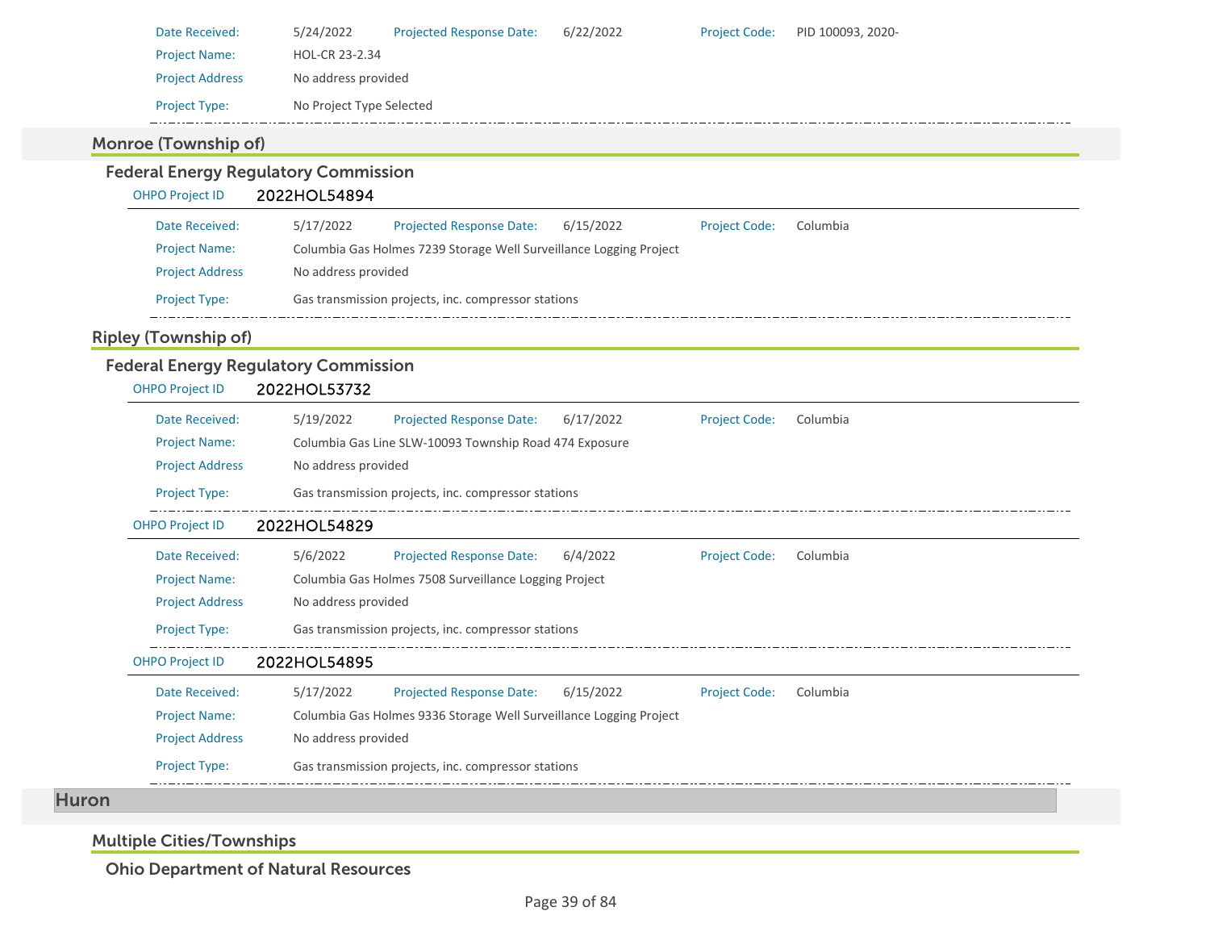| | | | | | |
|---|---|---|---|---|---|
| Date Received: | 5/24/2022 | Projected Response Date: | 6/22/2022 | Project Code: | PID 100093, 2020- |
| Project Name: | HOL-CR 23-2.34 | | | | |
| Project Address | No address provided | | | | |
| Project Type: | No Project Type Selected | | | | |

## Monroe (Township of)

### Federal Energy Regulatory Commission

**OHPO Project ID** 2022HOL54894

| | | | | | |
|---|---|---|---|---|---|
| Date Received: | 5/17/2022 | Projected Response Date: | 6/15/2022 | Project Code: | Columbia |
| Project Name: | Columbia Gas Holmes 7239 Storage Well Surveillance Logging Project | | | | |
| Project Address | No address provided | | | | |
| Project Type: | Gas transmission projects, inc. compressor stations | | | | |

## Ripley (Township of)

### Federal Energy Regulatory Commission

**OHPO Project ID** 2022HOL53732

| | | | | | |
|---|---|---|---|---|---|
| Date Received: | 5/19/2022 | Projected Response Date: | 6/17/2022 | Project Code: | Columbia |
| Project Name: | Columbia Gas Line SLW-10093 Township Road 474 Exposure | | | | |
| Project Address | No address provided | | | | |
| Project Type: | Gas transmission projects, inc. compressor stations | | | | |

**OHPO Project ID** 2022HOL54829

| | | | | | |
|---|---|---|---|---|---|
| Date Received: | 5/6/2022 | Projected Response Date: | 6/4/2022 | Project Code: | Columbia |
| Project Name: | Columbia Gas Holmes 7508 Surveillance Logging Project | | | | |
| Project Address | No address provided | | | | |
| Project Type: | Gas transmission projects, inc. compressor stations | | | | |

**OHPO Project ID** 2022HOL54895

| | | | | | |
|---|---|---|---|---|---|
| Date Received: | 5/17/2022 | Projected Response Date: | 6/15/2022 | Project Code: | Columbia |
| Project Name: | Columbia Gas Holmes 9336 Storage Well Surveillance Logging Project | | | | |
| Project Address | No address provided | | | | |
| Project Type: | Gas transmission projects, inc. compressor stations | | | | |

# Huron

## Multiple Cities/Townships

### Ohio Department of Natural Resources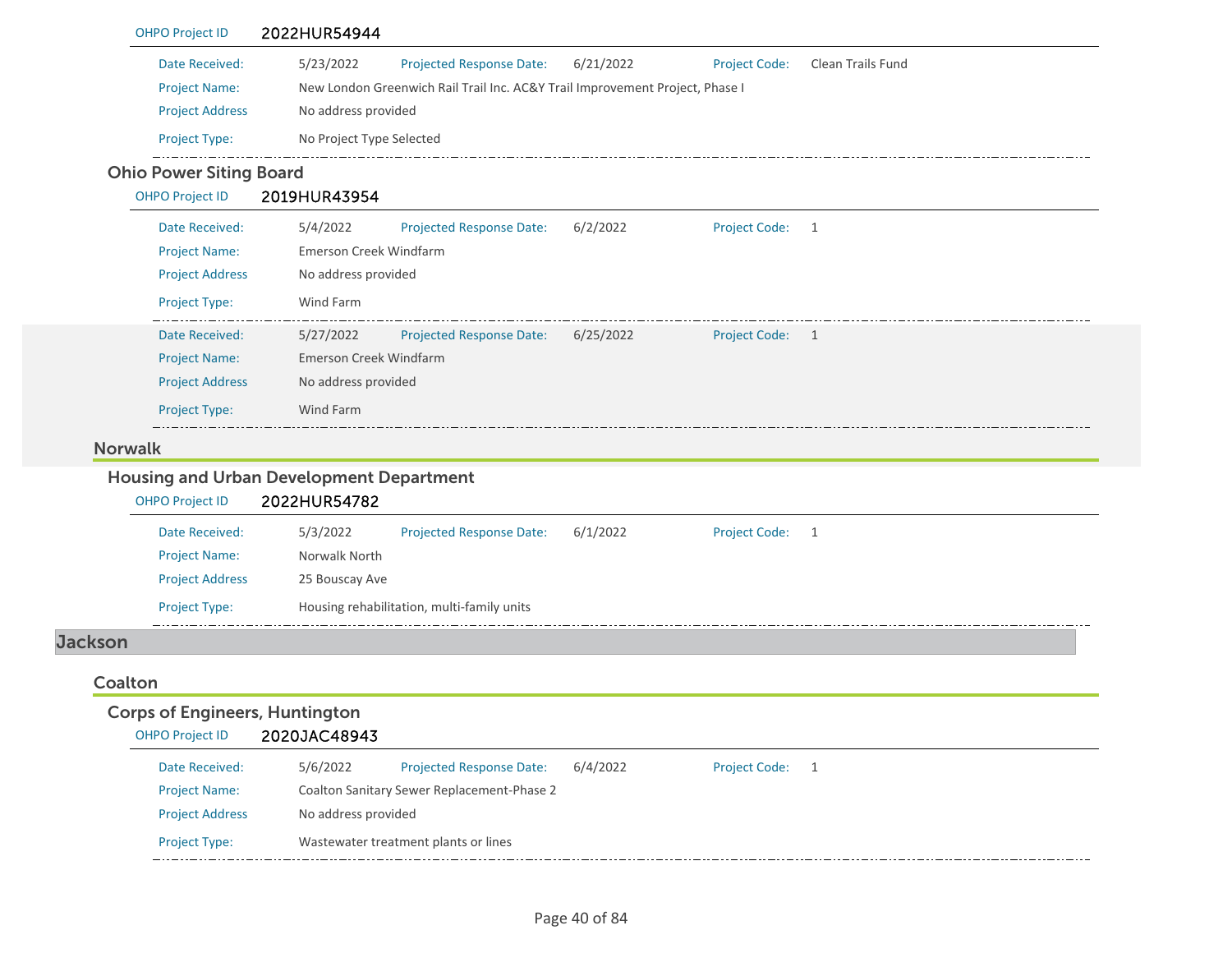OHPO Project ID 2022HUR54944

| | | | | | |
|---|---|---|---|---|---|
| Date Received: | 5/23/2022 | Projected Response Date: | 6/21/2022 | Project Code: | Clean Trails Fund |
| Project Name: | New London Greenwich Rail Trail Inc. AC&Y Trail Improvement Project, Phase I | | | | |
| Project Address | No address provided | | | | |
| Project Type: | No Project Type Selected | | | | |

### Ohio Power Siting Board

OHPO Project ID 2019HUR43954

| | | | | | |
|---|---|---|---|---|---|
| Date Received: | 5/4/2022 | Projected Response Date: | 6/2/2022 | Project Code: | 1 |
| Project Name: | Emerson Creek Windfarm | | | | |
| Project Address | No address provided | | | | |
| Project Type: | Wind Farm | | | | |

| | | | | | |
|---|---|---|---|---|---|
| Date Received: | 5/27/2022 | Projected Response Date: | 6/25/2022 | Project Code: | 1 |
| Project Name: | Emerson Creek Windfarm | | | | |
| Project Address | No address provided | | | | |
| Project Type: | Wind Farm | | | | |

## Norwalk

### Housing and Urban Development Department

OHPO Project ID 2022HUR54782

| | | | | | |
|---|---|---|---|---|---|
| Date Received: | 5/3/2022 | Projected Response Date: | 6/1/2022 | Project Code: | 1 |
| Project Name: | Norwalk North | | | | |
| Project Address | 25 Bouscay Ave | | | | |
| Project Type: | Housing rehabilitation, multi-family units | | | | |

# Jackson

## Coalton

### Corps of Engineers, Huntington

OHPO Project ID 2020JAC48943

| | | | | | |
|---|---|---|---|---|---|
| Date Received: | 5/6/2022 | Projected Response Date: | 6/4/2022 | Project Code: | 1 |
| Project Name: | Coalton Sanitary Sewer Replacement-Phase 2 | | | | |
| Project Address | No address provided | | | | |
| Project Type: | Wastewater treatment plants or lines | | | | |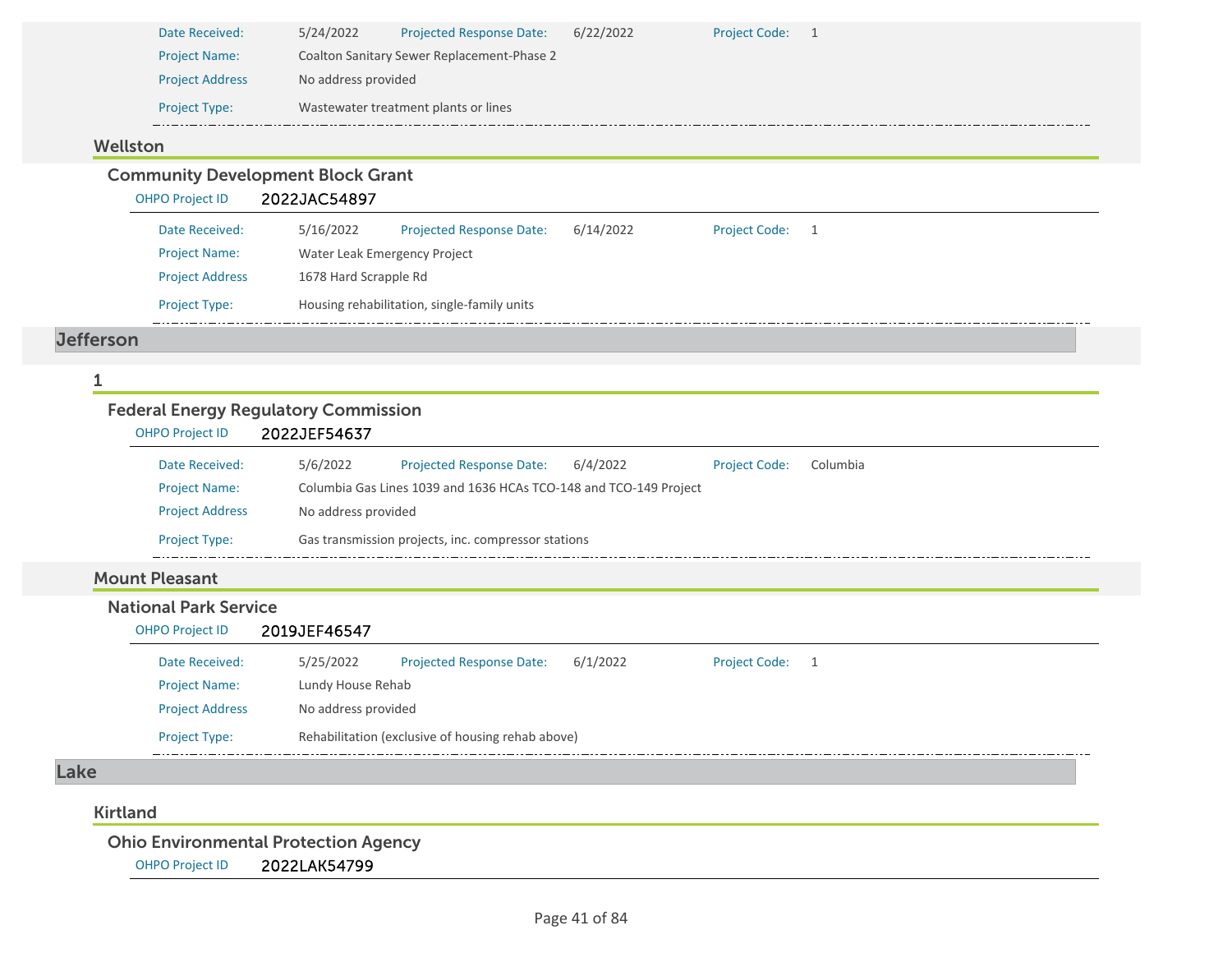Date Received: 5/24/2022 Projected Response Date: 6/22/2022 Project Code: 1

Project Name: Coalton Sanitary Sewer Replacement-Phase 2

Project Address No address provided

Project Type: Wastewater treatment plants or lines

### Wellston

#### Community Development Block Grant

OHPO Project ID 2022JAC54897

Date Received: 5/16/2022 Projected Response Date: 6/14/2022 Project Code: 1

Project Name: Water Leak Emergency Project

Project Address 1678 Hard Scrapple Rd

Project Type: Housing rehabilitation, single-family units

## Jefferson

### 1

#### Federal Energy Regulatory Commission

OHPO Project ID 2022JEF54637

Date Received: 5/6/2022 Projected Response Date: 6/4/2022 Project Code: Columbia

Project Name: Columbia Gas Lines 1039 and 1636 HCAs TCO-148 and TCO-149 Project

Project Address No address provided

Project Type: Gas transmission projects, inc. compressor stations

### Mount Pleasant

#### National Park Service

OHPO Project ID 2019JEF46547

Date Received: 5/25/2022 Projected Response Date: 6/1/2022 Project Code: 1

Project Name: Lundy House Rehab

Project Address No address provided

Project Type: Rehabilitation (exclusive of housing rehab above)

## Lake

### Kirtland

#### Ohio Environmental Protection Agency

OHPO Project ID 2022LAK54799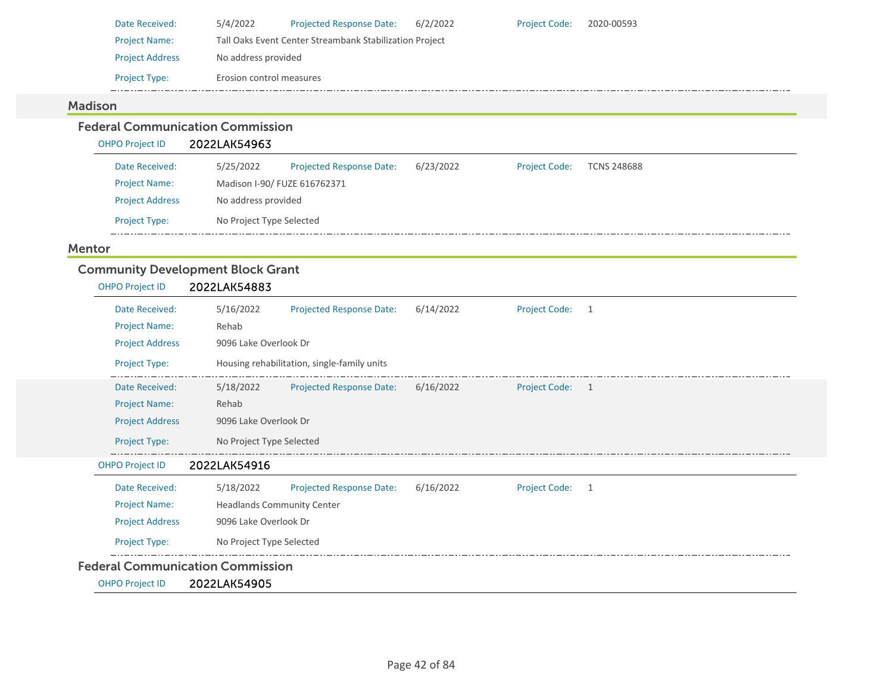| | | | | | |
|---|---|---|---|---|---|
| Date Received: | 5/4/2022 | Projected Response Date: | 6/2/2022 | Project Code: | 2020-00593 |
| Project Name: | Tall Oaks Event Center Streambank Stabilization Project | | | | |
| Project Address | No address provided | | | | |
| Project Type: | Erosion control measures | | | | |

## Madison

### Federal Communication Commission

**OHPO Project ID** 2022LAK54963

| | | | | | |
|---|---|---|---|---|---|
| Date Received: | 5/25/2022 | Projected Response Date: | 6/23/2022 | Project Code: | TCNS 248688 |
| Project Name: | Madison I-90/ FUZE 616762371 | | | | |
| Project Address | No address provided | | | | |
| Project Type: | No Project Type Selected | | | | |

## Mentor

### Community Development Block Grant

**OHPO Project ID** 2022LAK54883

| | | | | | |
|---|---|---|---|---|---|
| Date Received: | 5/16/2022 | Projected Response Date: | 6/14/2022 | Project Code: | 1 |
| Project Name: | Rehab | | | | |
| Project Address | 9096 Lake Overlook Dr | | | | |
| Project Type: | Housing rehabilitation, single-family units | | | | |

| | | | | | |
|---|---|---|---|---|---|
| Date Received: | 5/18/2022 | Projected Response Date: | 6/16/2022 | Project Code: | 1 |
| Project Name: | Rehab | | | | |
| Project Address | 9096 Lake Overlook Dr | | | | |
| Project Type: | No Project Type Selected | | | | |

**OHPO Project ID** 2022LAK54916

| | | | | | |
|---|---|---|---|---|---|
| Date Received: | 5/18/2022 | Projected Response Date: | 6/16/2022 | Project Code: | 1 |
| Project Name: | Headlands Community Center | | | | |
| Project Address | 9096 Lake Overlook Dr | | | | |
| Project Type: | No Project Type Selected | | | | |

### Federal Communication Commission

**OHPO Project ID** 2022LAK54905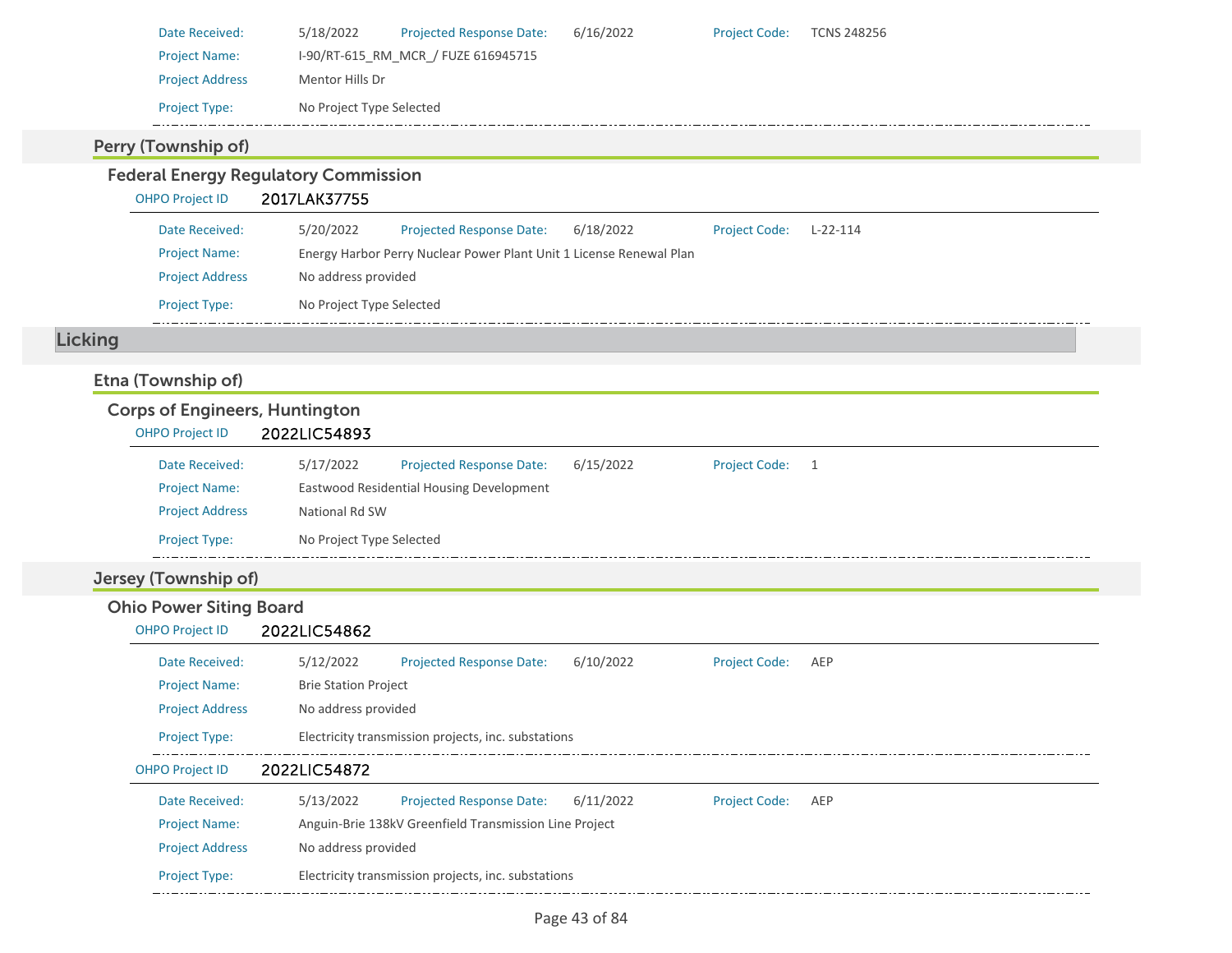Date Received: 5/18/2022 Projected Response Date: 6/16/2022 Project Code: TCNS 248256

Project Name: I-90/RT-615_RM_MCR_/ FUZE 616945715

Project Address: Mentor Hills Dr

Project Type: No Project Type Selected

### Perry (Township of)

#### Federal Energy Regulatory Commission

OHPO Project ID **2017LAK37755**

Date Received: 5/20/2022 Projected Response Date: 6/18/2022 Project Code: L-22-114

Project Name: Energy Harbor Perry Nuclear Power Plant Unit 1 License Renewal Plan

Project Address: No address provided

Project Type: No Project Type Selected

## Licking

### Etna (Township of)

#### Corps of Engineers, Huntington

OHPO Project ID **2022LIC54893**

Date Received: 5/17/2022 Projected Response Date: 6/15/2022 Project Code: 1

Project Name: Eastwood Residential Housing Development

Project Address: National Rd SW

Project Type: No Project Type Selected

### Jersey (Township of)

#### Ohio Power Siting Board

OHPO Project ID **2022LIC54862**

Date Received: 5/12/2022 Projected Response Date: 6/10/2022 Project Code: AEP

Project Name: Brie Station Project

Project Address: No address provided

Project Type: Electricity transmission projects, inc. substations

OHPO Project ID **2022LIC54872**

Date Received: 5/13/2022 Projected Response Date: 6/11/2022 Project Code: AEP

Project Name: Anguin-Brie 138kV Greenfield Transmission Line Project

Project Address: No address provided

Project Type: Electricity transmission projects, inc. substations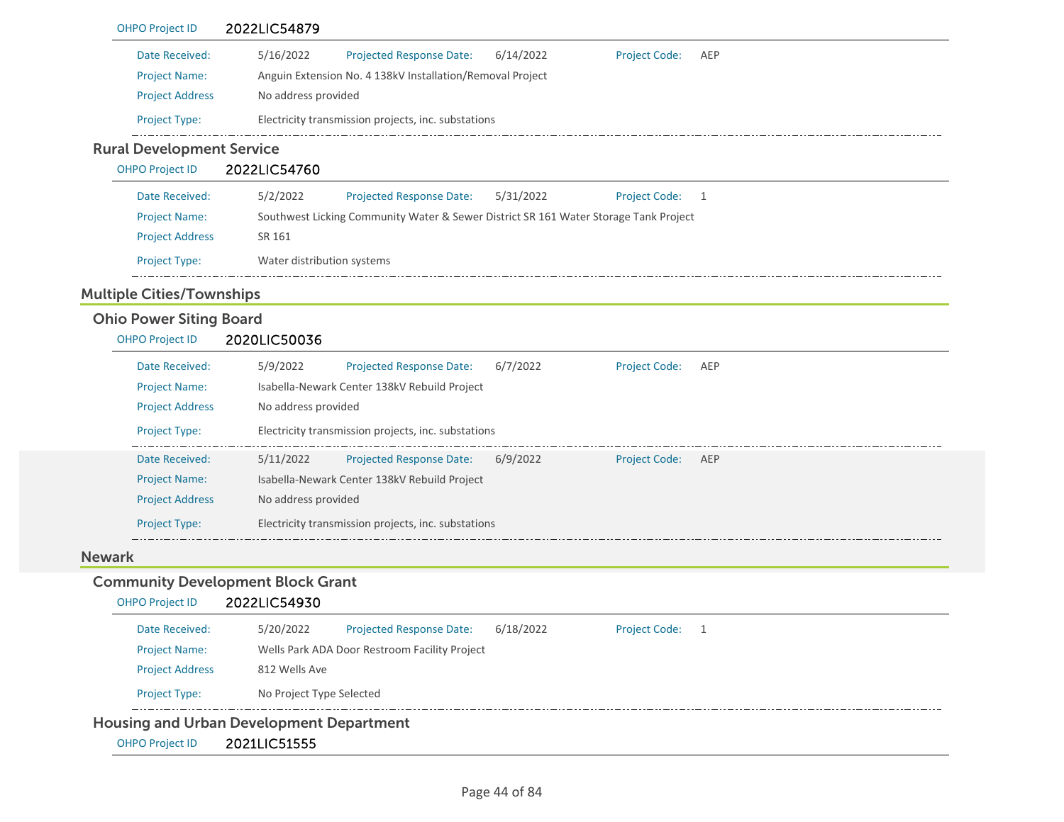OHPO Project ID **2022LIC54879**

Date Received: 5/16/2022 Projected Response Date: 6/14/2022 Project Code: AEP

Project Name: Anguin Extension No. 4 138kV Installation/Removal Project

Project Address No address provided

Project Type: Electricity transmission projects, inc. substations

### Rural Development Service

OHPO Project ID **2022LIC54760**

Date Received: 5/2/2022 Projected Response Date: 5/31/2022 Project Code: 1

Project Name: Southwest Licking Community Water & Sewer District SR 161 Water Storage Tank Project

Project Address SR 161

Project Type: Water distribution systems

## Multiple Cities/Townships

### Ohio Power Siting Board

OHPO Project ID **2020LIC50036**

Date Received: 5/9/2022 Projected Response Date: 6/7/2022 Project Code: AEP

Project Name: Isabella-Newark Center 138kV Rebuild Project

Project Address No address provided

Project Type: Electricity transmission projects, inc. substations

Date Received: 5/11/2022 Projected Response Date: 6/9/2022 Project Code: AEP

Project Name: Isabella-Newark Center 138kV Rebuild Project

Project Address No address provided

Project Type: Electricity transmission projects, inc. substations

## Newark

### Community Development Block Grant

OHPO Project ID **2022LIC54930**

Date Received: 5/20/2022 Projected Response Date: 6/18/2022 Project Code: 1

Project Name: Wells Park ADA Door Restroom Facility Project

Project Address 812 Wells Ave

Project Type: No Project Type Selected

### Housing and Urban Development Department

OHPO Project ID **2021LIC51555**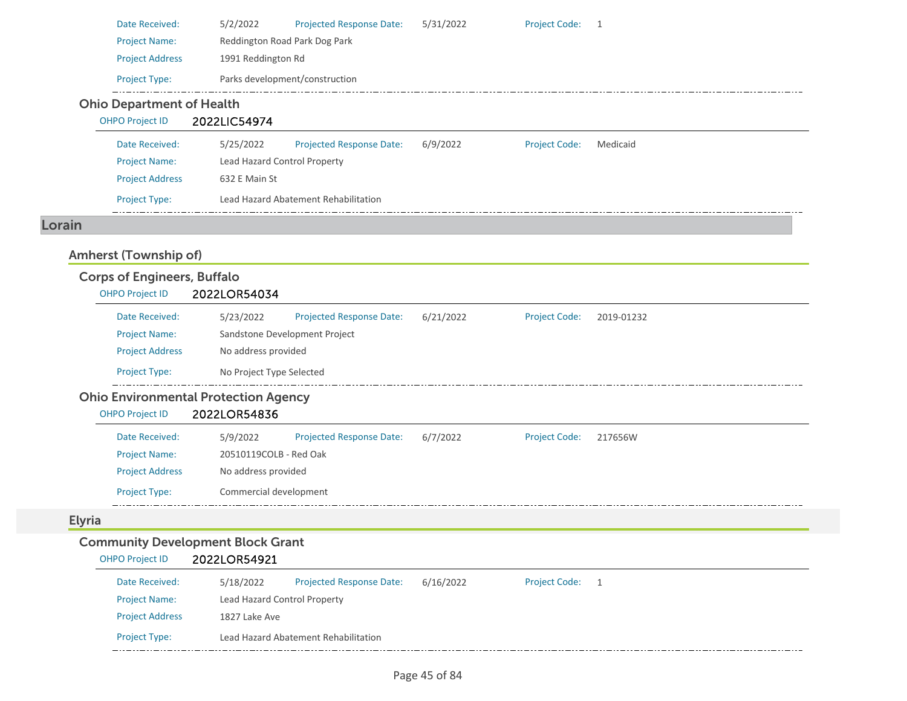| | | | | | |
|---|---|---|---|---|---|
| Date Received: | 5/2/2022 | Projected Response Date: | 5/31/2022 | Project Code: | 1 |
| Project Name: | Reddington Road Park Dog Park | | | | |
| Project Address | 1991 Reddington Rd | | | | |
| Project Type: | Parks development/construction | | | | |

### Ohio Department of Health

OHPO Project ID **2022LIC54974**

| | | | | | |
|---|---|---|---|---|---|
| Date Received: | 5/25/2022 | Projected Response Date: | 6/9/2022 | Project Code: | Medicaid |
| Project Name: | Lead Hazard Control Property | | | | |
| Project Address | 632 E Main St | | | | |
| Project Type: | Lead Hazard Abatement Rehabilitation | | | | |

# Lorain

## Amherst (Township of)

### Corps of Engineers, Buffalo

OHPO Project ID **2022LOR54034**

| | | | | | |
|---|---|---|---|---|---|
| Date Received: | 5/23/2022 | Projected Response Date: | 6/21/2022 | Project Code: | 2019-01232 |
| Project Name: | Sandstone Development Project | | | | |
| Project Address | No address provided | | | | |
| Project Type: | No Project Type Selected | | | | |

### Ohio Environmental Protection Agency

OHPO Project ID **2022LOR54836**

| | | | | | |
|---|---|---|---|---|---|
| Date Received: | 5/9/2022 | Projected Response Date: | 6/7/2022 | Project Code: | 217656W |
| Project Name: | 20510119COLB - Red Oak | | | | |
| Project Address | No address provided | | | | |
| Project Type: | Commercial development | | | | |

## Elyria

### Community Development Block Grant

OHPO Project ID **2022LOR54921**

| | | | | | |
|---|---|---|---|---|---|
| Date Received: | 5/18/2022 | Projected Response Date: | 6/16/2022 | Project Code: | 1 |
| Project Name: | Lead Hazard Control Property | | | | |
| Project Address | 1827 Lake Ave | | | | |
| Project Type: | Lead Hazard Abatement Rehabilitation | | | | |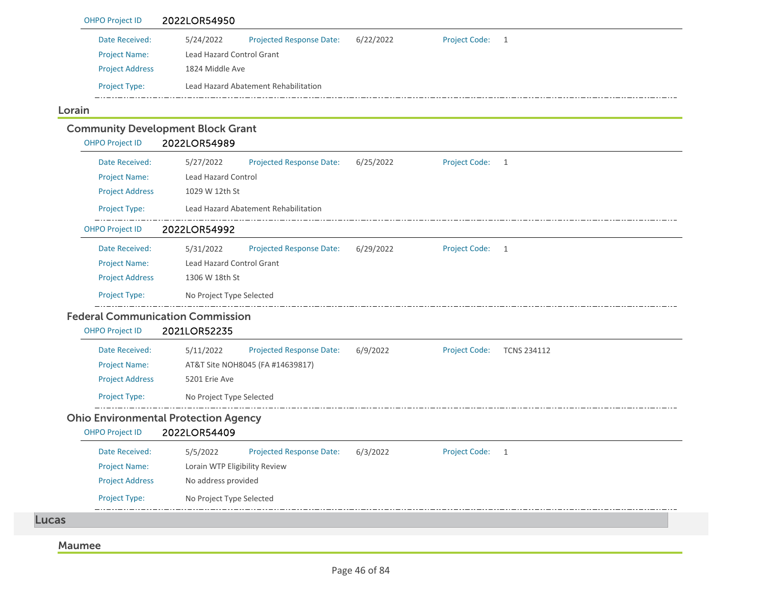OHPO Project ID **2022LOR54950**

Date Received: 5/24/2022 Projected Response Date: 6/22/2022 Project Code: 1
Project Name: Lead Hazard Control Grant
Project Address 1824 Middle Ave
Project Type: Lead Hazard Abatement Rehabilitation

## Lorain

### Community Development Block Grant

OHPO Project ID **2022LOR54989**

Date Received: 5/27/2022 Projected Response Date: 6/25/2022 Project Code: 1
Project Name: Lead Hazard Control
Project Address 1029 W 12th St
Project Type: Lead Hazard Abatement Rehabilitation

OHPO Project ID **2022LOR54992**

Date Received: 5/31/2022 Projected Response Date: 6/29/2022 Project Code: 1
Project Name: Lead Hazard Control Grant
Project Address 1306 W 18th St
Project Type: No Project Type Selected

### Federal Communication Commission

OHPO Project ID **2021LOR52235**

Date Received: 5/11/2022 Projected Response Date: 6/9/2022 Project Code: TCNS 234112
Project Name: AT&T Site NOH8045 (FA #14639817)
Project Address 5201 Erie Ave
Project Type: No Project Type Selected

### Ohio Environmental Protection Agency

OHPO Project ID **2022LOR54409**

Date Received: 5/5/2022 Projected Response Date: 6/3/2022 Project Code: 1
Project Name: Lorain WTP Eligibility Review
Project Address No address provided
Project Type: No Project Type Selected

# Lucas

## Maumee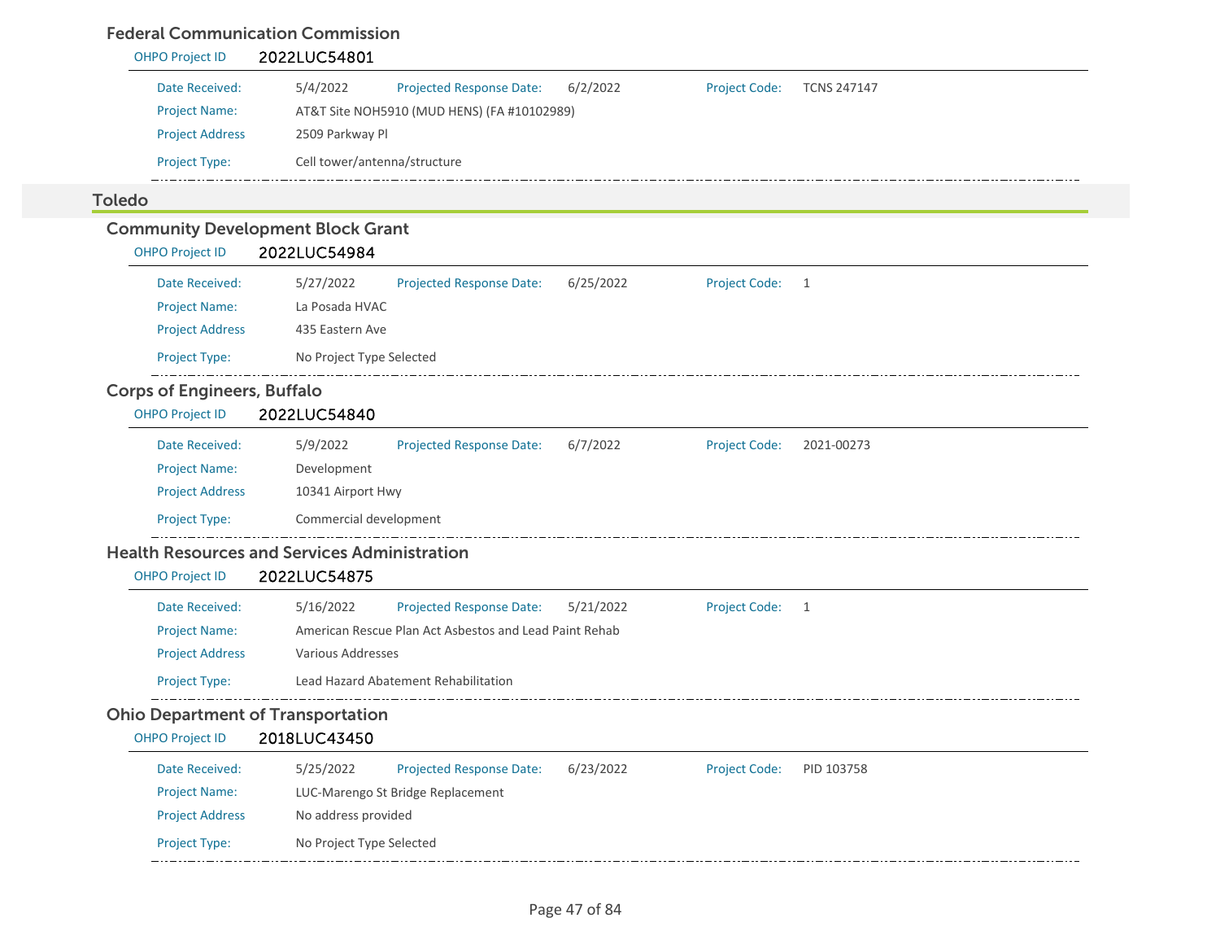### Federal Communication Commission

**OHPO Project ID** 2022LUC54801

Date Received: 5/4/2022 | Projected Response Date: 6/2/2022 | Project Code: TCNS 247147

Project Name: AT&T Site NOH5910 (MUD HENS) (FA #10102989)

Project Address 2509 Parkway Pl

Project Type: Cell tower/antenna/structure

---

## Toledo

### Community Development Block Grant

**OHPO Project ID** 2022LUC54984

Date Received: 5/27/2022 | Projected Response Date: 6/25/2022 | Project Code: 1

Project Name: La Posada HVAC

Project Address 435 Eastern Ave

Project Type: No Project Type Selected

---

### Corps of Engineers, Buffalo

**OHPO Project ID** 2022LUC54840

Date Received: 5/9/2022 | Projected Response Date: 6/7/2022 | Project Code: 2021-00273

Project Name: Development

Project Address 10341 Airport Hwy

Project Type: Commercial development

---

### Health Resources and Services Administration

**OHPO Project ID** 2022LUC54875

Date Received: 5/16/2022 | Projected Response Date: 5/21/2022 | Project Code: 1

Project Name: American Rescue Plan Act Asbestos and Lead Paint Rehab

Project Address Various Addresses

Project Type: Lead Hazard Abatement Rehabilitation

---

### Ohio Department of Transportation

**OHPO Project ID** 2018LUC43450

Date Received: 5/25/2022 | Projected Response Date: 6/23/2022 | Project Code: PID 103758

Project Name: LUC-Marengo St Bridge Replacement

Project Address No address provided

Project Type: No Project Type Selected

---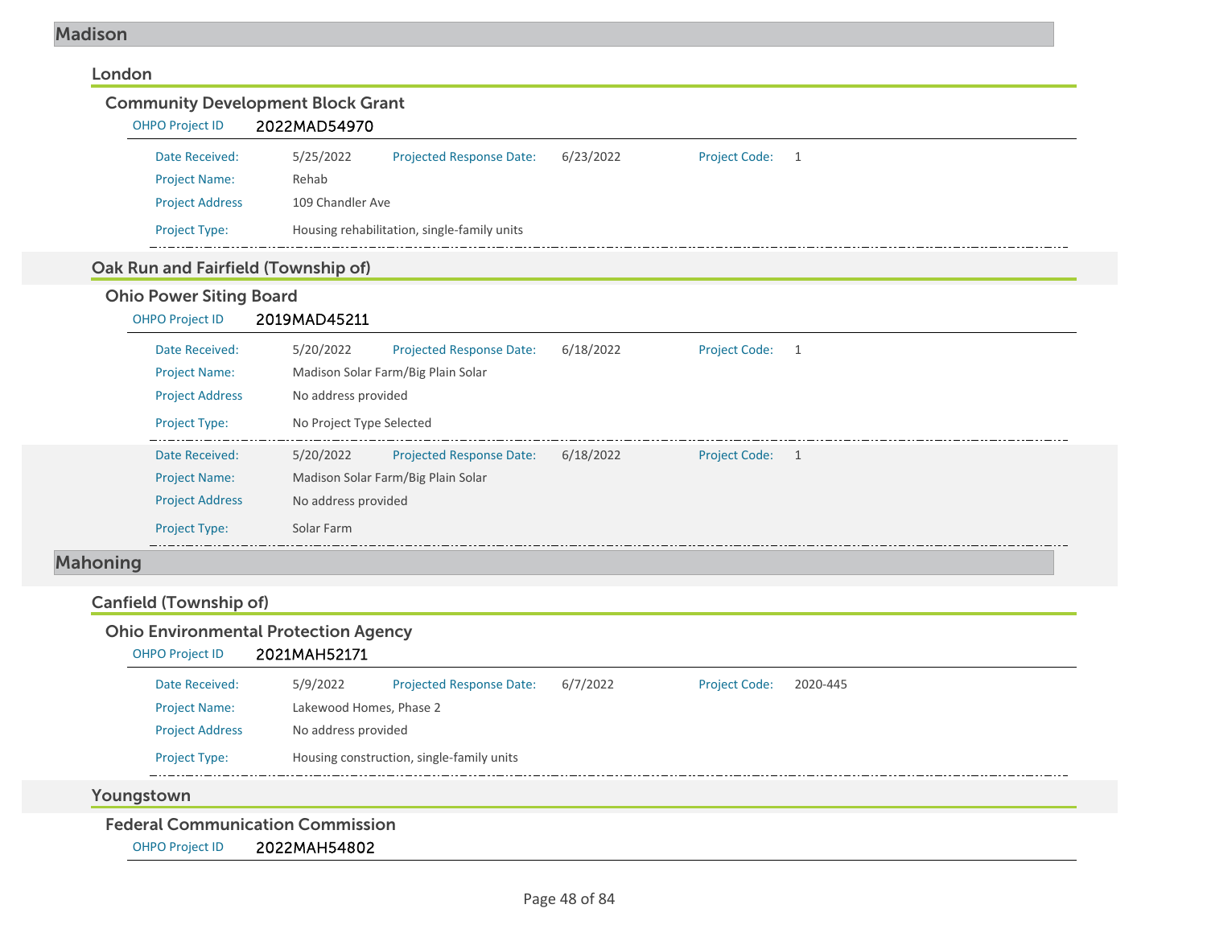# Madison

## London

### Community Development Block Grant

OHPO Project ID **2022MAD54970**

Date Received: 5/25/2022 Projected Response Date: 6/23/2022 Project Code: 1

Project Name: Rehab

Project Address 109 Chandler Ave

Project Type: Housing rehabilitation, single-family units

---

## Oak Run and Fairfield (Township of)

### Ohio Power Siting Board

OHPO Project ID **2019MAD45211**

Date Received: 5/20/2022 Projected Response Date: 6/18/2022 Project Code: 1

Project Name: Madison Solar Farm/Big Plain Solar

Project Address No address provided

Project Type: No Project Type Selected

---

Date Received: 5/20/2022 Projected Response Date: 6/18/2022 Project Code: 1

Project Name: Madison Solar Farm/Big Plain Solar

Project Address No address provided

Project Type: Solar Farm

---

# Mahoning

## Canfield (Township of)

### Ohio Environmental Protection Agency

OHPO Project ID **2021MAH52171**

Date Received: 5/9/2022 Projected Response Date: 6/7/2022 Project Code: 2020-445

Project Name: Lakewood Homes, Phase 2

Project Address No address provided

Project Type: Housing construction, single-family units

---

## Youngstown

### Federal Communication Commission

OHPO Project ID **2022MAH54802**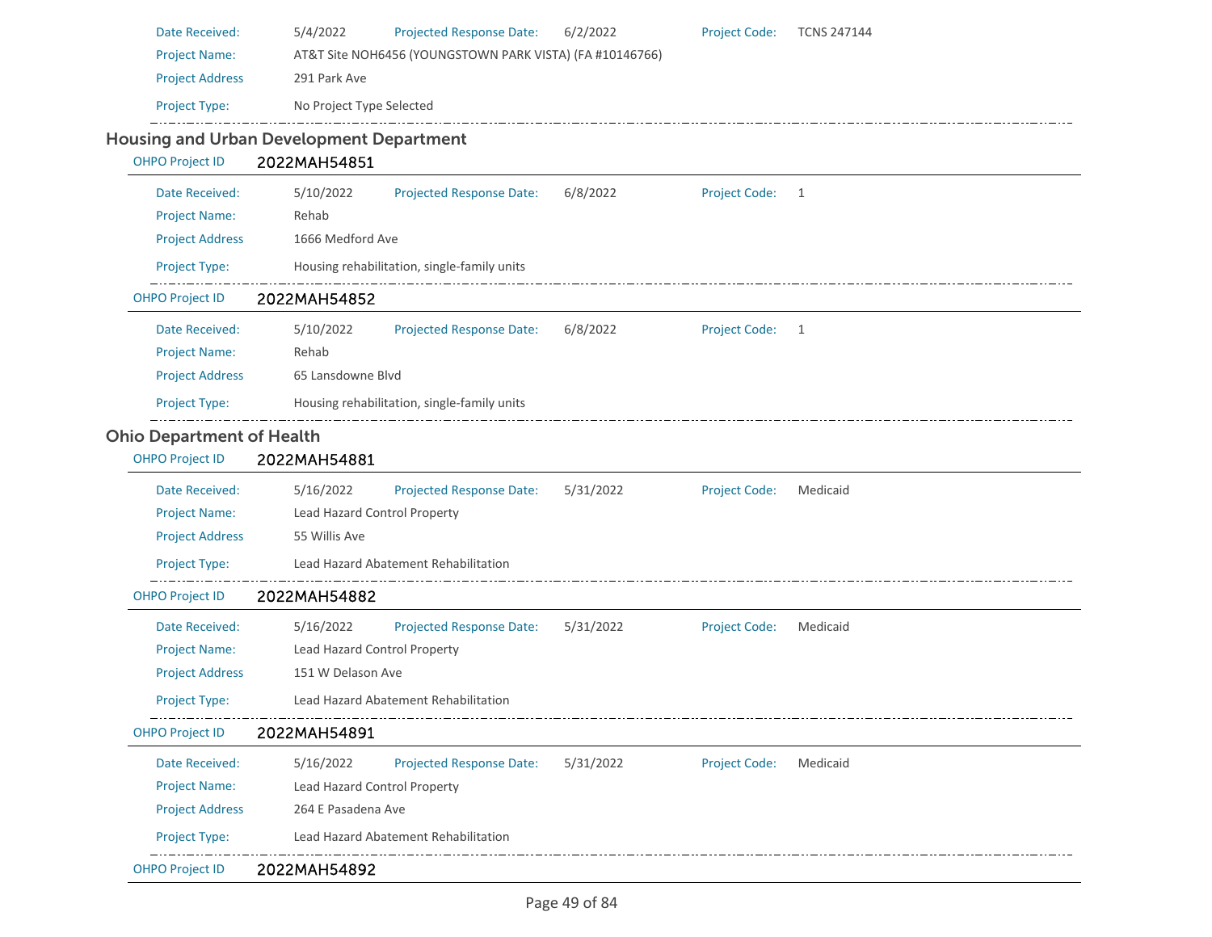| | | | | | |
|---|---|---|---|---|---|
| Date Received: | 5/4/2022 | Projected Response Date: | 6/2/2022 | Project Code: | TCNS 247144 |
| Project Name: | AT&T Site NOH6456 (YOUNGSTOWN PARK VISTA) (FA #10146766) | | | | |
| Project Address | 291 Park Ave | | | | |
| Project Type: | No Project Type Selected | | | | |

## Housing and Urban Development Department

**OHPO Project ID** 2022MAH54851

| | | | | | |
|---|---|---|---|---|---|
| Date Received: | 5/10/2022 | Projected Response Date: | 6/8/2022 | Project Code: | 1 |
| Project Name: | Rehab | | | | |
| Project Address | 1666 Medford Ave | | | | |
| Project Type: | Housing rehabilitation, single-family units | | | | |

**OHPO Project ID** 2022MAH54852

| | | | | | |
|---|---|---|---|---|---|
| Date Received: | 5/10/2022 | Projected Response Date: | 6/8/2022 | Project Code: | 1 |
| Project Name: | Rehab | | | | |
| Project Address | 65 Lansdowne Blvd | | | | |
| Project Type: | Housing rehabilitation, single-family units | | | | |

## Ohio Department of Health

**OHPO Project ID** 2022MAH54881

| | | | | | |
|---|---|---|---|---|---|
| Date Received: | 5/16/2022 | Projected Response Date: | 5/31/2022 | Project Code: | Medicaid |
| Project Name: | Lead Hazard Control Property | | | | |
| Project Address | 55 Willis Ave | | | | |
| Project Type: | Lead Hazard Abatement Rehabilitation | | | | |

**OHPO Project ID** 2022MAH54882

| | | | | | |
|---|---|---|---|---|---|
| Date Received: | 5/16/2022 | Projected Response Date: | 5/31/2022 | Project Code: | Medicaid |
| Project Name: | Lead Hazard Control Property | | | | |
| Project Address | 151 W Delason Ave | | | | |
| Project Type: | Lead Hazard Abatement Rehabilitation | | | | |

**OHPO Project ID** 2022MAH54891

| | | | | | |
|---|---|---|---|---|---|
| Date Received: | 5/16/2022 | Projected Response Date: | 5/31/2022 | Project Code: | Medicaid |
| Project Name: | Lead Hazard Control Property | | | | |
| Project Address | 264 E Pasadena Ave | | | | |
| Project Type: | Lead Hazard Abatement Rehabilitation | | | | |

**OHPO Project ID** 2022MAH54892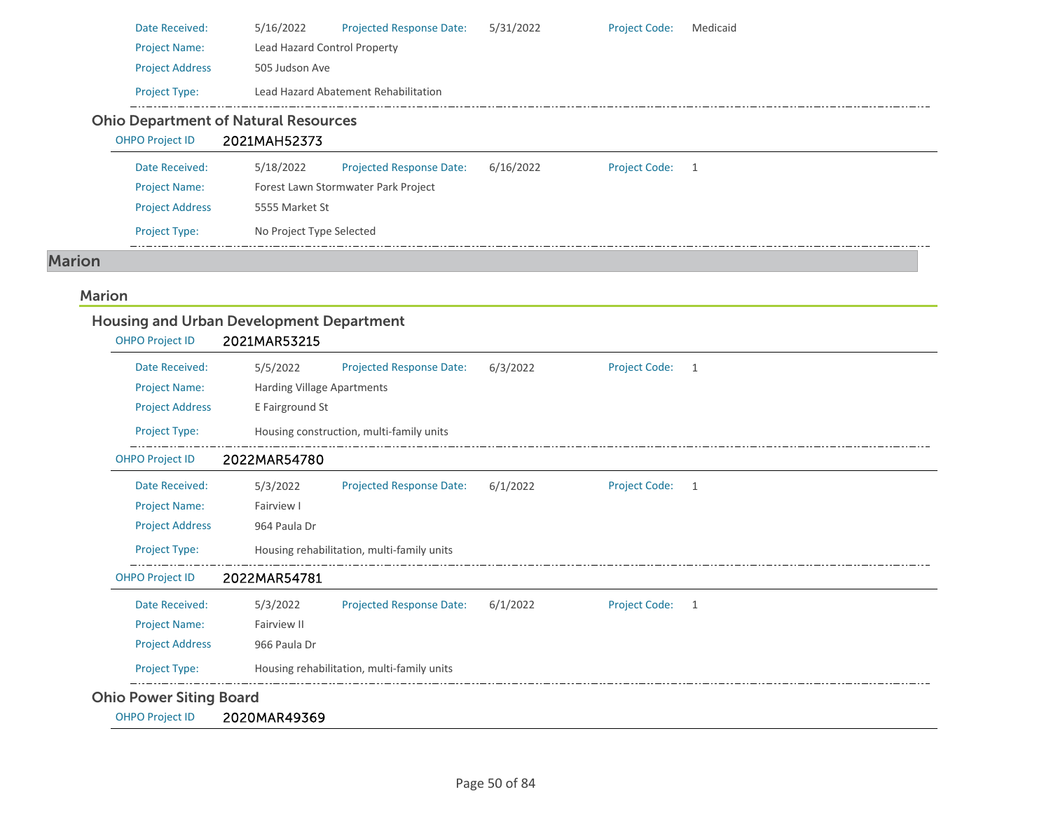| | | | | | |
|---|---|---|---|---|---|
| Date Received: | 5/16/2022 | Projected Response Date: | 5/31/2022 | Project Code: | Medicaid |
| Project Name: | Lead Hazard Control Property | | | | |
| Project Address | 505 Judson Ave | | | | |
| Project Type: | Lead Hazard Abatement Rehabilitation | | | | |

### Ohio Department of Natural Resources

**OHPO Project ID** 2021MAH52373

| | | | | | |
|---|---|---|---|---|---|
| Date Received: | 5/18/2022 | Projected Response Date: | 6/16/2022 | Project Code: | 1 |
| Project Name: | Forest Lawn Stormwater Park Project | | | | |
| Project Address | 5555 Market St | | | | |
| Project Type: | No Project Type Selected | | | | |

# Marion

## Marion

### Housing and Urban Development Department

**OHPO Project ID** 2021MAR53215

| | | | | | |
|---|---|---|---|---|---|
| Date Received: | 5/5/2022 | Projected Response Date: | 6/3/2022 | Project Code: | 1 |
| Project Name: | Harding Village Apartments | | | | |
| Project Address | E Fairground St | | | | |
| Project Type: | Housing construction, multi-family units | | | | |

**OHPO Project ID** 2022MAR54780

| | | | | | |
|---|---|---|---|---|---|
| Date Received: | 5/3/2022 | Projected Response Date: | 6/1/2022 | Project Code: | 1 |
| Project Name: | Fairview I | | | | |
| Project Address | 964 Paula Dr | | | | |
| Project Type: | Housing rehabilitation, multi-family units | | | | |

**OHPO Project ID** 2022MAR54781

| | | | | | |
|---|---|---|---|---|---|
| Date Received: | 5/3/2022 | Projected Response Date: | 6/1/2022 | Project Code: | 1 |
| Project Name: | Fairview II | | | | |
| Project Address | 966 Paula Dr | | | | |
| Project Type: | Housing rehabilitation, multi-family units | | | | |

### Ohio Power Siting Board

**OHPO Project ID** 2020MAR49369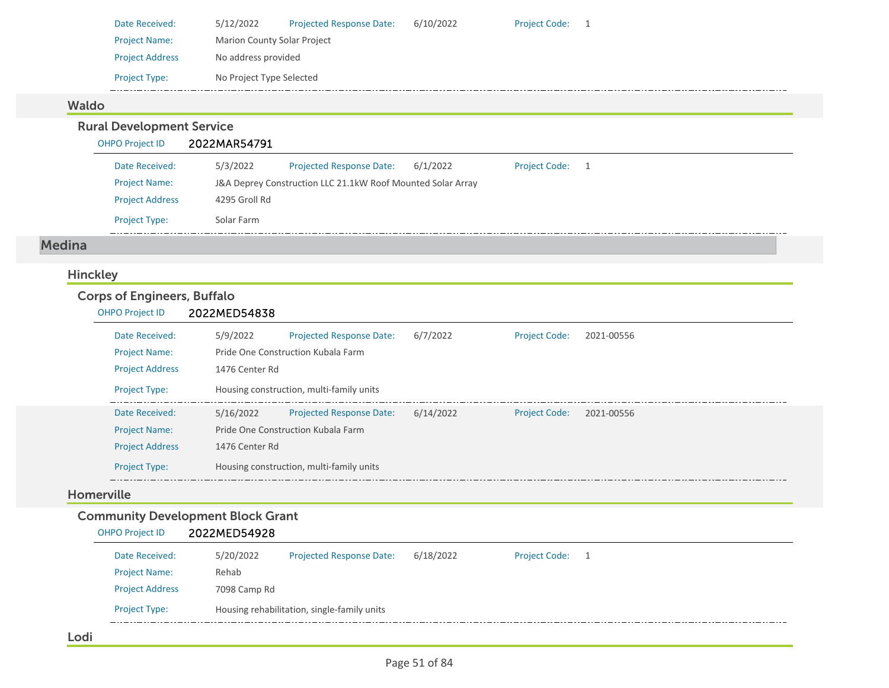| | | | | | |
|---|---|---|---|---|---|
| Date Received: | 5/12/2022 | Projected Response Date: | 6/10/2022 | Project Code: | 1 |
| Project Name: | Marion County Solar Project | | | | |
| Project Address | No address provided | | | | |
| Project Type: | No Project Type Selected | | | | |

### Waldo

#### Rural Development Service

OHPO Project ID **2022MAR54791**

| | | | | | |
|---|---|---|---|---|---|
| Date Received: | 5/3/2022 | Projected Response Date: | 6/1/2022 | Project Code: | 1 |
| Project Name: | J&A Deprey Construction LLC 21.1kW Roof Mounted Solar Array | | | | |
| Project Address | 4295 Groll Rd | | | | |
| Project Type: | Solar Farm | | | | |

## Medina

### Hinckley

#### Corps of Engineers, Buffalo

OHPO Project ID **2022MED54838**

| | | | | | |
|---|---|---|---|---|---|
| Date Received: | 5/9/2022 | Projected Response Date: | 6/7/2022 | Project Code: | 2021-00556 |
| Project Name: | Pride One Construction Kubala Farm | | | | |
| Project Address | 1476 Center Rd | | | | |
| Project Type: | Housing construction, multi-family units | | | | |

| | | | | | |
|---|---|---|---|---|---|
| Date Received: | 5/16/2022 | Projected Response Date: | 6/14/2022 | Project Code: | 2021-00556 |
| Project Name: | Pride One Construction Kubala Farm | | | | |
| Project Address | 1476 Center Rd | | | | |
| Project Type: | Housing construction, multi-family units | | | | |

### Homerville

#### Community Development Block Grant

OHPO Project ID **2022MED54928**

| | | | | | |
|---|---|---|---|---|---|
| Date Received: | 5/20/2022 | Projected Response Date: | 6/18/2022 | Project Code: | 1 |
| Project Name: | Rehab | | | | |
| Project Address | 7098 Camp Rd | | | | |
| Project Type: | Housing rehabilitation, single-family units | | | | |

### Lodi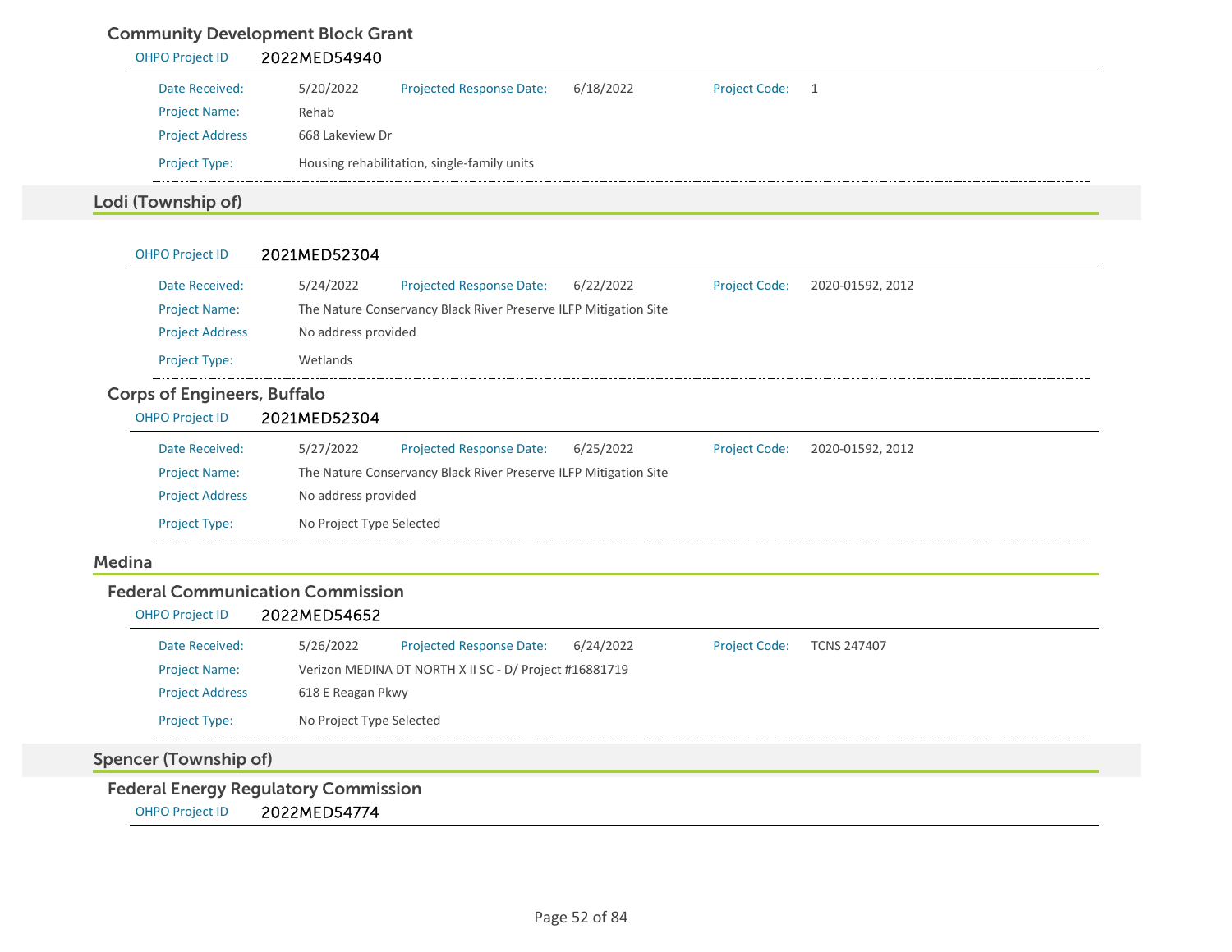### Community Development Block Grant

OHPO Project ID 2022MED54940

| | | | | | |
|---|---|---|---|---|---|
| Date Received: | 5/20/2022 | Projected Response Date: | 6/18/2022 | Project Code: | 1 |
| Project Name: | Rehab | | | | |
| Project Address | 668 Lakeview Dr | | | | |
| Project Type: | Housing rehabilitation, single-family units | | | | |

## Lodi (Township of)

OHPO Project ID 2021MED52304

| | | | | | |
|---|---|---|---|---|---|
| Date Received: | 5/24/2022 | Projected Response Date: | 6/22/2022 | Project Code: | 2020-01592, 2012 |
| Project Name: | The Nature Conservancy Black River Preserve ILFP Mitigation Site | | | | |
| Project Address | No address provided | | | | |
| Project Type: | Wetlands | | | | |

### Corps of Engineers, Buffalo

OHPO Project ID 2021MED52304

| | | | | | |
|---|---|---|---|---|---|
| Date Received: | 5/27/2022 | Projected Response Date: | 6/25/2022 | Project Code: | 2020-01592, 2012 |
| Project Name: | The Nature Conservancy Black River Preserve ILFP Mitigation Site | | | | |
| Project Address | No address provided | | | | |
| Project Type: | No Project Type Selected | | | | |

## Medina

### Federal Communication Commission

OHPO Project ID 2022MED54652

| | | | | | |
|---|---|---|---|---|---|
| Date Received: | 5/26/2022 | Projected Response Date: | 6/24/2022 | Project Code: | TCNS 247407 |
| Project Name: | Verizon MEDINA DT NORTH X II SC - D/ Project #16881719 | | | | |
| Project Address | 618 E Reagan Pkwy | | | | |
| Project Type: | No Project Type Selected | | | | |

## Spencer (Township of)

### Federal Energy Regulatory Commission

OHPO Project ID 2022MED54774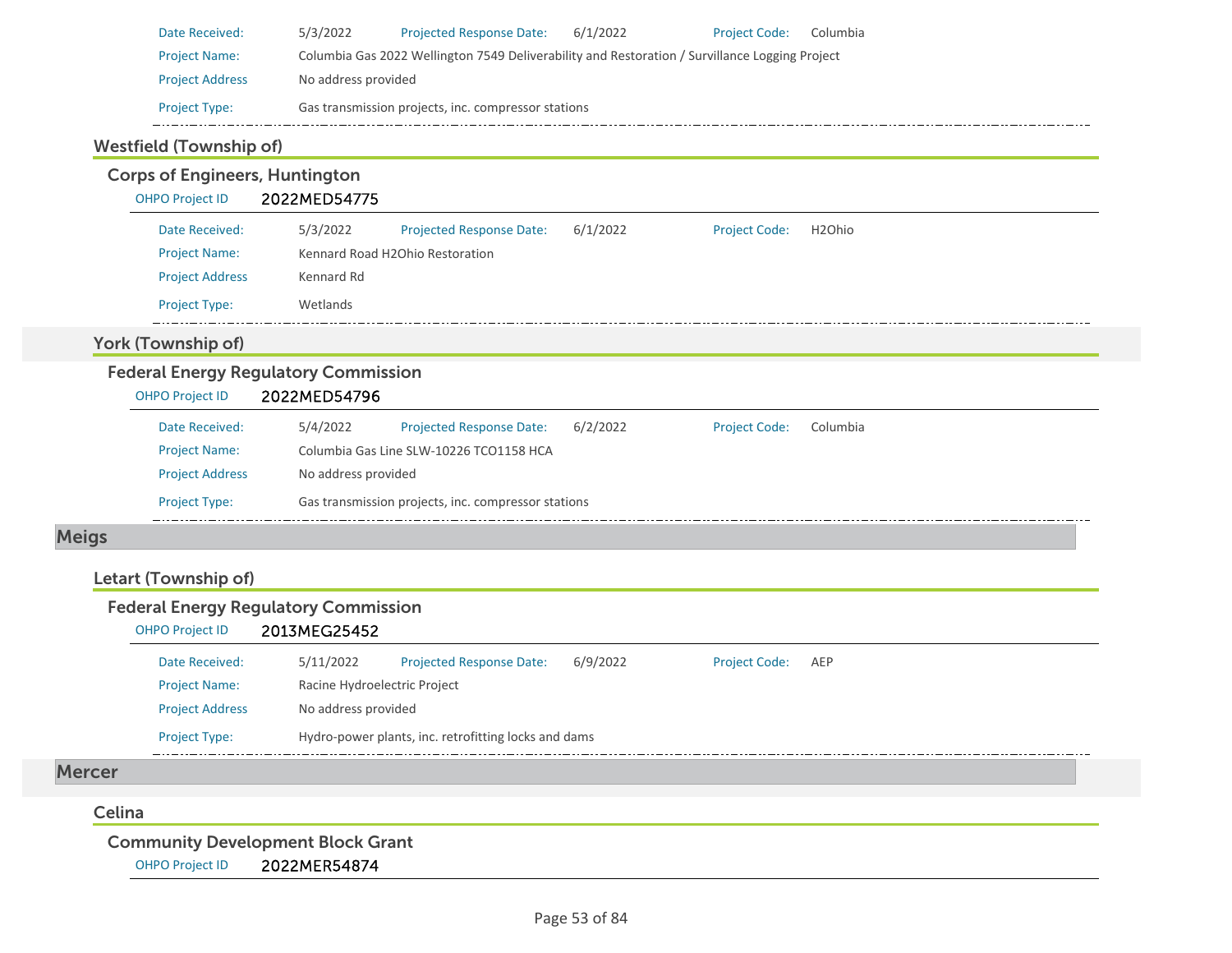| | | | | | |
|---|---|---|---|---|---|
| Date Received: | 5/3/2022 | Projected Response Date: | 6/1/2022 | Project Code: | Columbia |
| Project Name: | Columbia Gas 2022 Wellington 7549 Deliverability and Restoration / Survillance Logging Project | | | | |
| Project Address | No address provided | | | | |
| Project Type: | Gas transmission projects, inc. compressor stations | | | | |

### Westfield (Township of)

#### Corps of Engineers, Huntington

OHPO Project ID 2022MED54775

| | | | | | |
|---|---|---|---|---|---|
| Date Received: | 5/3/2022 | Projected Response Date: | 6/1/2022 | Project Code: | H2Ohio |
| Project Name: | Kennard Road H2Ohio Restoration | | | | |
| Project Address | Kennard Rd | | | | |
| Project Type: | Wetlands | | | | |

### York (Township of)

#### Federal Energy Regulatory Commission

OHPO Project ID 2022MED54796

| | | | | | |
|---|---|---|---|---|---|
| Date Received: | 5/4/2022 | Projected Response Date: | 6/2/2022 | Project Code: | Columbia |
| Project Name: | Columbia Gas Line SLW-10226 TCO1158 HCA | | | | |
| Project Address | No address provided | | | | |
| Project Type: | Gas transmission projects, inc. compressor stations | | | | |

## Meigs

### Letart (Township of)

#### Federal Energy Regulatory Commission

OHPO Project ID 2013MEG25452

| | | | | | |
|---|---|---|---|---|---|
| Date Received: | 5/11/2022 | Projected Response Date: | 6/9/2022 | Project Code: | AEP |
| Project Name: | Racine Hydroelectric Project | | | | |
| Project Address | No address provided | | | | |
| Project Type: | Hydro-power plants, inc. retrofitting locks and dams | | | | |

## Mercer

### Celina

#### Community Development Block Grant

OHPO Project ID 2022MER54874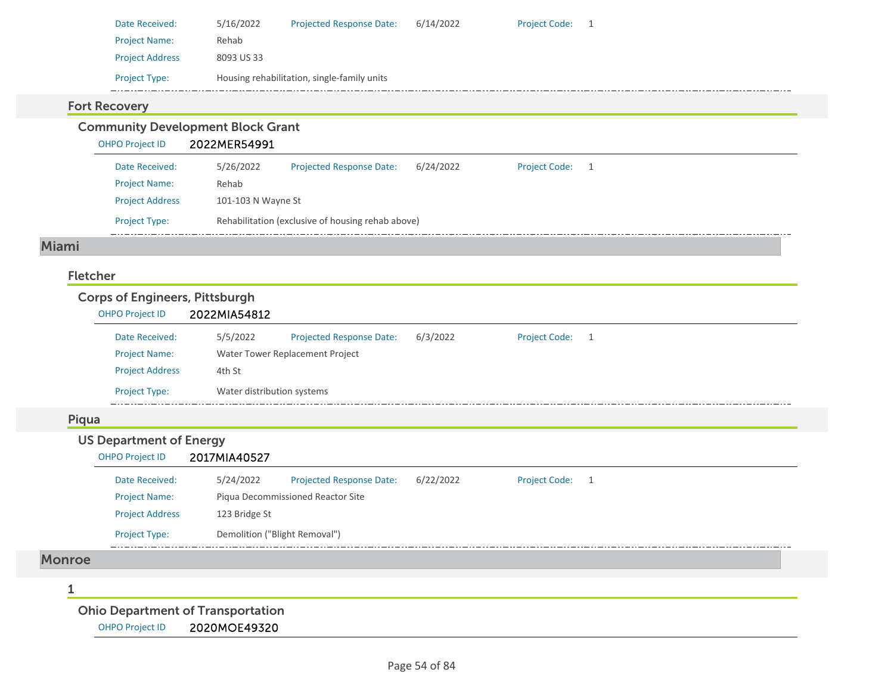| | | | | | |
|---|---|---|---|---|---|
| Date Received: | 5/16/2022 | Projected Response Date: | 6/14/2022 | Project Code: | 1 |
| Project Name: | Rehab | | | | |
| Project Address | 8093 US 33 | | | | |
| Project Type: | Housing rehabilitation, single-family units | | | | |

### Fort Recovery

#### Community Development Block Grant

OHPO Project ID 2022MER54991

| | | | | | |
|---|---|---|---|---|---|
| Date Received: | 5/26/2022 | Projected Response Date: | 6/24/2022 | Project Code: | 1 |
| Project Name: | Rehab | | | | |
| Project Address | 101-103 N Wayne St | | | | |
| Project Type: | Rehabilitation (exclusive of housing rehab above) | | | | |

## Miami

### Fletcher

#### Corps of Engineers, Pittsburgh

OHPO Project ID 2022MIA54812

| | | | | | |
|---|---|---|---|---|---|
| Date Received: | 5/5/2022 | Projected Response Date: | 6/3/2022 | Project Code: | 1 |
| Project Name: | Water Tower Replacement Project | | | | |
| Project Address | 4th St | | | | |
| Project Type: | Water distribution systems | | | | |

### Piqua

#### US Department of Energy

OHPO Project ID 2017MIA40527

| | | | | | |
|---|---|---|---|---|---|
| Date Received: | 5/24/2022 | Projected Response Date: | 6/22/2022 | Project Code: | 1 |
| Project Name: | Piqua Decommissioned Reactor Site | | | | |
| Project Address | 123 Bridge St | | | | |
| Project Type: | Demolition ("Blight Removal") | | | | |

## Monroe

### 1

#### Ohio Department of Transportation

OHPO Project ID 2020MOE49320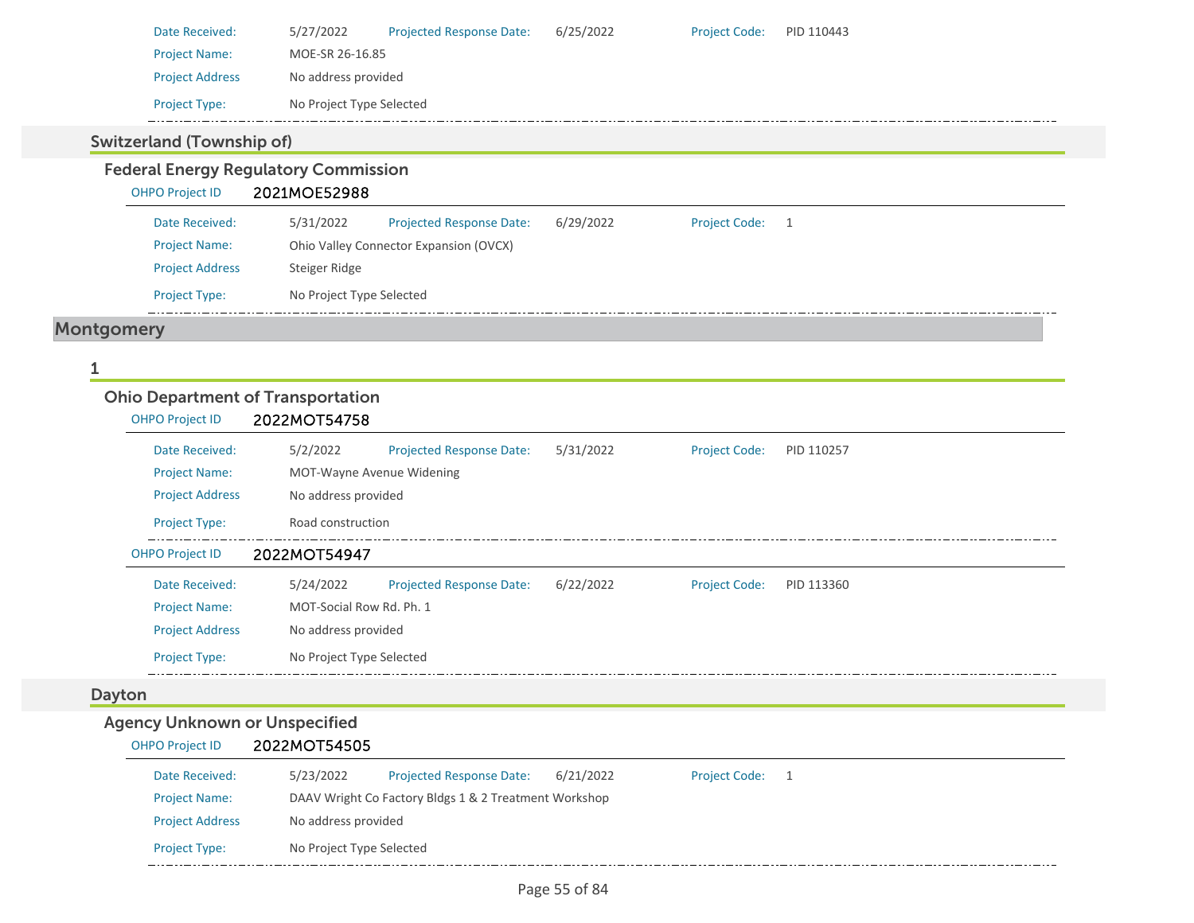| | | | | | |
|---|---|---|---|---|---|
| Date Received: | 5/27/2022 | Projected Response Date: | 6/25/2022 | Project Code: | PID 110443 |
| Project Name: | MOE-SR 26-16.85 | | | | |
| Project Address | No address provided | | | | |
| Project Type: | No Project Type Selected | | | | |

### Switzerland (Township of)

#### Federal Energy Regulatory Commission

OHPO Project ID **2021MOE52988**

| | | | | | |
|---|---|---|---|---|---|
| Date Received: | 5/31/2022 | Projected Response Date: | 6/29/2022 | Project Code: | 1 |
| Project Name: | Ohio Valley Connector Expansion (OVCX) | | | | |
| Project Address | Steiger Ridge | | | | |
| Project Type: | No Project Type Selected | | | | |

## Montgomery

### 1

#### Ohio Department of Transportation

OHPO Project ID **2022MOT54758**

| | | | | | |
|---|---|---|---|---|---|
| Date Received: | 5/2/2022 | Projected Response Date: | 5/31/2022 | Project Code: | PID 110257 |
| Project Name: | MOT-Wayne Avenue Widening | | | | |
| Project Address | No address provided | | | | |
| Project Type: | Road construction | | | | |

OHPO Project ID **2022MOT54947**

| | | | | | |
|---|---|---|---|---|---|
| Date Received: | 5/24/2022 | Projected Response Date: | 6/22/2022 | Project Code: | PID 113360 |
| Project Name: | MOT-Social Row Rd. Ph. 1 | | | | |
| Project Address | No address provided | | | | |
| Project Type: | No Project Type Selected | | | | |

### Dayton

#### Agency Unknown or Unspecified

OHPO Project ID **2022MOT54505**

| | | | | | |
|---|---|---|---|---|---|
| Date Received: | 5/23/2022 | Projected Response Date: | 6/21/2022 | Project Code: | 1 |
| Project Name: | DAAV Wright Co Factory Bldgs 1 & 2 Treatment Workshop | | | | |
| Project Address | No address provided | | | | |
| Project Type: | No Project Type Selected | | | | |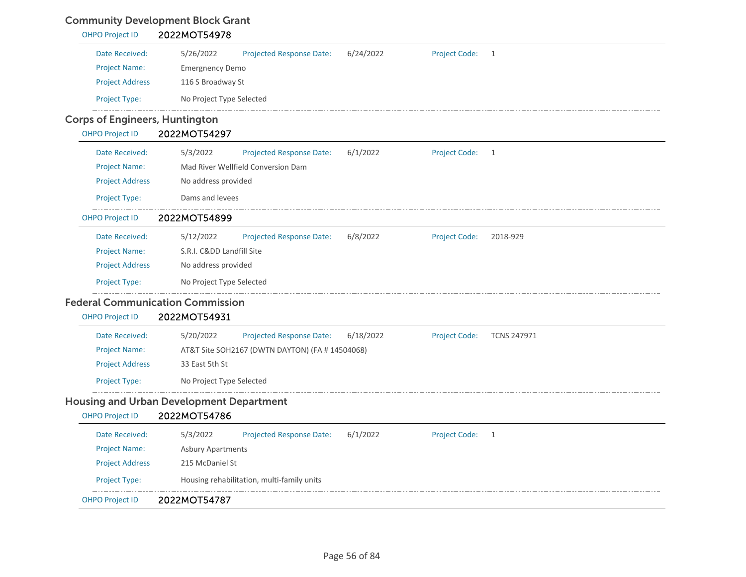## Community Development Block Grant

OHPO Project ID **2022MOT54978**

| | | | | | |
|---|---|---|---|---|---|
| Date Received: | 5/26/2022 | Projected Response Date: | 6/24/2022 | Project Code: | 1 |
| Project Name: | Emergnency Demo | | | | |
| Project Address | 116 S Broadway St | | | | |
| Project Type: | No Project Type Selected | | | | |

## Corps of Engineers, Huntington

OHPO Project ID **2022MOT54297**

| | | | | | |
|---|---|---|---|---|---|
| Date Received: | 5/3/2022 | Projected Response Date: | 6/1/2022 | Project Code: | 1 |
| Project Name: | Mad River Wellfield Conversion Dam | | | | |
| Project Address | No address provided | | | | |
| Project Type: | Dams and levees | | | | |

OHPO Project ID **2022MOT54899**

| | | | | | |
|---|---|---|---|---|---|
| Date Received: | 5/12/2022 | Projected Response Date: | 6/8/2022 | Project Code: | 2018-929 |
| Project Name: | S.R.I. C&DD Landfill Site | | | | |
| Project Address | No address provided | | | | |
| Project Type: | No Project Type Selected | | | | |

## Federal Communication Commission

OHPO Project ID **2022MOT54931**

| | | | | | |
|---|---|---|---|---|---|
| Date Received: | 5/20/2022 | Projected Response Date: | 6/18/2022 | Project Code: | TCNS 247971 |
| Project Name: | AT&T Site SOH2167 (DWTN DAYTON) (FA # 14504068) | | | | |
| Project Address | 33 East 5th St | | | | |
| Project Type: | No Project Type Selected | | | | |

## Housing and Urban Development Department

OHPO Project ID **2022MOT54786**

| | | | | | |
|---|---|---|---|---|---|
| Date Received: | 5/3/2022 | Projected Response Date: | 6/1/2022 | Project Code: | 1 |
| Project Name: | Asbury Apartments | | | | |
| Project Address | 215 McDaniel St | | | | |
| Project Type: | Housing rehabilitation, multi-family units | | | | |

OHPO Project ID **2022MOT54787**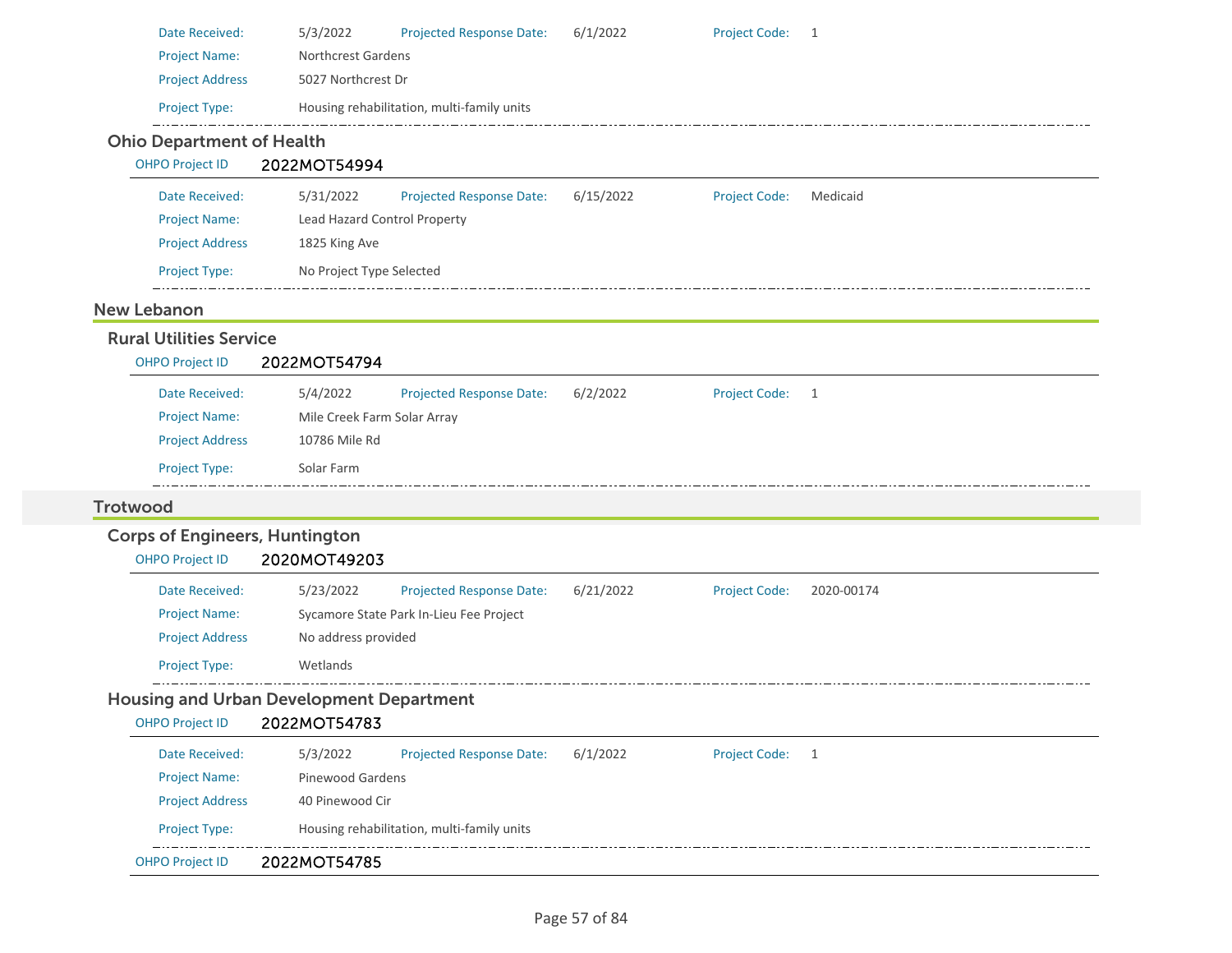| | | | | | |
|---|---|---|---|---|---|
| Date Received: | 5/3/2022 | Projected Response Date: | 6/1/2022 | Project Code: | 1 |
| Project Name: | Northcrest Gardens | | | | |
| Project Address | 5027 Northcrest Dr | | | | |
| Project Type: | Housing rehabilitation, multi-family units | | | | |

### Ohio Department of Health

OHPO Project ID **2022MOT54994**

| | | | | | |
|---|---|---|---|---|---|
| Date Received: | 5/31/2022 | Projected Response Date: | 6/15/2022 | Project Code: | Medicaid |
| Project Name: | Lead Hazard Control Property | | | | |
| Project Address | 1825 King Ave | | | | |
| Project Type: | No Project Type Selected | | | | |

## New Lebanon

### Rural Utilities Service

OHPO Project ID **2022MOT54794**

| | | | | | |
|---|---|---|---|---|---|
| Date Received: | 5/4/2022 | Projected Response Date: | 6/2/2022 | Project Code: | 1 |
| Project Name: | Mile Creek Farm Solar Array | | | | |
| Project Address | 10786 Mile Rd | | | | |
| Project Type: | Solar Farm | | | | |

## Trotwood

### Corps of Engineers, Huntington

OHPO Project ID **2020MOT49203**

| | | | | | |
|---|---|---|---|---|---|
| Date Received: | 5/23/2022 | Projected Response Date: | 6/21/2022 | Project Code: | 2020-00174 |
| Project Name: | Sycamore State Park In-Lieu Fee Project | | | | |
| Project Address | No address provided | | | | |
| Project Type: | Wetlands | | | | |

### Housing and Urban Development Department

OHPO Project ID **2022MOT54783**

| | | | | | |
|---|---|---|---|---|---|
| Date Received: | 5/3/2022 | Projected Response Date: | 6/1/2022 | Project Code: | 1 |
| Project Name: | Pinewood Gardens | | | | |
| Project Address | 40 Pinewood Cir | | | | |
| Project Type: | Housing rehabilitation, multi-family units | | | | |

OHPO Project ID **2022MOT54785**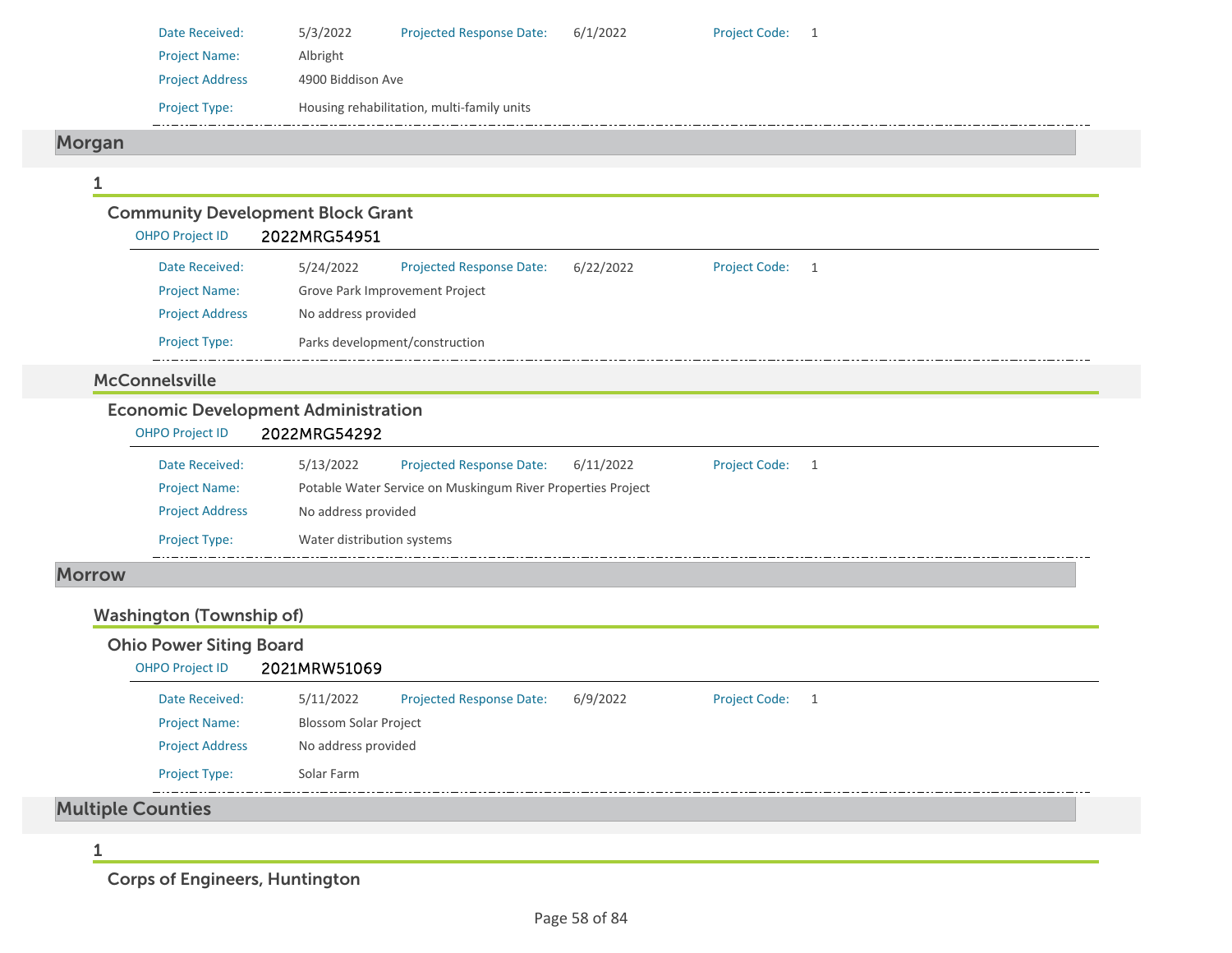Date Received: 5/3/2022 Projected Response Date: 6/1/2022 Project Code: 1

Project Name: Albright

Project Address 4900 Biddison Ave

Project Type: Housing rehabilitation, multi-family units

## Morgan

### 1

#### Community Development Block Grant

OHPO Project ID **2022MRG54951**

Date Received: 5/24/2022 Projected Response Date: 6/22/2022 Project Code: 1

Project Name: Grove Park Improvement Project

Project Address No address provided

Project Type: Parks development/construction

### McConnelsville

#### Economic Development Administration

OHPO Project ID **2022MRG54292**

Date Received: 5/13/2022 Projected Response Date: 6/11/2022 Project Code: 1

Project Name: Potable Water Service on Muskingum River Properties Project

Project Address No address provided

Project Type: Water distribution systems

## Morrow

### Washington (Township of)

#### Ohio Power Siting Board

OHPO Project ID **2021MRW51069**

Date Received: 5/11/2022 Projected Response Date: 6/9/2022 Project Code: 1

Project Name: Blossom Solar Project

Project Address No address provided

Project Type: Solar Farm

## Multiple Counties

### 1

#### Corps of Engineers, Huntington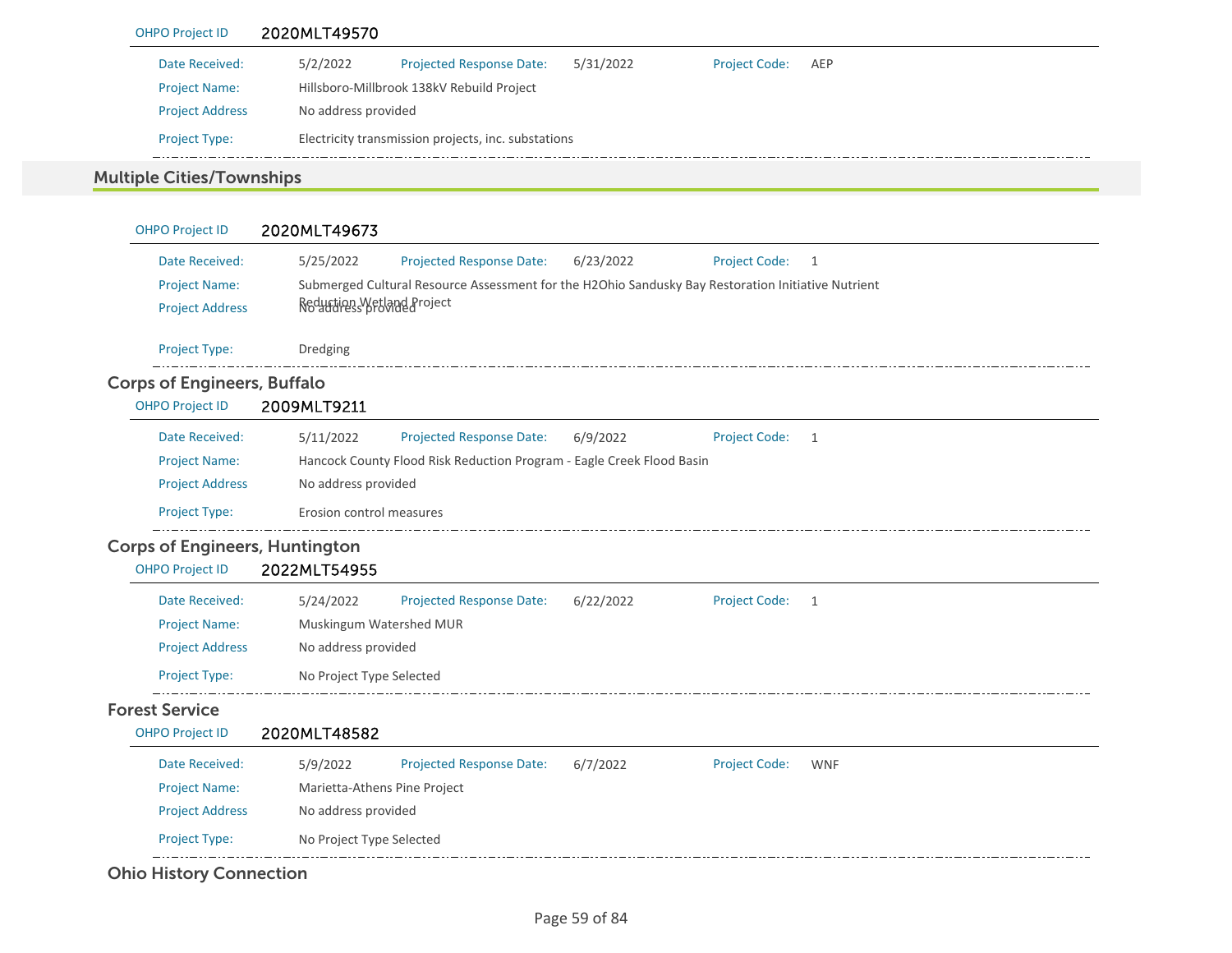**OHPO Project ID** 2020MLT49570

| | | | | | |
|---|---|---|---|---|---|
| Date Received: | 5/2/2022 | Projected Response Date: | 5/31/2022 | Project Code: | AEP |
| Project Name: | Hillsboro-Millbrook 138kV Rebuild Project | | | | |
| Project Address | No address provided | | | | |
| Project Type: | Electricity transmission projects, inc. substations | | | | |

## Multiple Cities/Townships

**OHPO Project ID** 2020MLT49673

| | | | | | |
|---|---|---|---|---|---|
| Date Received: | 5/25/2022 | Projected Response Date: | 6/23/2022 | Project Code: | 1 |
| Project Name: | Submerged Cultural Resource Assessment for the H2Ohio Sandusky Bay Restoration Initiative Nutrient Reduction Wetland Project | | | | |
| Project Address | No address provided | | | | |
| Project Type: | Dredging | | | | |

### Corps of Engineers, Buffalo

**OHPO Project ID** 2009MLT9211

| | | | | | |
|---|---|---|---|---|---|
| Date Received: | 5/11/2022 | Projected Response Date: | 6/9/2022 | Project Code: | 1 |
| Project Name: | Hancock County Flood Risk Reduction Program - Eagle Creek Flood Basin | | | | |
| Project Address | No address provided | | | | |
| Project Type: | Erosion control measures | | | | |

### Corps of Engineers, Huntington

**OHPO Project ID** 2022MLT54955

| | | | | | |
|---|---|---|---|---|---|
| Date Received: | 5/24/2022 | Projected Response Date: | 6/22/2022 | Project Code: | 1 |
| Project Name: | Muskingum Watershed MUR | | | | |
| Project Address | No address provided | | | | |
| Project Type: | No Project Type Selected | | | | |

### Forest Service

**OHPO Project ID** 2020MLT48582

| | | | | | |
|---|---|---|---|---|---|
| Date Received: | 5/9/2022 | Projected Response Date: | 6/7/2022 | Project Code: | WNF |
| Project Name: | Marietta-Athens Pine Project | | | | |
| Project Address | No address provided | | | | |
| Project Type: | No Project Type Selected | | | | |

### Ohio History Connection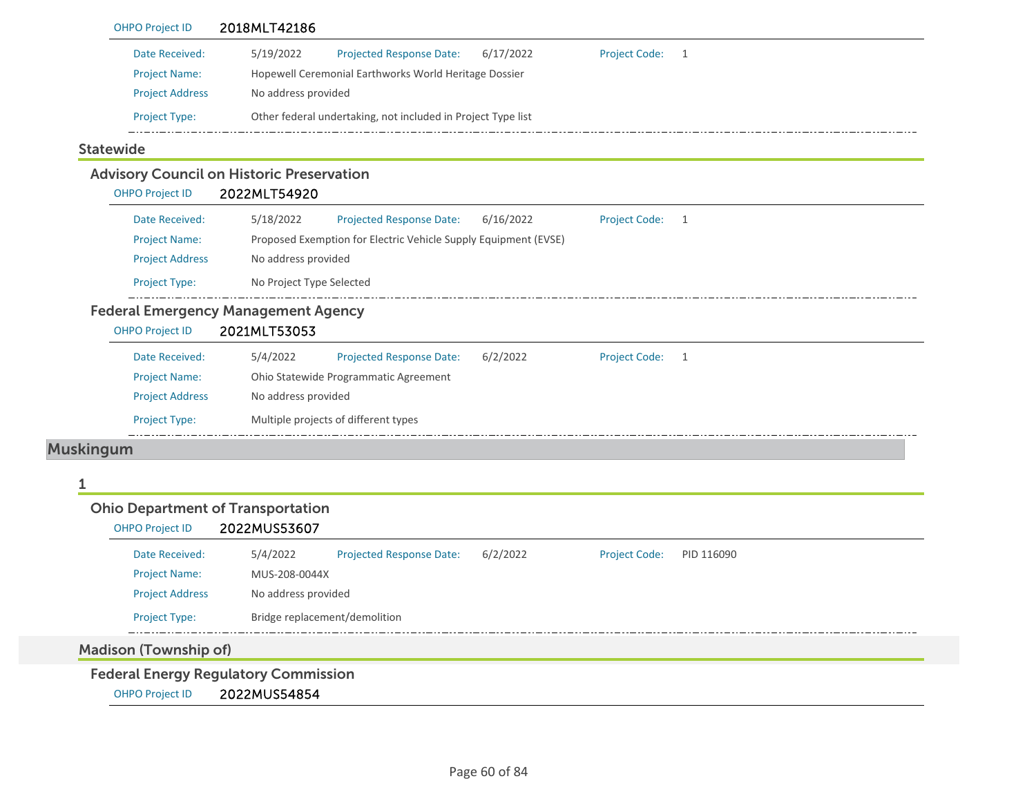**OHPO Project ID** 2018MLT42186

| | | | | | |
|---|---|---|---|---|---|
| Date Received: | 5/19/2022 | Projected Response Date: | 6/17/2022 | Project Code: | 1 |
| Project Name: | Hopewell Ceremonial Earthworks World Heritage Dossier | | | | |
| Project Address | No address provided | | | | |
| Project Type: | Other federal undertaking, not included in Project Type list | | | | |

## Statewide

### Advisory Council on Historic Preservation

**OHPO Project ID** 2022MLT54920

| | | | | | |
|---|---|---|---|---|---|
| Date Received: | 5/18/2022 | Projected Response Date: | 6/16/2022 | Project Code: | 1 |
| Project Name: | Proposed Exemption for Electric Vehicle Supply Equipment (EVSE) | | | | |
| Project Address | No address provided | | | | |
| Project Type: | No Project Type Selected | | | | |

### Federal Emergency Management Agency

**OHPO Project ID** 2021MLT53053

| | | | | | |
|---|---|---|---|---|---|
| Date Received: | 5/4/2022 | Projected Response Date: | 6/2/2022 | Project Code: | 1 |
| Project Name: | Ohio Statewide Programmatic Agreement | | | | |
| Project Address | No address provided | | | | |
| Project Type: | Multiple projects of different types | | | | |

# Muskingum

## 1

### Ohio Department of Transportation

**OHPO Project ID** 2022MUS53607

| | | | | | |
|---|---|---|---|---|---|
| Date Received: | 5/4/2022 | Projected Response Date: | 6/2/2022 | Project Code: | PID 116090 |
| Project Name: | MUS-208-0044X | | | | |
| Project Address | No address provided | | | | |
| Project Type: | Bridge replacement/demolition | | | | |

## Madison (Township of)

### Federal Energy Regulatory Commission

**OHPO Project ID** 2022MUS54854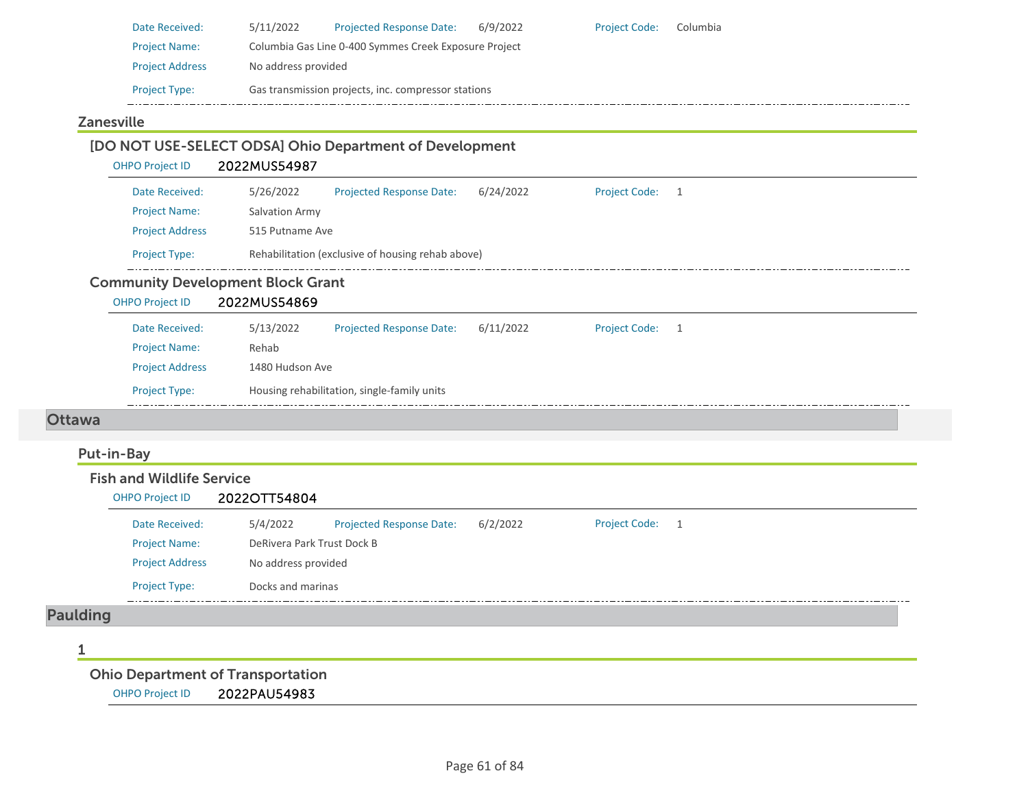| | | | | | |
|---|---|---|---|---|---|
| Date Received: | 5/11/2022 | Projected Response Date: | 6/9/2022 | Project Code: | Columbia |
| Project Name: | Columbia Gas Line 0-400 Symmes Creek Exposure Project | | | | |
| Project Address | No address provided | | | | |
| Project Type: | Gas transmission projects, inc. compressor stations | | | | |

### Zanesville

#### [DO NOT USE-SELECT ODSA] Ohio Department of Development

OHPO Project ID 2022MUS54987

| | | | | | |
|---|---|---|---|---|---|
| Date Received: | 5/26/2022 | Projected Response Date: | 6/24/2022 | Project Code: | 1 |
| Project Name: | Salvation Army | | | | |
| Project Address | 515 Putname Ave | | | | |
| Project Type: | Rehabilitation (exclusive of housing rehab above) | | | | |

#### Community Development Block Grant

OHPO Project ID 2022MUS54869

| | | | | | |
|---|---|---|---|---|---|
| Date Received: | 5/13/2022 | Projected Response Date: | 6/11/2022 | Project Code: | 1 |
| Project Name: | Rehab | | | | |
| Project Address | 1480 Hudson Ave | | | | |
| Project Type: | Housing rehabilitation, single-family units | | | | |

## Ottawa

### Put-in-Bay

#### Fish and Wildlife Service

OHPO Project ID 2022OTT54804

| | | | | | |
|---|---|---|---|---|---|
| Date Received: | 5/4/2022 | Projected Response Date: | 6/2/2022 | Project Code: | 1 |
| Project Name: | DeRivera Park Trust Dock B | | | | |
| Project Address | No address provided | | | | |
| Project Type: | Docks and marinas | | | | |

## Paulding

### 1

#### Ohio Department of Transportation

OHPO Project ID 2022PAU54983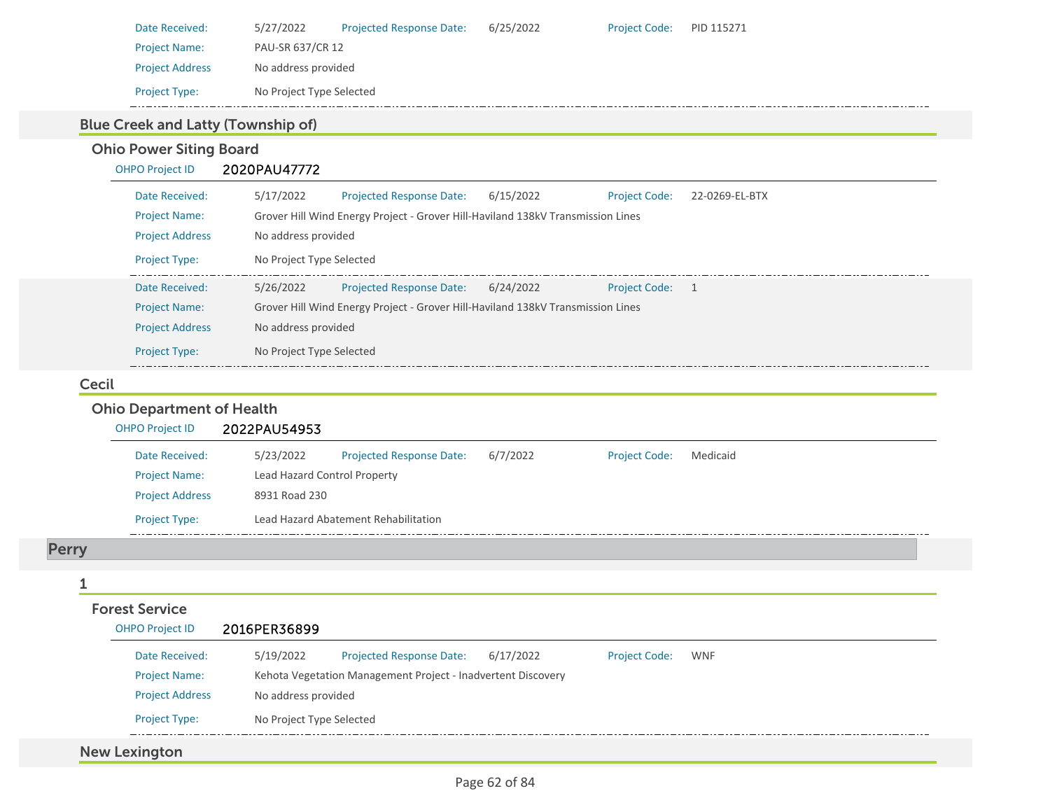Date Received: 5/27/2022 Projected Response Date: 6/25/2022 Project Code: PID 115271

Project Name: PAU-SR 637/CR 12

Project Address: No address provided

Project Type: No Project Type Selected

### Blue Creek and Latty (Township of)

#### Ohio Power Siting Board

OHPO Project ID **2020PAU47772**

Date Received: 5/17/2022 Projected Response Date: 6/15/2022 Project Code: 22-0269-EL-BTX

Project Name: Grover Hill Wind Energy Project - Grover Hill-Haviland 138kV Transmission Lines

Project Address: No address provided

Project Type: No Project Type Selected

Date Received: 5/26/2022 Projected Response Date: 6/24/2022 Project Code: 1

Project Name: Grover Hill Wind Energy Project - Grover Hill-Haviland 138kV Transmission Lines

Project Address: No address provided

Project Type: No Project Type Selected

### Cecil

#### Ohio Department of Health

OHPO Project ID **2022PAU54953**

Date Received: 5/23/2022 Projected Response Date: 6/7/2022 Project Code: Medicaid

Project Name: Lead Hazard Control Property

Project Address: 8931 Road 230

Project Type: Lead Hazard Abatement Rehabilitation

## Perry

### 1

#### Forest Service

OHPO Project ID **2016PER36899**

Date Received: 5/19/2022 Projected Response Date: 6/17/2022 Project Code: WNF

Project Name: Kehota Vegetation Management Project - Inadvertent Discovery

Project Address: No address provided

Project Type: No Project Type Selected

### New Lexington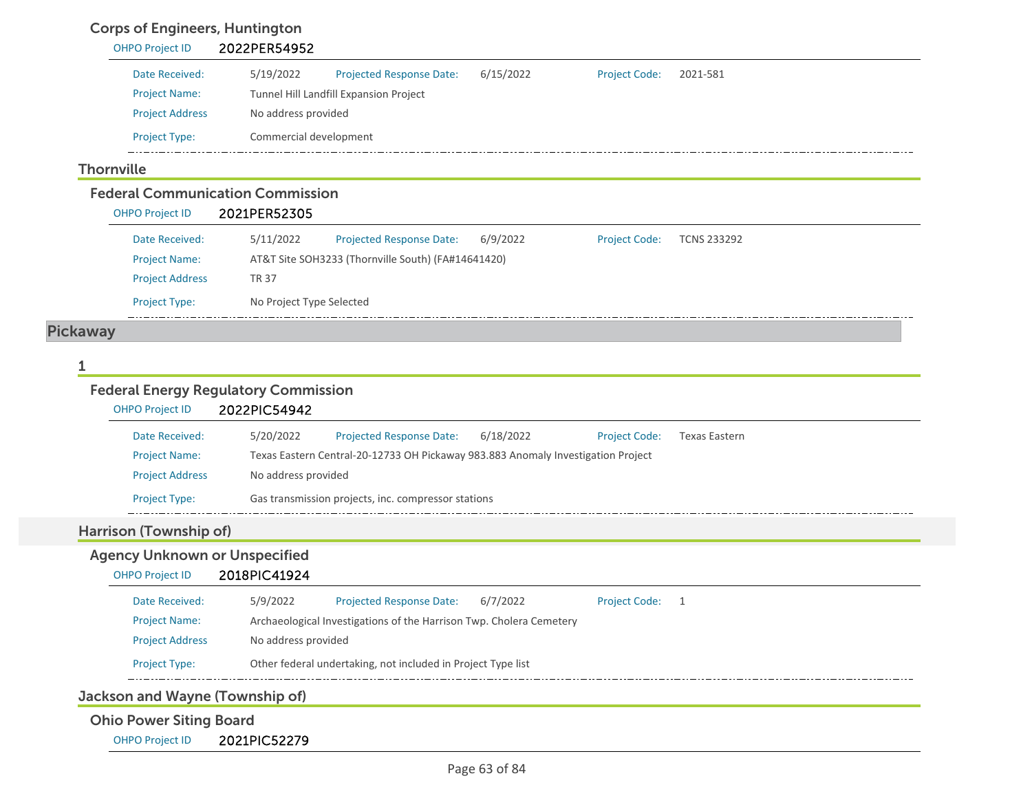### Corps of Engineers, Huntington

OHPO Project ID 2022PER54952

| | | | | | |
|---|---|---|---|---|---|
| Date Received: | 5/19/2022 | Projected Response Date: | 6/15/2022 | Project Code: | 2021-581 |
| Project Name: | Tunnel Hill Landfill Expansion Project | | | | |
| Project Address | No address provided | | | | |
| Project Type: | Commercial development | | | | |

## Thornville

### Federal Communication Commission

OHPO Project ID 2021PER52305

| | | | | | |
|---|---|---|---|---|---|
| Date Received: | 5/11/2022 | Projected Response Date: | 6/9/2022 | Project Code: | TCNS 233292 |
| Project Name: | AT&T Site SOH3233 (Thornville South) (FA#14641420) | | | | |
| Project Address | TR 37 | | | | |
| Project Type: | No Project Type Selected | | | | |

# Pickaway

## 1

### Federal Energy Regulatory Commission

OHPO Project ID 2022PIC54942

| | | | | | |
|---|---|---|---|---|---|
| Date Received: | 5/20/2022 | Projected Response Date: | 6/18/2022 | Project Code: | Texas Eastern |
| Project Name: | Texas Eastern Central-20-12733 OH Pickaway 983.883 Anomaly Investigation Project | | | | |
| Project Address | No address provided | | | | |
| Project Type: | Gas transmission projects, inc. compressor stations | | | | |

## Harrison (Township of)

### Agency Unknown or Unspecified

OHPO Project ID 2018PIC41924

| | | | | | |
|---|---|---|---|---|---|
| Date Received: | 5/9/2022 | Projected Response Date: | 6/7/2022 | Project Code: | 1 |
| Project Name: | Archaeological Investigations of the Harrison Twp. Cholera Cemetery | | | | |
| Project Address | No address provided | | | | |
| Project Type: | Other federal undertaking, not included in Project Type list | | | | |

## Jackson and Wayne (Township of)

### Ohio Power Siting Board

OHPO Project ID 2021PIC52279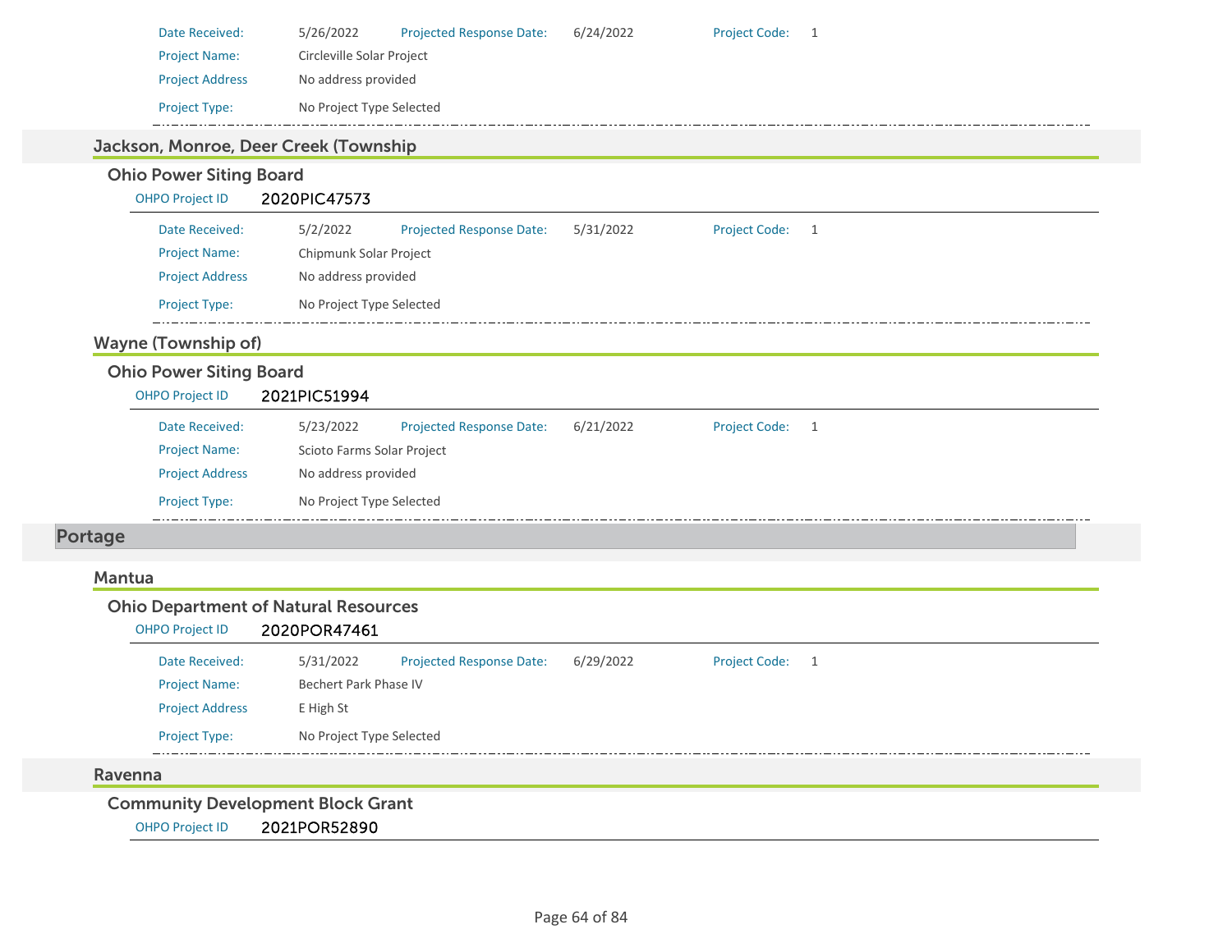| | | | | | |
|---|---|---|---|---|---|
| Date Received: | 5/26/2022 | Projected Response Date: | 6/24/2022 | Project Code: | 1 |
| Project Name: | Circleville Solar Project | | | | |
| Project Address | No address provided | | | | |
| Project Type: | No Project Type Selected | | | | |

### Jackson, Monroe, Deer Creek (Township

#### Ohio Power Siting Board

OHPO Project ID 2020PIC47573

| | | | | | |
|---|---|---|---|---|---|
| Date Received: | 5/2/2022 | Projected Response Date: | 5/31/2022 | Project Code: | 1 |
| Project Name: | Chipmunk Solar Project | | | | |
| Project Address | No address provided | | | | |
| Project Type: | No Project Type Selected | | | | |

### Wayne (Township of)

#### Ohio Power Siting Board

OHPO Project ID 2021PIC51994

| | | | | | |
|---|---|---|---|---|---|
| Date Received: | 5/23/2022 | Projected Response Date: | 6/21/2022 | Project Code: | 1 |
| Project Name: | Scioto Farms Solar Project | | | | |
| Project Address | No address provided | | | | |
| Project Type: | No Project Type Selected | | | | |

## Portage

### Mantua

#### Ohio Department of Natural Resources

OHPO Project ID 2020POR47461

| | | | | | |
|---|---|---|---|---|---|
| Date Received: | 5/31/2022 | Projected Response Date: | 6/29/2022 | Project Code: | 1 |
| Project Name: | Bechert Park Phase IV | | | | |
| Project Address | E High St | | | | |
| Project Type: | No Project Type Selected | | | | |

### Ravenna

#### Community Development Block Grant

OHPO Project ID 2021POR52890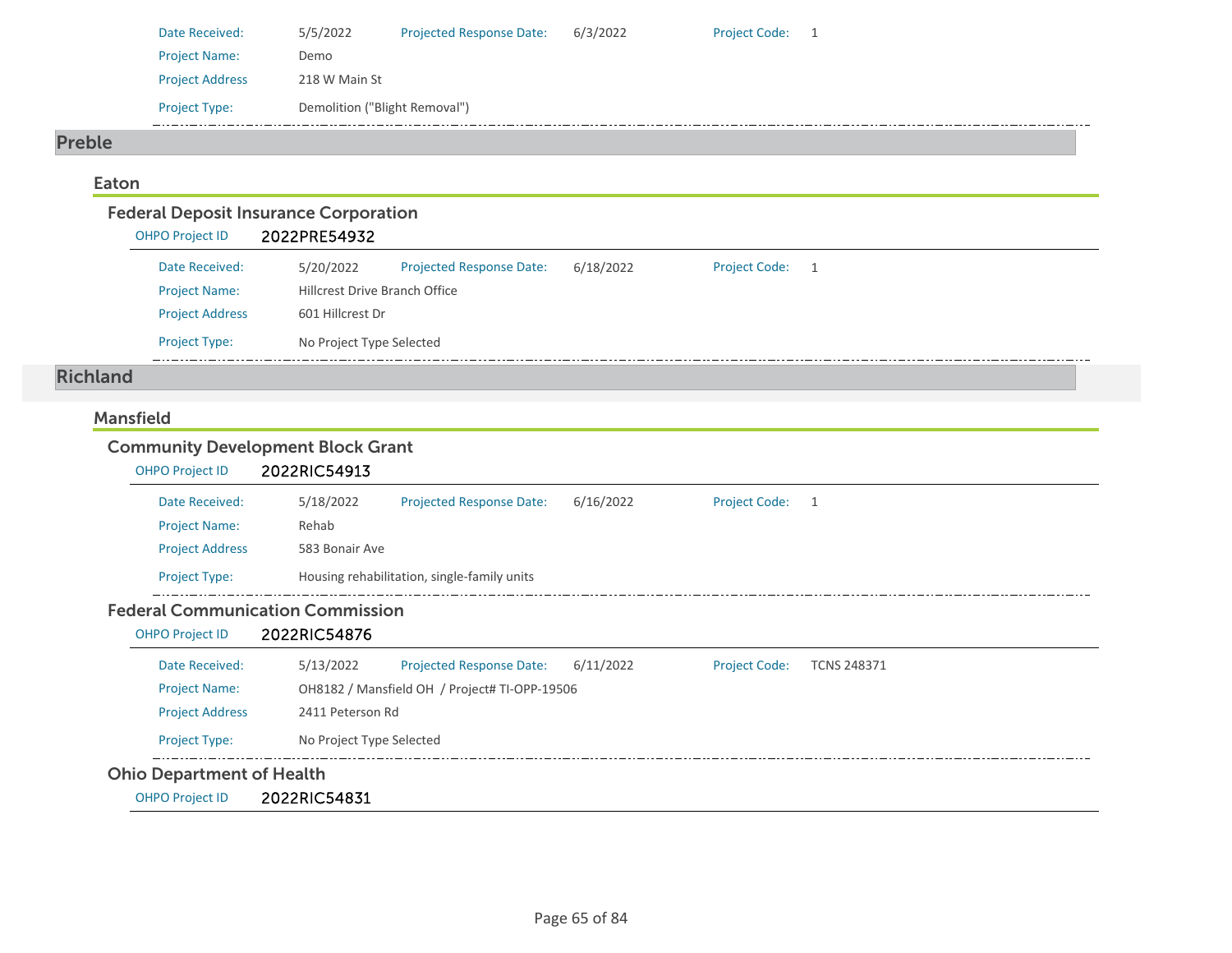Date Received: 5/5/2022 Projected Response Date: 6/3/2022 Project Code: 1

Project Name: Demo

Project Address 218 W Main St

Project Type: Demolition ("Blight Removal")

## Preble

### Eaton

#### Federal Deposit Insurance Corporation

OHPO Project ID **2022PRE54932**

Date Received: 5/20/2022 Projected Response Date: 6/18/2022 Project Code: 1

Project Name: Hillcrest Drive Branch Office

Project Address 601 Hillcrest Dr

Project Type: No Project Type Selected

## Richland

### Mansfield

#### Community Development Block Grant

OHPO Project ID **2022RIC54913**

Date Received: 5/18/2022 Projected Response Date: 6/16/2022 Project Code: 1

Project Name: Rehab

Project Address 583 Bonair Ave

Project Type: Housing rehabilitation, single-family units

#### Federal Communication Commission

OHPO Project ID **2022RIC54876**

Date Received: 5/13/2022 Projected Response Date: 6/11/2022 Project Code: TCNS 248371

Project Name: OH8182 / Mansfield OH / Project# TI-OPP-19506

Project Address 2411 Peterson Rd

Project Type: No Project Type Selected

#### Ohio Department of Health

OHPO Project ID **2022RIC54831**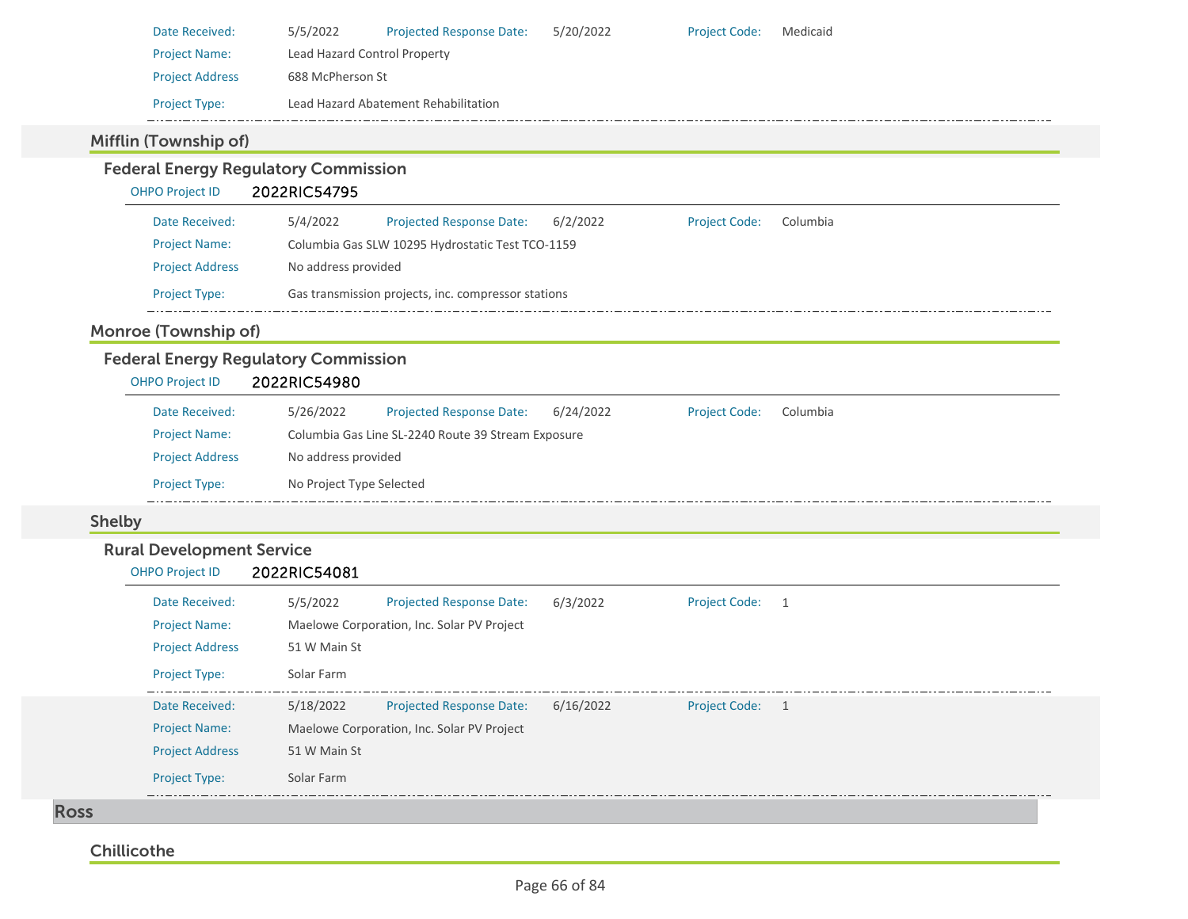Date Received: 5/5/2022 | Projected Response Date: 5/20/2022 | Project Code: Medicaid

Project Name: Lead Hazard Control Property

Project Address: 688 McPherson St

Project Type: Lead Hazard Abatement Rehabilitation

---

## Mifflin (Township of)

### Federal Energy Regulatory Commission

OHPO Project ID: **2022RIC54795**

Date Received: 5/4/2022 | Projected Response Date: 6/2/2022 | Project Code: Columbia

Project Name: Columbia Gas SLW 10295 Hydrostatic Test TCO-1159

Project Address: No address provided

Project Type: Gas transmission projects, inc. compressor stations

---

## Monroe (Township of)

### Federal Energy Regulatory Commission

OHPO Project ID: **2022RIC54980**

Date Received: 5/26/2022 | Projected Response Date: 6/24/2022 | Project Code: Columbia

Project Name: Columbia Gas Line SL-2240 Route 39 Stream Exposure

Project Address: No address provided

Project Type: No Project Type Selected

---

## Shelby

### Rural Development Service

OHPO Project ID: **2022RIC54081**

Date Received: 5/5/2022 | Projected Response Date: 6/3/2022 | Project Code: 1

Project Name: Maelowe Corporation, Inc. Solar PV Project

Project Address: 51 W Main St

Project Type: Solar Farm

---

Date Received: 5/18/2022 | Projected Response Date: 6/16/2022 | Project Code: 1

Project Name: Maelowe Corporation, Inc. Solar PV Project

Project Address: 51 W Main St

Project Type: Solar Farm

---

# Ross

## Chillicothe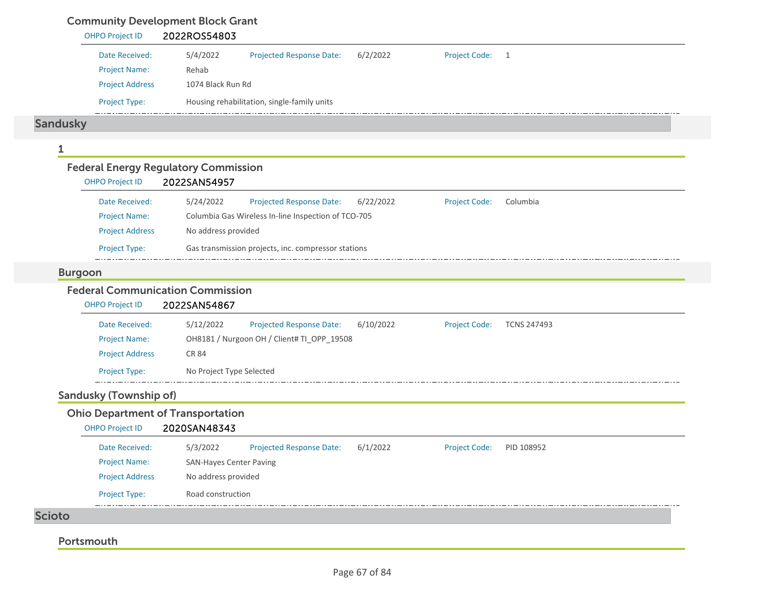### Community Development Block Grant

OHPO Project ID 2022ROS54803

| | | | | | |
|---|---|---|---|---|---|
| Date Received: | 5/4/2022 | Projected Response Date: | 6/2/2022 | Project Code: | 1 |
| Project Name: | Rehab | | | | |
| Project Address | 1074 Black Run Rd | | | | |
| Project Type: | Housing rehabilitation, single-family units | | | | |

# Sandusky

## 1

### Federal Energy Regulatory Commission

OHPO Project ID 2022SAN54957

| | | | | | |
|---|---|---|---|---|---|
| Date Received: | 5/24/2022 | Projected Response Date: | 6/22/2022 | Project Code: | Columbia |
| Project Name: | Columbia Gas Wireless In-line Inspection of TCO-705 | | | | |
| Project Address | No address provided | | | | |
| Project Type: | Gas transmission projects, inc. compressor stations | | | | |

## Burgoon

### Federal Communication Commission

OHPO Project ID 2022SAN54867

| | | | | | |
|---|---|---|---|---|---|
| Date Received: | 5/12/2022 | Projected Response Date: | 6/10/2022 | Project Code: | TCNS 247493 |
| Project Name: | OH8181 / Nurgoon OH / Client# TI_OPP_19508 | | | | |
| Project Address | CR 84 | | | | |
| Project Type: | No Project Type Selected | | | | |

## Sandusky (Township of)

### Ohio Department of Transportation

OHPO Project ID 2020SAN48343

| | | | | | |
|---|---|---|---|---|---|
| Date Received: | 5/3/2022 | Projected Response Date: | 6/1/2022 | Project Code: | PID 108952 |
| Project Name: | SAN-Hayes Center Paving | | | | |
| Project Address | No address provided | | | | |
| Project Type: | Road construction | | | | |

# Scioto

## Portsmouth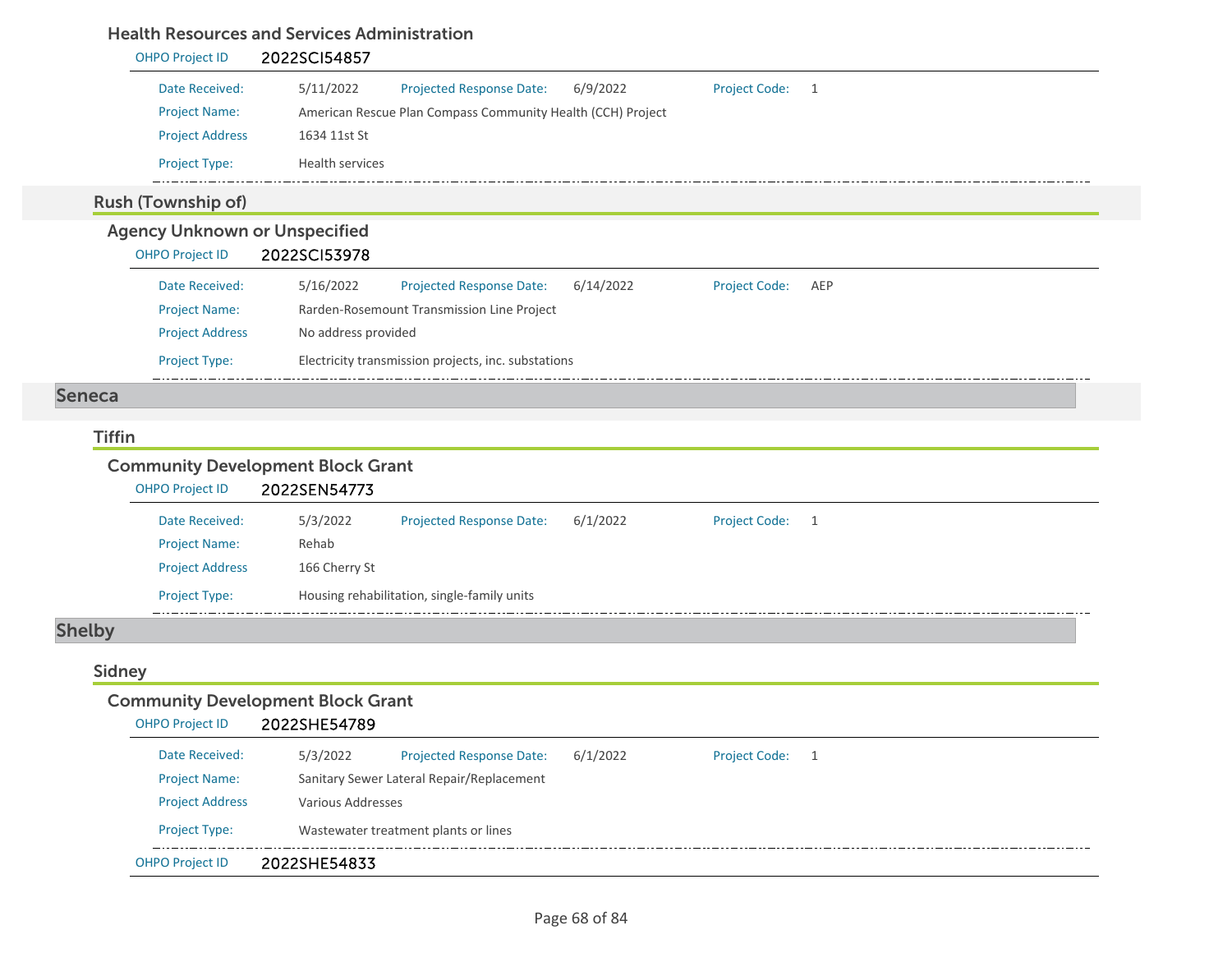### Health Resources and Services Administration

**OHPO Project ID** 2022SCI54857

| | | | | | |
|---|---|---|---|---|---|
| Date Received: | 5/11/2022 | Projected Response Date: | 6/9/2022 | Project Code: | 1 |
| Project Name: | American Rescue Plan Compass Community Health (CCH) Project | | | | |
| Project Address | 1634 11st St | | | | |
| Project Type: | Health services | | | | |

## Rush (Township of)

### Agency Unknown or Unspecified

**OHPO Project ID** 2022SCI53978

| | | | | | |
|---|---|---|---|---|---|
| Date Received: | 5/16/2022 | Projected Response Date: | 6/14/2022 | Project Code: | AEP |
| Project Name: | Rarden-Rosemount Transmission Line Project | | | | |
| Project Address | No address provided | | | | |
| Project Type: | Electricity transmission projects, inc. substations | | | | |

# Seneca

## Tiffin

### Community Development Block Grant

**OHPO Project ID** 2022SEN54773

| | | | | | |
|---|---|---|---|---|---|
| Date Received: | 5/3/2022 | Projected Response Date: | 6/1/2022 | Project Code: | 1 |
| Project Name: | Rehab | | | | |
| Project Address | 166 Cherry St | | | | |
| Project Type: | Housing rehabilitation, single-family units | | | | |

# Shelby

## Sidney

### Community Development Block Grant

**OHPO Project ID** 2022SHE54789

| | | | | | |
|---|---|---|---|---|---|
| Date Received: | 5/3/2022 | Projected Response Date: | 6/1/2022 | Project Code: | 1 |
| Project Name: | Sanitary Sewer Lateral Repair/Replacement | | | | |
| Project Address | Various Addresses | | | | |
| Project Type: | Wastewater treatment plants or lines | | | | |

**OHPO Project ID** 2022SHE54833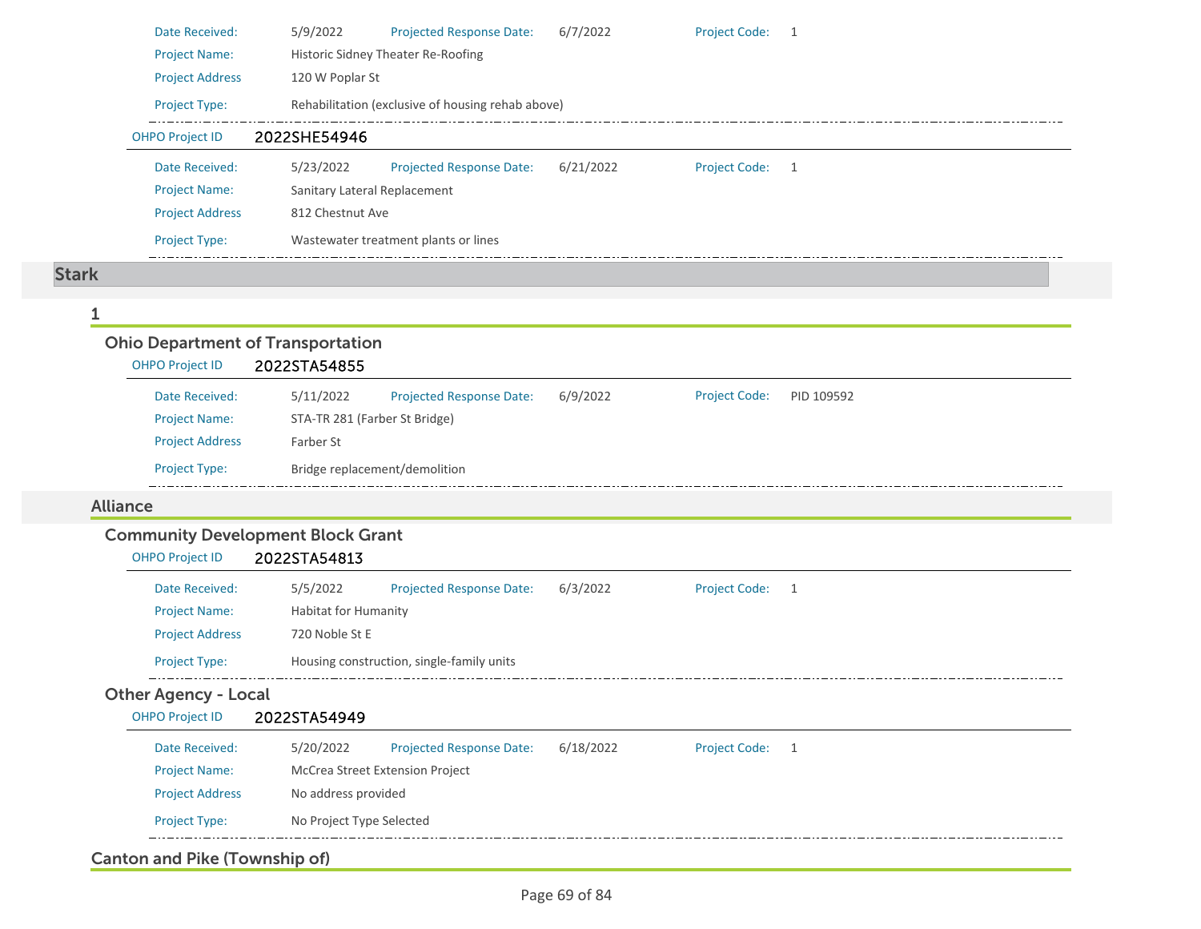Date Received: 5/9/2022 Projected Response Date: 6/7/2022 Project Code: 1

Project Name: Historic Sidney Theater Re-Roofing

Project Address 120 W Poplar St

Project Type: Rehabilitation (exclusive of housing rehab above)

OHPO Project ID **2022SHE54946**

Date Received: 5/23/2022 Projected Response Date: 6/21/2022 Project Code: 1

Project Name: Sanitary Lateral Replacement

Project Address 812 Chestnut Ave

Project Type: Wastewater treatment plants or lines

## Stark

### 1

#### Ohio Department of Transportation

OHPO Project ID **2022STA54855**

Date Received: 5/11/2022 Projected Response Date: 6/9/2022 Project Code: PID 109592

Project Name: STA-TR 281 (Farber St Bridge)

Project Address Farber St

Project Type: Bridge replacement/demolition

### Alliance

#### Community Development Block Grant

OHPO Project ID **2022STA54813**

Date Received: 5/5/2022 Projected Response Date: 6/3/2022 Project Code: 1

Project Name: Habitat for Humanity

Project Address 720 Noble St E

Project Type: Housing construction, single-family units

#### Other Agency - Local

OHPO Project ID **2022STA54949**

Date Received: 5/20/2022 Projected Response Date: 6/18/2022 Project Code: 1

Project Name: McCrea Street Extension Project

Project Address No address provided

Project Type: No Project Type Selected

### Canton and Pike (Township of)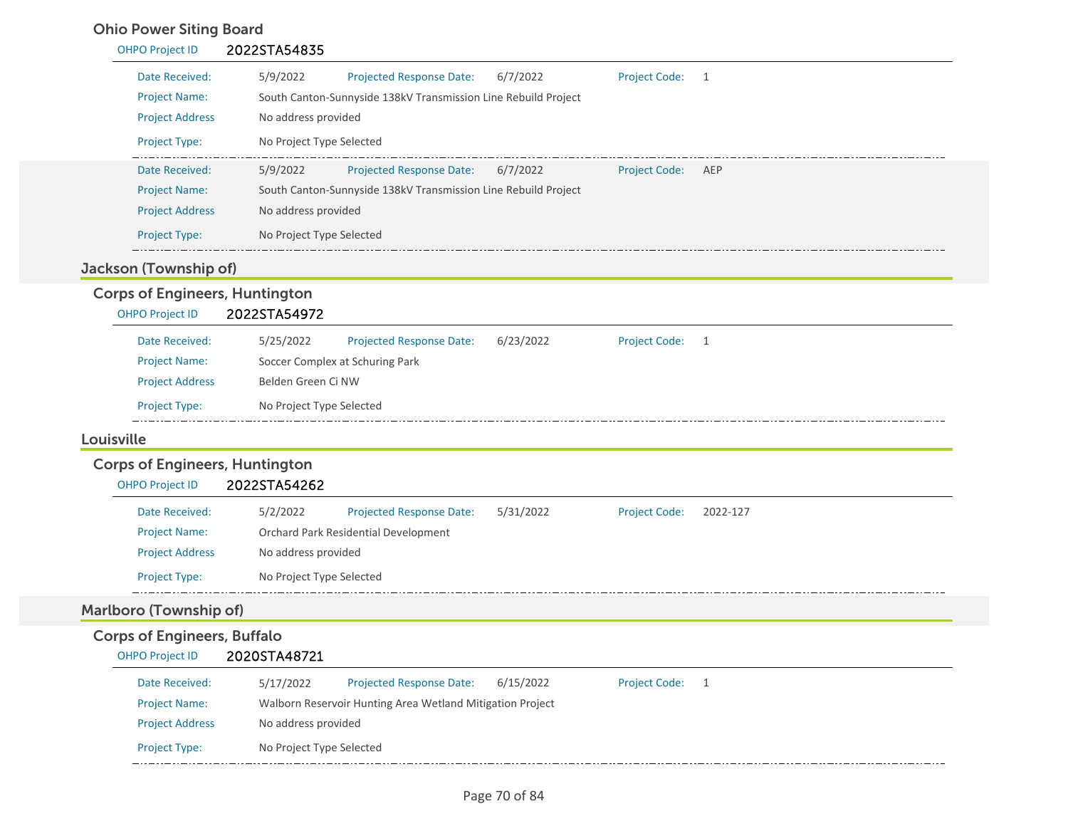### Ohio Power Siting Board

OHPO Project ID **2022STA54835**

| | | | | | |
|---|---|---|---|---|---|
| Date Received: | 5/9/2022 | Projected Response Date: | 6/7/2022 | Project Code: | 1 |
| Project Name: | South Canton-Sunnyside 138kV Transmission Line Rebuild Project | | | | |
| Project Address | No address provided | | | | |
| Project Type: | No Project Type Selected | | | | |

| | | | | | |
|---|---|---|---|---|---|
| Date Received: | 5/9/2022 | Projected Response Date: | 6/7/2022 | Project Code: | AEP |
| Project Name: | South Canton-Sunnyside 138kV Transmission Line Rebuild Project | | | | |
| Project Address | No address provided | | | | |
| Project Type: | No Project Type Selected | | | | |

## Jackson (Township of)

### Corps of Engineers, Huntington

OHPO Project ID **2022STA54972**

| | | | | | |
|---|---|---|---|---|---|
| Date Received: | 5/25/2022 | Projected Response Date: | 6/23/2022 | Project Code: | 1 |
| Project Name: | Soccer Complex at Schuring Park | | | | |
| Project Address | Belden Green Ci NW | | | | |
| Project Type: | No Project Type Selected | | | | |

## Louisville

### Corps of Engineers, Huntington

OHPO Project ID **2022STA54262**

| | | | | | |
|---|---|---|---|---|---|
| Date Received: | 5/2/2022 | Projected Response Date: | 5/31/2022 | Project Code: | 2022-127 |
| Project Name: | Orchard Park Residential Development | | | | |
| Project Address | No address provided | | | | |
| Project Type: | No Project Type Selected | | | | |

## Marlboro (Township of)

### Corps of Engineers, Buffalo

OHPO Project ID **2020STA48721**

| | | | | | |
|---|---|---|---|---|---|
| Date Received: | 5/17/2022 | Projected Response Date: | 6/15/2022 | Project Code: | 1 |
| Project Name: | Walborn Reservoir Hunting Area Wetland Mitigation Project | | | | |
| Project Address | No address provided | | | | |
| Project Type: | No Project Type Selected | | | | |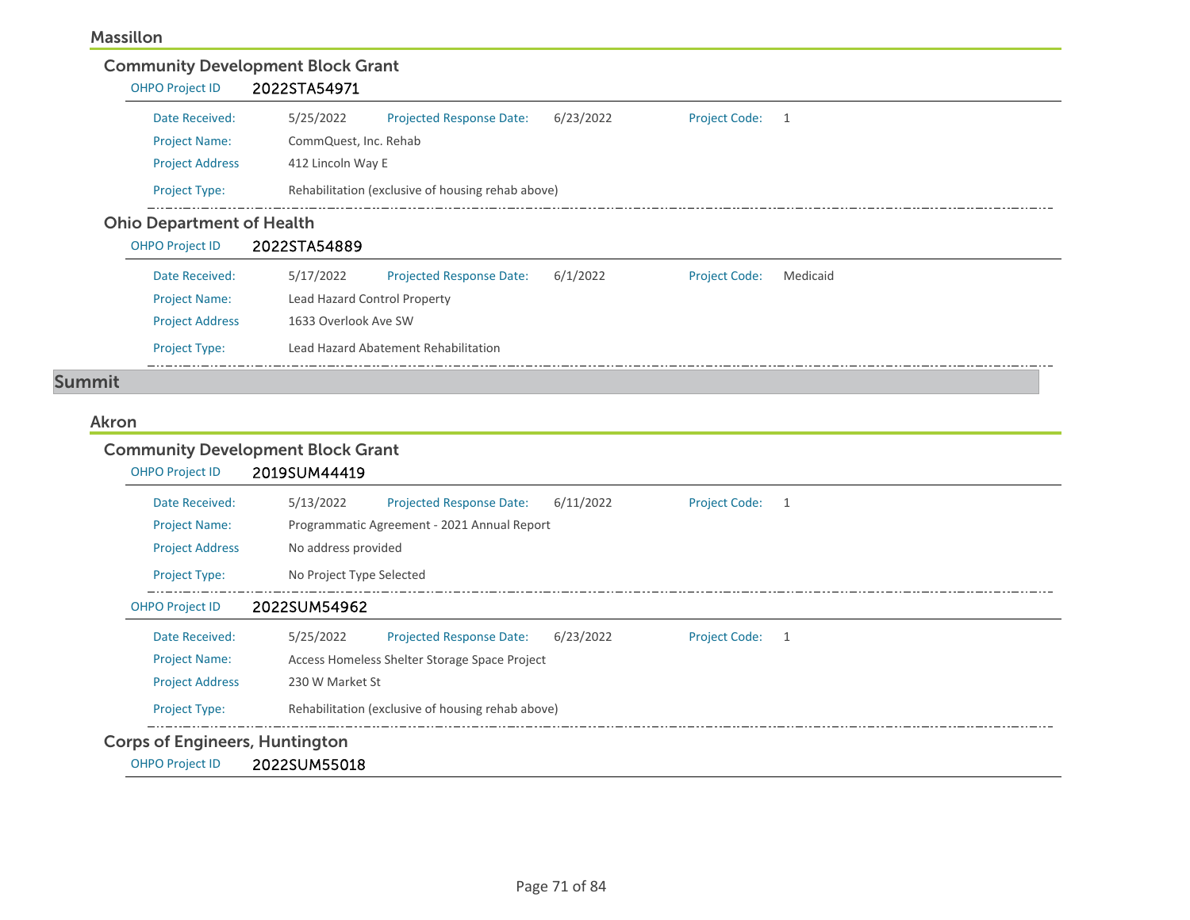### Massillon

#### Community Development Block Grant

**OHPO Project ID** 2022STA54971

| | | | | | |
|---|---|---|---|---|---|
| Date Received: | 5/25/2022 | Projected Response Date: | 6/23/2022 | Project Code: | 1 |
| Project Name: | CommQuest, Inc. Rehab | | | | |
| Project Address | 412 Lincoln Way E | | | | |
| Project Type: | Rehabilitation (exclusive of housing rehab above) | | | | |

#### Ohio Department of Health

**OHPO Project ID** 2022STA54889

| | | | | | |
|---|---|---|---|---|---|
| Date Received: | 5/17/2022 | Projected Response Date: | 6/1/2022 | Project Code: | Medicaid |
| Project Name: | Lead Hazard Control Property | | | | |
| Project Address | 1633 Overlook Ave SW | | | | |
| Project Type: | Lead Hazard Abatement Rehabilitation | | | | |

## Summit

### Akron

#### Community Development Block Grant

**OHPO Project ID** 2019SUM44419

| | | | | | |
|---|---|---|---|---|---|
| Date Received: | 5/13/2022 | Projected Response Date: | 6/11/2022 | Project Code: | 1 |
| Project Name: | Programmatic Agreement - 2021 Annual Report | | | | |
| Project Address | No address provided | | | | |
| Project Type: | No Project Type Selected | | | | |

**OHPO Project ID** 2022SUM54962

| | | | | | |
|---|---|---|---|---|---|
| Date Received: | 5/25/2022 | Projected Response Date: | 6/23/2022 | Project Code: | 1 |
| Project Name: | Access Homeless Shelter Storage Space Project | | | | |
| Project Address | 230 W Market St | | | | |
| Project Type: | Rehabilitation (exclusive of housing rehab above) | | | | |

#### Corps of Engineers, Huntington

**OHPO Project ID** 2022SUM55018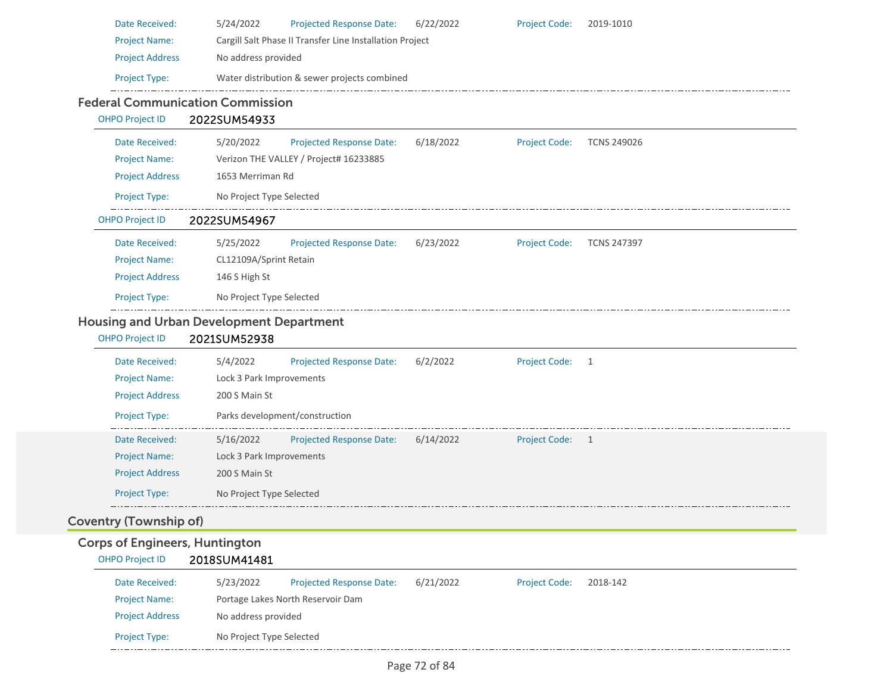| | | | | | |
|---|---|---|---|---|---|
| Date Received: | 5/24/2022 | Projected Response Date: | 6/22/2022 | Project Code: | 2019-1010 |
| Project Name: | Cargill Salt Phase II Transfer Line Installation Project | | | | |
| Project Address | No address provided | | | | |
| Project Type: | Water distribution & sewer projects combined | | | | |

### Federal Communication Commission

**OHPO Project ID** 2022SUM54933

| | | | | | |
|---|---|---|---|---|---|
| Date Received: | 5/20/2022 | Projected Response Date: | 6/18/2022 | Project Code: | TCNS 249026 |
| Project Name: | Verizon THE VALLEY / Project# 16233885 | | | | |
| Project Address | 1653 Merriman Rd | | | | |
| Project Type: | No Project Type Selected | | | | |

**OHPO Project ID** 2022SUM54967

| | | | | | |
|---|---|---|---|---|---|
| Date Received: | 5/25/2022 | Projected Response Date: | 6/23/2022 | Project Code: | TCNS 247397 |
| Project Name: | CL12109A/Sprint Retain | | | | |
| Project Address | 146 S High St | | | | |
| Project Type: | No Project Type Selected | | | | |

### Housing and Urban Development Department

**OHPO Project ID** 2021SUM52938

| | | | | | |
|---|---|---|---|---|---|
| Date Received: | 5/4/2022 | Projected Response Date: | 6/2/2022 | Project Code: | 1 |
| Project Name: | Lock 3 Park Improvements | | | | |
| Project Address | 200 S Main St | | | | |
| Project Type: | Parks development/construction | | | | |

| | | | | | |
|---|---|---|---|---|---|
| Date Received: | 5/16/2022 | Projected Response Date: | 6/14/2022 | Project Code: | 1 |
| Project Name: | Lock 3 Park Improvements | | | | |
| Project Address | 200 S Main St | | | | |
| Project Type: | No Project Type Selected | | | | |

## Coventry (Township of)

### Corps of Engineers, Huntington

**OHPO Project ID** 2018SUM41481

| | | | | | |
|---|---|---|---|---|---|
| Date Received: | 5/23/2022 | Projected Response Date: | 6/21/2022 | Project Code: | 2018-142 |
| Project Name: | Portage Lakes North Reservoir Dam | | | | |
| Project Address | No address provided | | | | |
| Project Type: | No Project Type Selected | | | | |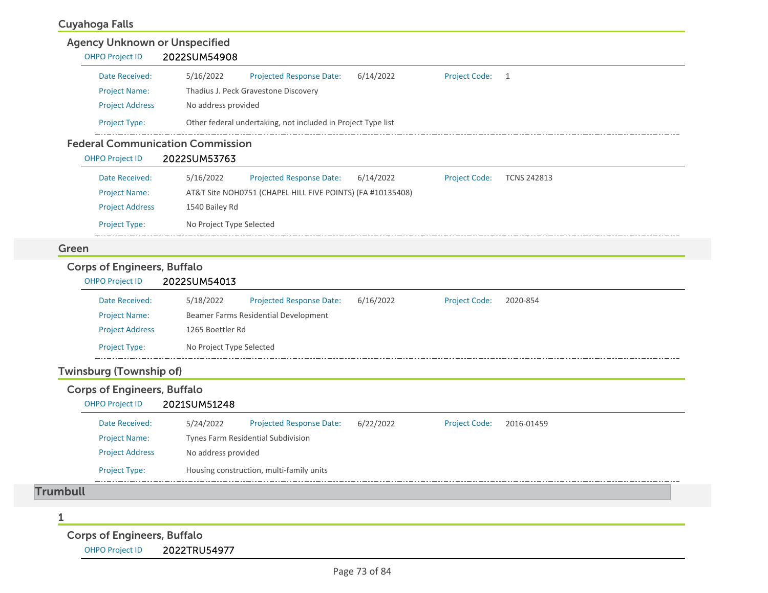## Cuyahoga Falls

### Agency Unknown or Unspecified

OHPO Project ID **2022SUM54908**

| | | | | | |
|---|---|---|---|---|---|
| Date Received: | 5/16/2022 | Projected Response Date: | 6/14/2022 | Project Code: | 1 |
| Project Name: | Thadius J. Peck Gravestone Discovery | | | | |
| Project Address | No address provided | | | | |
| Project Type: | Other federal undertaking, not included in Project Type list | | | | |

### Federal Communication Commission

OHPO Project ID **2022SUM53763**

| | | | | | |
|---|---|---|---|---|---|
| Date Received: | 5/16/2022 | Projected Response Date: | 6/14/2022 | Project Code: | TCNS 242813 |
| Project Name: | AT&T Site NOH0751 (CHAPEL HILL FIVE POINTS) (FA #10135408) | | | | |
| Project Address | 1540 Bailey Rd | | | | |
| Project Type: | No Project Type Selected | | | | |

## Green

### Corps of Engineers, Buffalo

OHPO Project ID **2022SUM54013**

| | | | | | |
|---|---|---|---|---|---|
| Date Received: | 5/18/2022 | Projected Response Date: | 6/16/2022 | Project Code: | 2020-854 |
| Project Name: | Beamer Farms Residential Development | | | | |
| Project Address | 1265 Boettler Rd | | | | |
| Project Type: | No Project Type Selected | | | | |

## Twinsburg (Township of)

### Corps of Engineers, Buffalo

OHPO Project ID **2021SUM51248**

| | | | | | |
|---|---|---|---|---|---|
| Date Received: | 5/24/2022 | Projected Response Date: | 6/22/2022 | Project Code: | 2016-01459 |
| Project Name: | Tynes Farm Residential Subdivision | | | | |
| Project Address | No address provided | | | | |
| Project Type: | Housing construction, multi-family units | | | | |

# Trumbull

## 1

### Corps of Engineers, Buffalo

OHPO Project ID **2022TRU54977**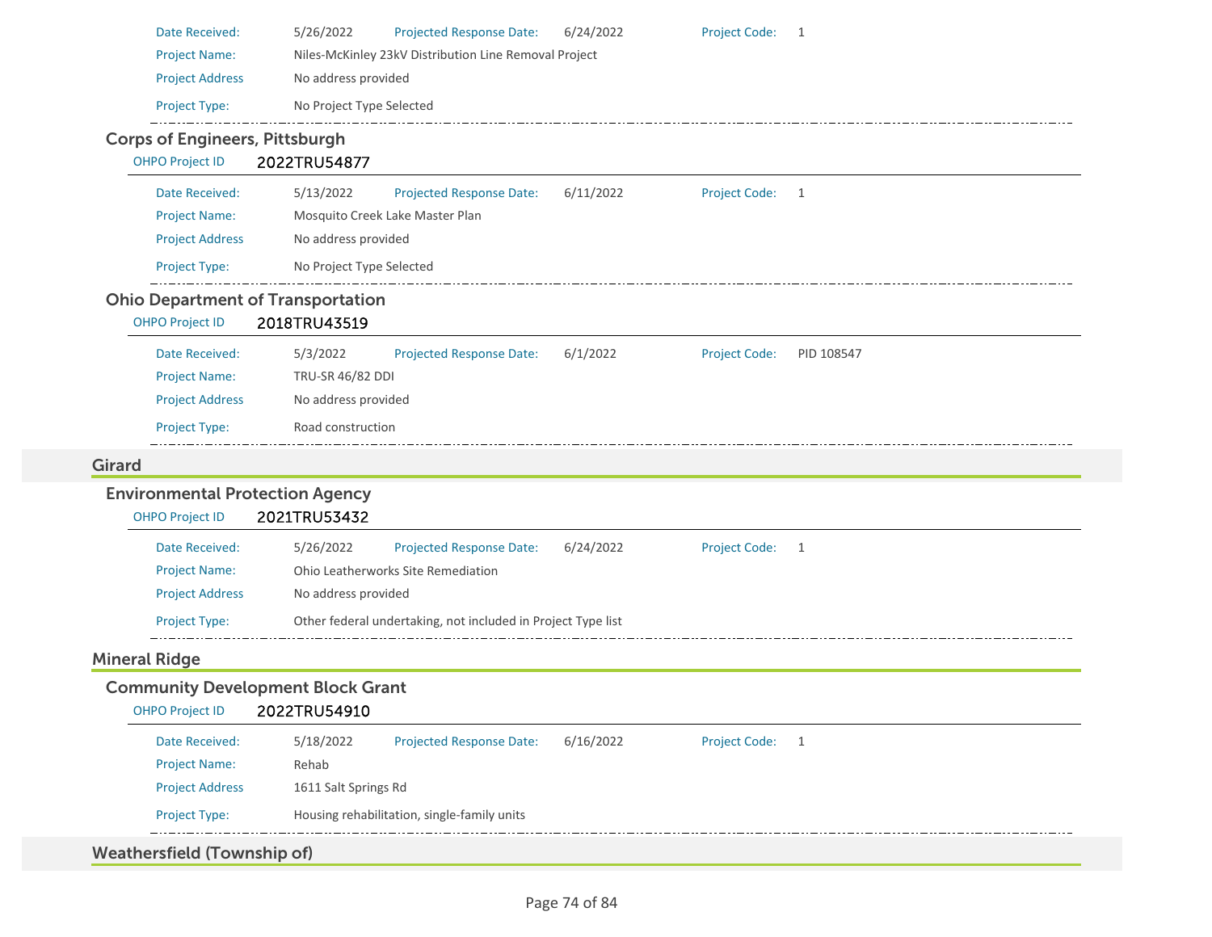| | | | | | |
|---|---|---|---|---|---|
| Date Received: | 5/26/2022 | Projected Response Date: | 6/24/2022 | Project Code: | 1 |
| Project Name: | Niles-McKinley 23kV Distribution Line Removal Project | | | | |
| Project Address | No address provided | | | | |
| Project Type: | No Project Type Selected | | | | |

### Corps of Engineers, Pittsburgh

OHPO Project ID **2022TRU54877**

| | | | | | |
|---|---|---|---|---|---|
| Date Received: | 5/13/2022 | Projected Response Date: | 6/11/2022 | Project Code: | 1 |
| Project Name: | Mosquito Creek Lake Master Plan | | | | |
| Project Address | No address provided | | | | |
| Project Type: | No Project Type Selected | | | | |

### Ohio Department of Transportation

OHPO Project ID **2018TRU43519**

| | | | | | |
|---|---|---|---|---|---|
| Date Received: | 5/3/2022 | Projected Response Date: | 6/1/2022 | Project Code: | PID 108547 |
| Project Name: | TRU-SR 46/82 DDI | | | | |
| Project Address | No address provided | | | | |
| Project Type: | Road construction | | | | |

## Girard

### Environmental Protection Agency

OHPO Project ID **2021TRU53432**

| | | | | | |
|---|---|---|---|---|---|
| Date Received: | 5/26/2022 | Projected Response Date: | 6/24/2022 | Project Code: | 1 |
| Project Name: | Ohio Leatherworks Site Remediation | | | | |
| Project Address | No address provided | | | | |
| Project Type: | Other federal undertaking, not included in Project Type list | | | | |

## Mineral Ridge

### Community Development Block Grant

OHPO Project ID **2022TRU54910**

| | | | | | |
|---|---|---|---|---|---|
| Date Received: | 5/18/2022 | Projected Response Date: | 6/16/2022 | Project Code: | 1 |
| Project Name: | Rehab | | | | |
| Project Address | 1611 Salt Springs Rd | | | | |
| Project Type: | Housing rehabilitation, single-family units | | | | |

## Weathersfield (Township of)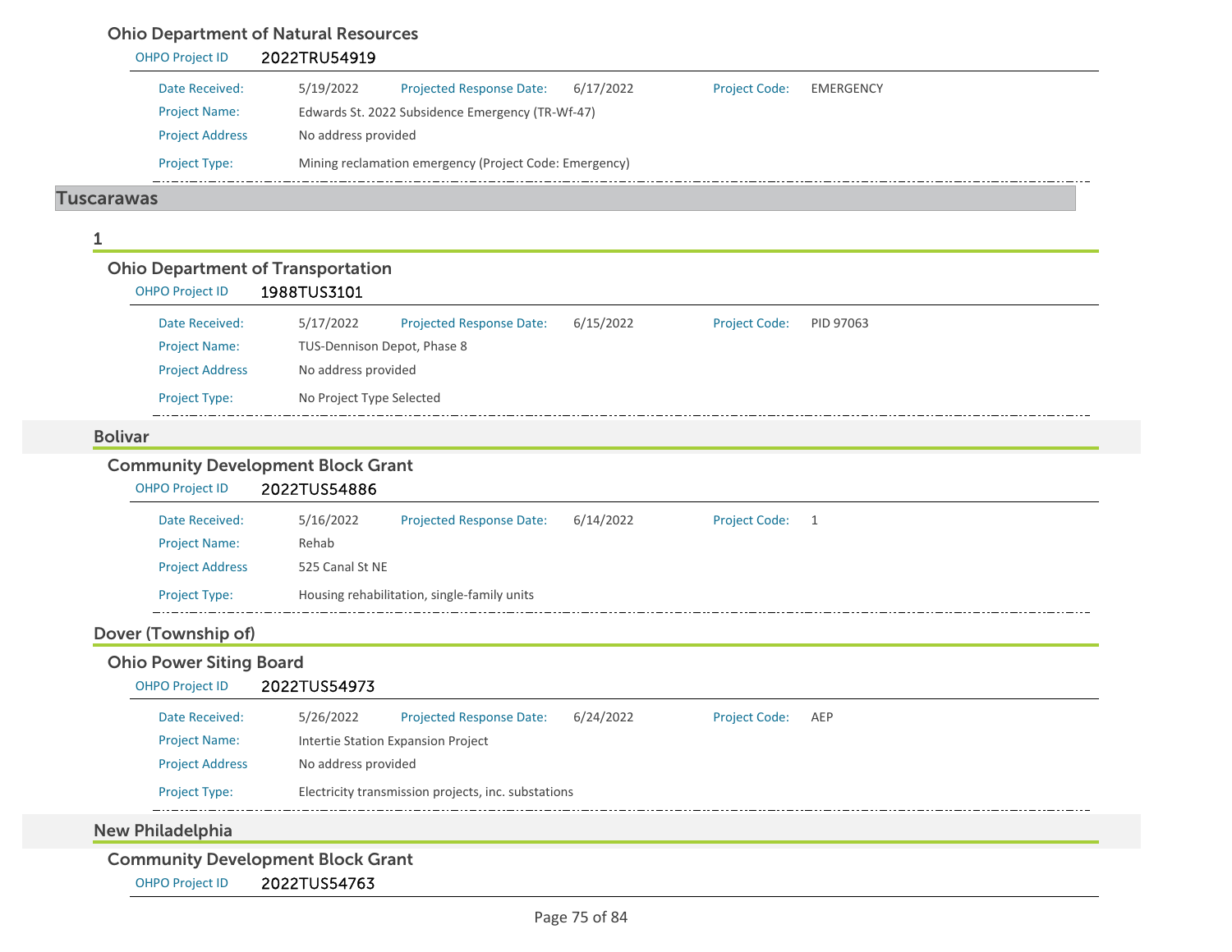### Ohio Department of Natural Resources

OHPO Project ID 2022TRU54919

| | | | | | |
|---|---|---|---|---|---|
| Date Received: | 5/19/2022 | Projected Response Date: | 6/17/2022 | Project Code: | EMERGENCY |
| Project Name: | Edwards St. 2022 Subsidence Emergency (TR-Wf-47) | | | | |
| Project Address | No address provided | | | | |
| Project Type: | Mining reclamation emergency (Project Code: Emergency) | | | | |

## Tuscarawas

### 1

#### Ohio Department of Transportation

OHPO Project ID 1988TUS3101

| | | | | | |
|---|---|---|---|---|---|
| Date Received: | 5/17/2022 | Projected Response Date: | 6/15/2022 | Project Code: | PID 97063 |
| Project Name: | TUS-Dennison Depot, Phase 8 | | | | |
| Project Address | No address provided | | | | |
| Project Type: | No Project Type Selected | | | | |

### Bolivar

#### Community Development Block Grant

OHPO Project ID 2022TUS54886

| | | | | | |
|---|---|---|---|---|---|
| Date Received: | 5/16/2022 | Projected Response Date: | 6/14/2022 | Project Code: | 1 |
| Project Name: | Rehab | | | | |
| Project Address | 525 Canal St NE | | | | |
| Project Type: | Housing rehabilitation, single-family units | | | | |

### Dover (Township of)

#### Ohio Power Siting Board

OHPO Project ID 2022TUS54973

| | | | | | |
|---|---|---|---|---|---|
| Date Received: | 5/26/2022 | Projected Response Date: | 6/24/2022 | Project Code: | AEP |
| Project Name: | Intertie Station Expansion Project | | | | |
| Project Address | No address provided | | | | |
| Project Type: | Electricity transmission projects, inc. substations | | | | |

### New Philadelphia

#### Community Development Block Grant

OHPO Project ID 2022TUS54763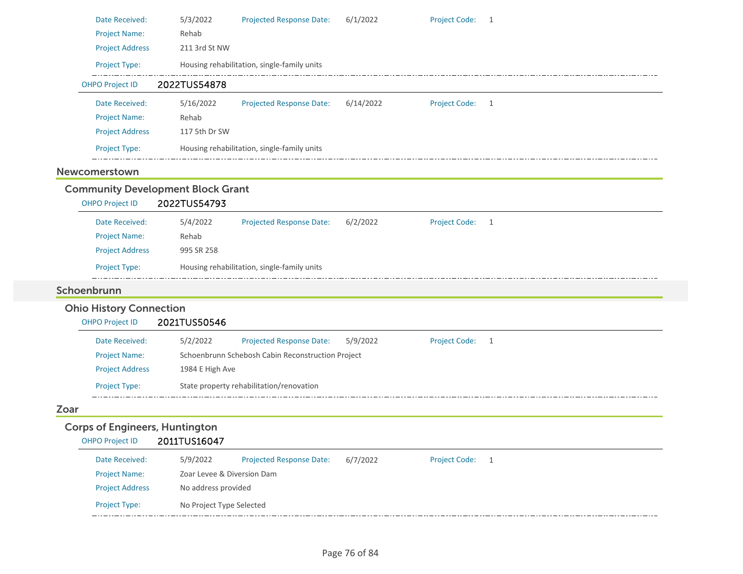| | | | | | |
|---|---|---|---|---|---|
| Date Received: | 5/3/2022 | Projected Response Date: | 6/1/2022 | Project Code: | 1 |
| Project Name: | Rehab | | | | |
| Project Address | 211 3rd St NW | | | | |
| Project Type: | Housing rehabilitation, single-family units | | | | |

OHPO Project ID **2022TUS54878**

| | | | | | |
|---|---|---|---|---|---|
| Date Received: | 5/16/2022 | Projected Response Date: | 6/14/2022 | Project Code: | 1 |
| Project Name: | Rehab | | | | |
| Project Address | 117 5th Dr SW | | | | |
| Project Type: | Housing rehabilitation, single-family units | | | | |

## Newcomerstown

### Community Development Block Grant

OHPO Project ID **2022TUS54793**

| | | | | | |
|---|---|---|---|---|---|
| Date Received: | 5/4/2022 | Projected Response Date: | 6/2/2022 | Project Code: | 1 |
| Project Name: | Rehab | | | | |
| Project Address | 995 SR 258 | | | | |
| Project Type: | Housing rehabilitation, single-family units | | | | |

## Schoenbrunn

### Ohio History Connection

OHPO Project ID **2021TUS50546**

| | | | | | |
|---|---|---|---|---|---|
| Date Received: | 5/2/2022 | Projected Response Date: | 5/9/2022 | Project Code: | 1 |
| Project Name: | Schoenbrunn Schebosh Cabin Reconstruction Project | | | | |
| Project Address | 1984 E High Ave | | | | |
| Project Type: | State property rehabilitation/renovation | | | | |

## Zoar

### Corps of Engineers, Huntington

OHPO Project ID **2011TUS16047**

| | | | | | |
|---|---|---|---|---|---|
| Date Received: | 5/9/2022 | Projected Response Date: | 6/7/2022 | Project Code: | 1 |
| Project Name: | Zoar Levee & Diversion Dam | | | | |
| Project Address | No address provided | | | | |
| Project Type: | No Project Type Selected | | | | |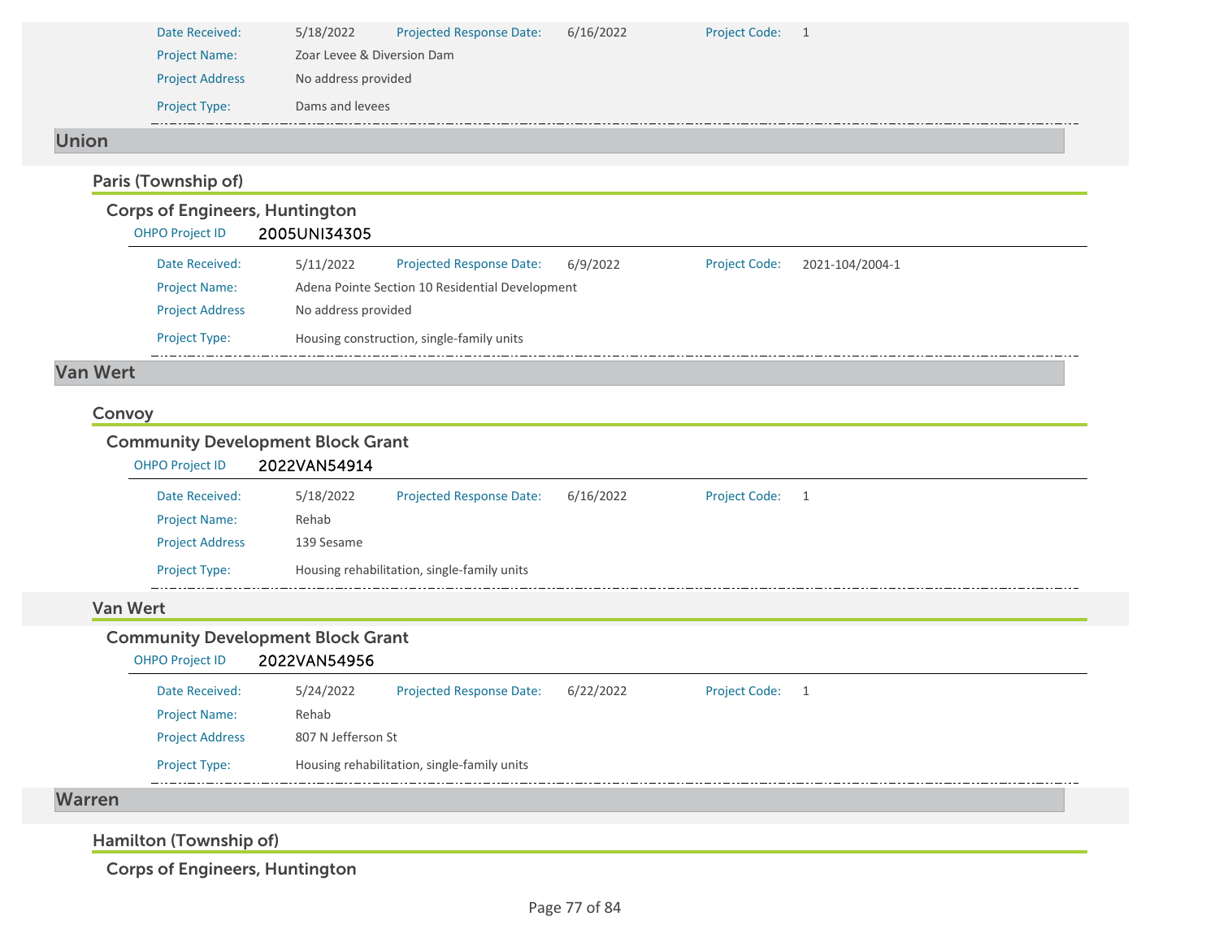| | | | | | |
|---|---|---|---|---|---|
| Date Received: | 5/18/2022 | Projected Response Date: | 6/16/2022 | Project Code: | 1 |
| Project Name: | Zoar Levee & Diversion Dam | | | | |
| Project Address | No address provided | | | | |
| Project Type: | Dams and levees | | | | |

## Union

### Paris (Township of)

#### Corps of Engineers, Huntington

OHPO Project ID **2005UNI34305**

| | | | | | |
|---|---|---|---|---|---|
| Date Received: | 5/11/2022 | Projected Response Date: | 6/9/2022 | Project Code: | 2021-104/2004-1 |
| Project Name: | Adena Pointe Section 10 Residential Development | | | | |
| Project Address | No address provided | | | | |
| Project Type: | Housing construction, single-family units | | | | |

## Van Wert

### Convoy

#### Community Development Block Grant

OHPO Project ID **2022VAN54914**

| | | | | | |
|---|---|---|---|---|---|
| Date Received: | 5/18/2022 | Projected Response Date: | 6/16/2022 | Project Code: | 1 |
| Project Name: | Rehab | | | | |
| Project Address | 139 Sesame | | | | |
| Project Type: | Housing rehabilitation, single-family units | | | | |

### Van Wert

#### Community Development Block Grant

OHPO Project ID **2022VAN54956**

| | | | | | |
|---|---|---|---|---|---|
| Date Received: | 5/24/2022 | Projected Response Date: | 6/22/2022 | Project Code: | 1 |
| Project Name: | Rehab | | | | |
| Project Address | 807 N Jefferson St | | | | |
| Project Type: | Housing rehabilitation, single-family units | | | | |

## Warren

### Hamilton (Township of)

#### Corps of Engineers, Huntington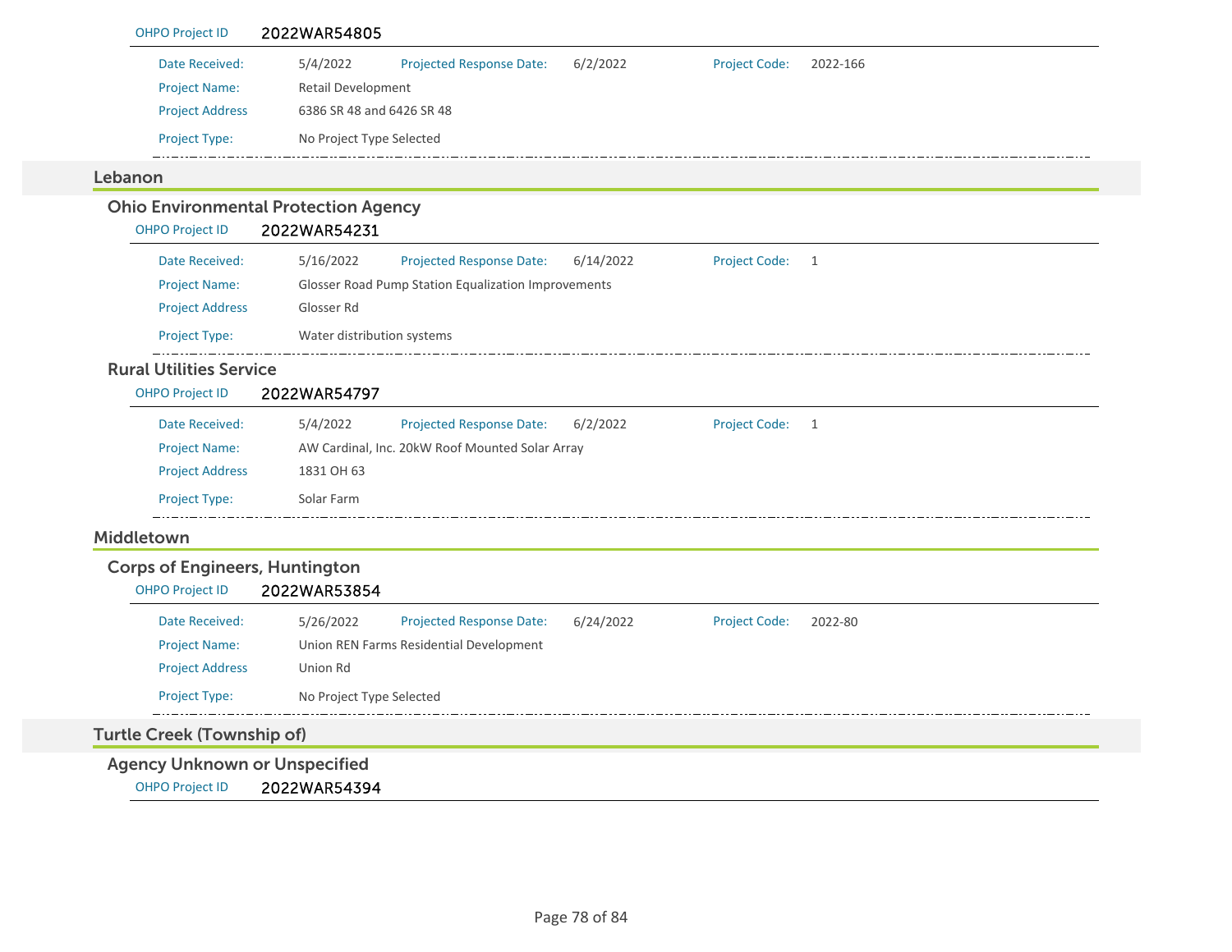**OHPO Project ID** 2022WAR54805

| | | | | | |
|---|---|---|---|---|---|
| Date Received: | 5/4/2022 | Projected Response Date: | 6/2/2022 | Project Code: | 2022-166 |
| Project Name: | Retail Development | | | | |
| Project Address | 6386 SR 48 and 6426 SR 48 | | | | |
| Project Type: | No Project Type Selected | | | | |

## Lebanon

### Ohio Environmental Protection Agency

**OHPO Project ID** 2022WAR54231

| | | | | | |
|---|---|---|---|---|---|
| Date Received: | 5/16/2022 | Projected Response Date: | 6/14/2022 | Project Code: | 1 |
| Project Name: | Glosser Road Pump Station Equalization Improvements | | | | |
| Project Address | Glosser Rd | | | | |
| Project Type: | Water distribution systems | | | | |

### Rural Utilities Service

**OHPO Project ID** 2022WAR54797

| | | | | | |
|---|---|---|---|---|---|
| Date Received: | 5/4/2022 | Projected Response Date: | 6/2/2022 | Project Code: | 1 |
| Project Name: | AW Cardinal, Inc. 20kW Roof Mounted Solar Array | | | | |
| Project Address | 1831 OH 63 | | | | |
| Project Type: | Solar Farm | | | | |

## Middletown

### Corps of Engineers, Huntington

**OHPO Project ID** 2022WAR53854

| | | | | | |
|---|---|---|---|---|---|
| Date Received: | 5/26/2022 | Projected Response Date: | 6/24/2022 | Project Code: | 2022-80 |
| Project Name: | Union REN Farms Residential Development | | | | |
| Project Address | Union Rd | | | | |
| Project Type: | No Project Type Selected | | | | |

## Turtle Creek (Township of)

### Agency Unknown or Unspecified

**OHPO Project ID** 2022WAR54394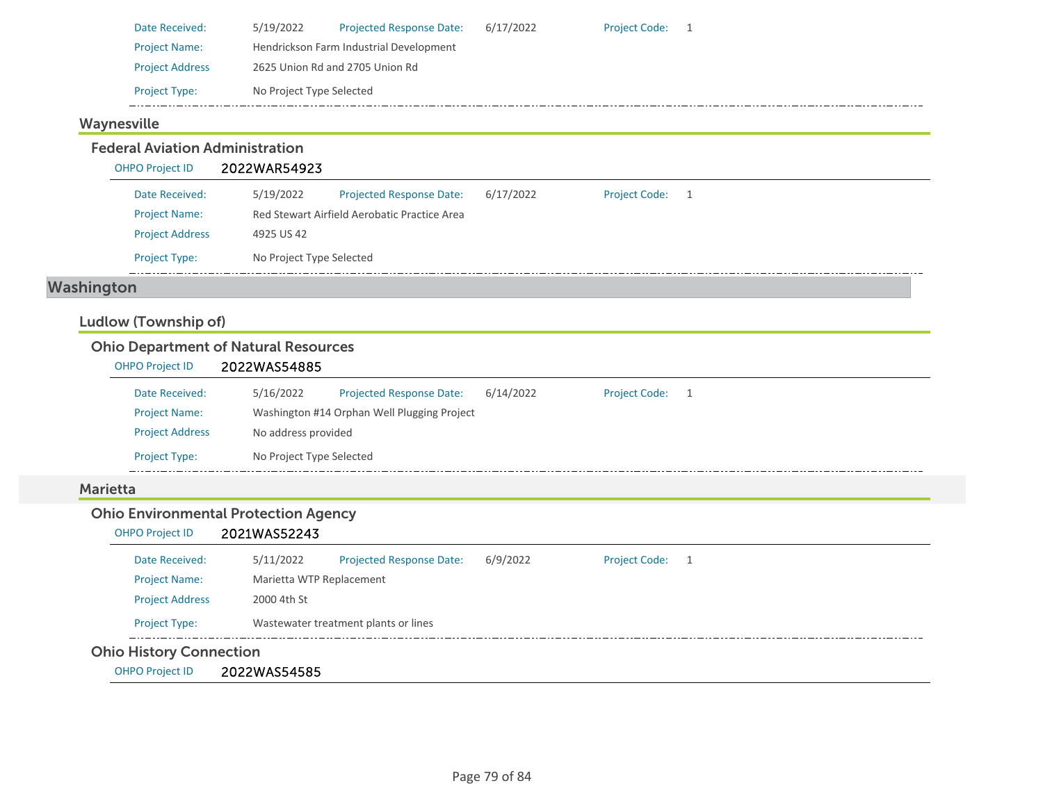| | | | | | |
|---|---|---|---|---|---|
| Date Received: | 5/19/2022 | Projected Response Date: | 6/17/2022 | Project Code: | 1 |
| Project Name: | Hendrickson Farm Industrial Development | | | | |
| Project Address | 2625 Union Rd and 2705 Union Rd | | | | |
| Project Type: | No Project Type Selected | | | | |

### Waynesville

#### Federal Aviation Administration

OHPO Project ID **2022WAR54923**

| | | | | | |
|---|---|---|---|---|---|
| Date Received: | 5/19/2022 | Projected Response Date: | 6/17/2022 | Project Code: | 1 |
| Project Name: | Red Stewart Airfield Aerobatic Practice Area | | | | |
| Project Address | 4925 US 42 | | | | |
| Project Type: | No Project Type Selected | | | | |

## Washington

### Ludlow (Township of)

#### Ohio Department of Natural Resources

OHPO Project ID **2022WAS54885**

| | | | | | |
|---|---|---|---|---|---|
| Date Received: | 5/16/2022 | Projected Response Date: | 6/14/2022 | Project Code: | 1 |
| Project Name: | Washington #14 Orphan Well Plugging Project | | | | |
| Project Address | No address provided | | | | |
| Project Type: | No Project Type Selected | | | | |

### Marietta

#### Ohio Environmental Protection Agency

OHPO Project ID **2021WAS52243**

| | | | | | |
|---|---|---|---|---|---|
| Date Received: | 5/11/2022 | Projected Response Date: | 6/9/2022 | Project Code: | 1 |
| Project Name: | Marietta WTP Replacement | | | | |
| Project Address | 2000 4th St | | | | |
| Project Type: | Wastewater treatment plants or lines | | | | |

#### Ohio History Connection

OHPO Project ID **2022WAS54585**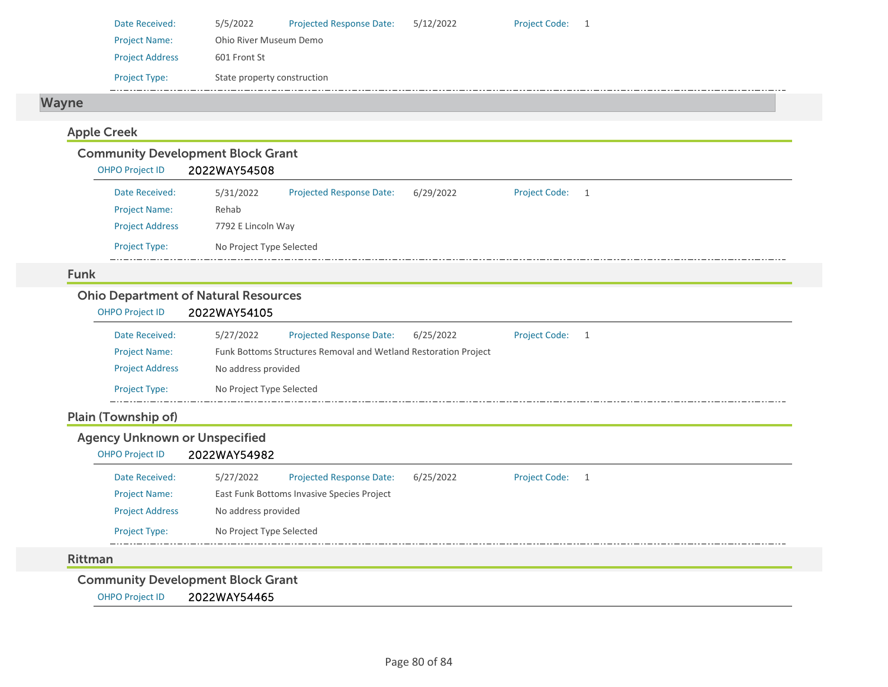Date Received: 5/5/2022 Projected Response Date: 5/12/2022 Project Code: 1

Project Name: Ohio River Museum Demo

Project Address 601 Front St

Project Type: State property construction

## Wayne

### Apple Creek

#### Community Development Block Grant

OHPO Project ID **2022WAY54508**

Date Received: 5/31/2022 Projected Response Date: 6/29/2022 Project Code: 1

Project Name: Rehab

Project Address 7792 E Lincoln Way

Project Type: No Project Type Selected

### Funk

#### Ohio Department of Natural Resources

OHPO Project ID **2022WAY54105**

Date Received: 5/27/2022 Projected Response Date: 6/25/2022 Project Code: 1

Project Name: Funk Bottoms Structures Removal and Wetland Restoration Project

Project Address No address provided

Project Type: No Project Type Selected

### Plain (Township of)

#### Agency Unknown or Unspecified

OHPO Project ID **2022WAY54982**

Date Received: 5/27/2022 Projected Response Date: 6/25/2022 Project Code: 1

Project Name: East Funk Bottoms Invasive Species Project

Project Address No address provided

Project Type: No Project Type Selected

### Rittman

#### Community Development Block Grant

OHPO Project ID **2022WAY54465**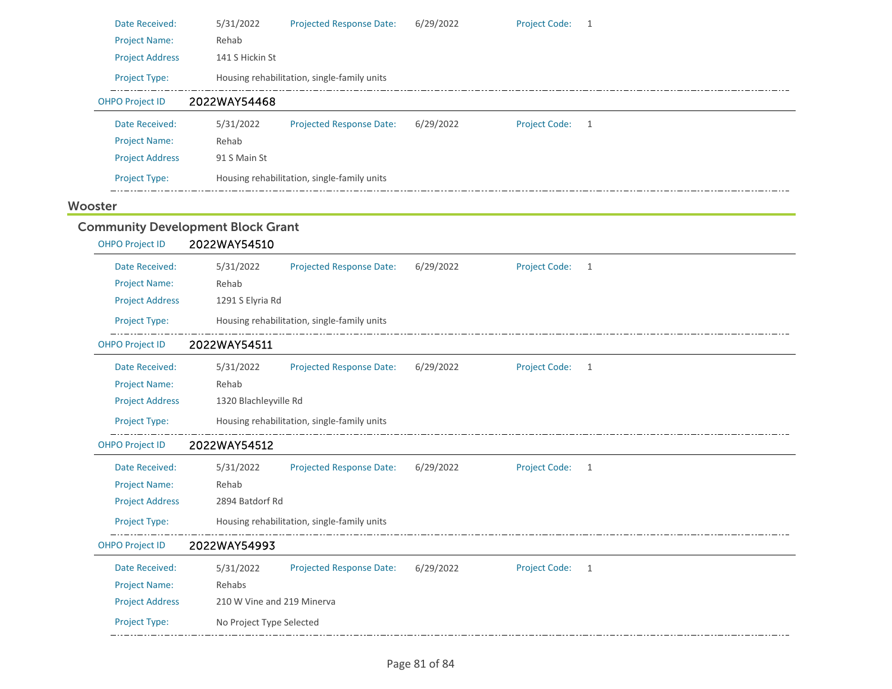| | | | | | |
|---|---|---|---|---|---|
| Date Received: | 5/31/2022 | Projected Response Date: | 6/29/2022 | Project Code: | 1 |
| Project Name: | Rehab | | | | |
| Project Address | 141 S Hickin St | | | | |
| Project Type: | Housing rehabilitation, single-family units | | | | |

**OHPO Project ID** 2022WAY54468

| | | | | | |
|---|---|---|---|---|---|
| Date Received: | 5/31/2022 | Projected Response Date: | 6/29/2022 | Project Code: | 1 |
| Project Name: | Rehab | | | | |
| Project Address | 91 S Main St | | | | |
| Project Type: | Housing rehabilitation, single-family units | | | | |

## Wooster

### Community Development Block Grant

**OHPO Project ID** 2022WAY54510

| | | | | | |
|---|---|---|---|---|---|
| Date Received: | 5/31/2022 | Projected Response Date: | 6/29/2022 | Project Code: | 1 |
| Project Name: | Rehab | | | | |
| Project Address | 1291 S Elyria Rd | | | | |
| Project Type: | Housing rehabilitation, single-family units | | | | |

**OHPO Project ID** 2022WAY54511

| | | | | | |
|---|---|---|---|---|---|
| Date Received: | 5/31/2022 | Projected Response Date: | 6/29/2022 | Project Code: | 1 |
| Project Name: | Rehab | | | | |
| Project Address | 1320 Blachleyville Rd | | | | |
| Project Type: | Housing rehabilitation, single-family units | | | | |

**OHPO Project ID** 2022WAY54512

| | | | | | |
|---|---|---|---|---|---|
| Date Received: | 5/31/2022 | Projected Response Date: | 6/29/2022 | Project Code: | 1 |
| Project Name: | Rehab | | | | |
| Project Address | 2894 Batdorf Rd | | | | |
| Project Type: | Housing rehabilitation, single-family units | | | | |

**OHPO Project ID** 2022WAY54993

| | | | | | |
|---|---|---|---|---|---|
| Date Received: | 5/31/2022 | Projected Response Date: | 6/29/2022 | Project Code: | 1 |
| Project Name: | Rehabs | | | | |
| Project Address | 210 W Vine and 219 Minerva | | | | |
| Project Type: | No Project Type Selected | | | | |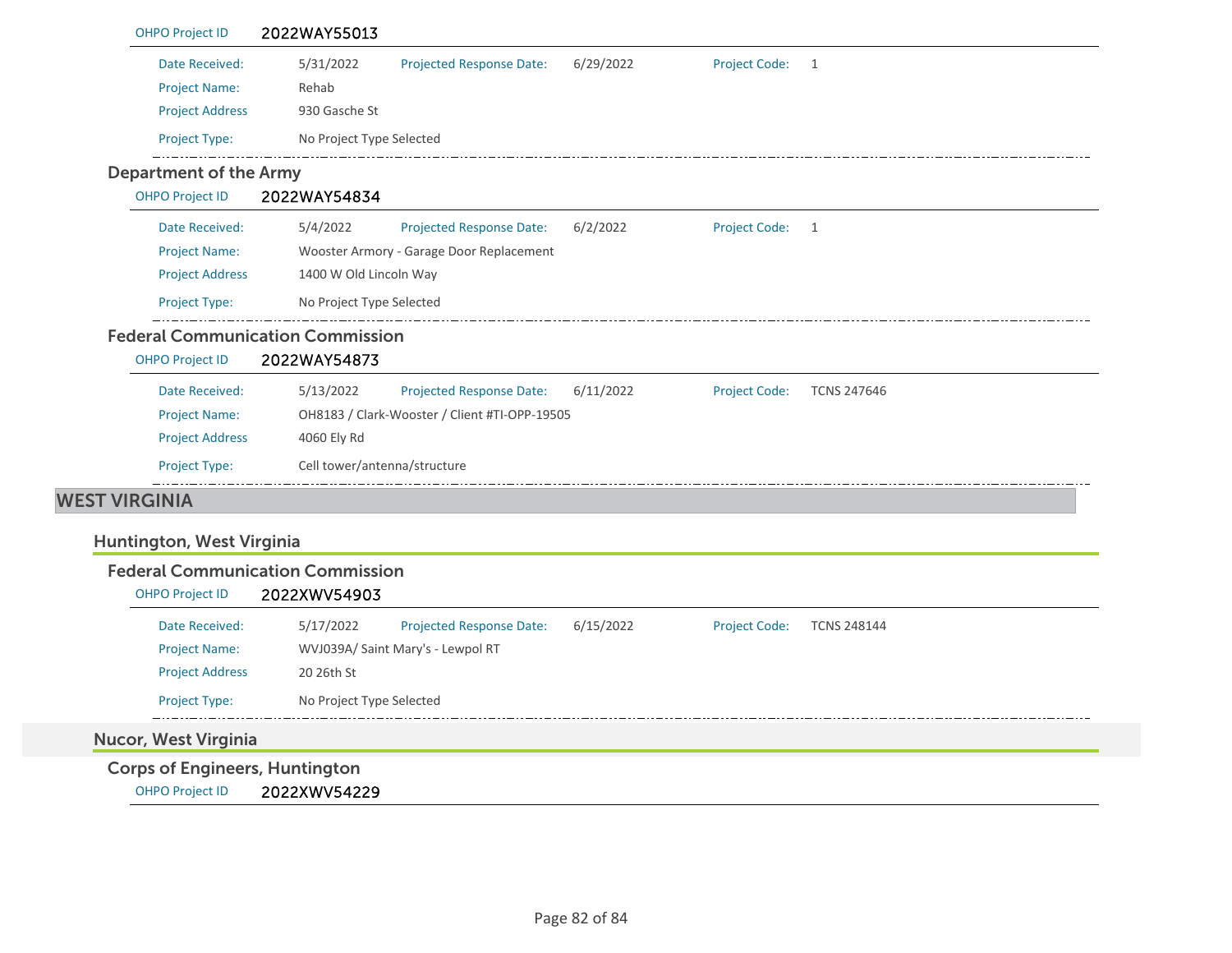OHPO Project ID **2022WAY55013**

| | | | | | |
|---|---|---|---|---|---|
| Date Received: | 5/31/2022 | Projected Response Date: | 6/29/2022 | Project Code: | 1 |
| Project Name: | Rehab | | | | |
| Project Address | 930 Gasche St | | | | |
| Project Type: | No Project Type Selected | | | | |

#### Department of the Army

OHPO Project ID **2022WAY54834**

| | | | | | |
|---|---|---|---|---|---|
| Date Received: | 5/4/2022 | Projected Response Date: | 6/2/2022 | Project Code: | 1 |
| Project Name: | Wooster Armory - Garage Door Replacement | | | | |
| Project Address | 1400 W Old Lincoln Way | | | | |
| Project Type: | No Project Type Selected | | | | |

#### Federal Communication Commission

OHPO Project ID **2022WAY54873**

| | | | | | |
|---|---|---|---|---|---|
| Date Received: | 5/13/2022 | Projected Response Date: | 6/11/2022 | Project Code: | TCNS 247646 |
| Project Name: | OH8183 / Clark-Wooster / Client #TI-OPP-19505 | | | | |
| Project Address | 4060 Ely Rd | | | | |
| Project Type: | Cell tower/antenna/structure | | | | |

## WEST VIRGINIA

### Huntington, West Virginia

#### Federal Communication Commission

OHPO Project ID **2022XWV54903**

| | | | | | |
|---|---|---|---|---|---|
| Date Received: | 5/17/2022 | Projected Response Date: | 6/15/2022 | Project Code: | TCNS 248144 |
| Project Name: | WVJ039A/ Saint Mary's - Lewpol RT | | | | |
| Project Address | 20 26th St | | | | |
| Project Type: | No Project Type Selected | | | | |

### Nucor, West Virginia

#### Corps of Engineers, Huntington

OHPO Project ID **2022XWV54229**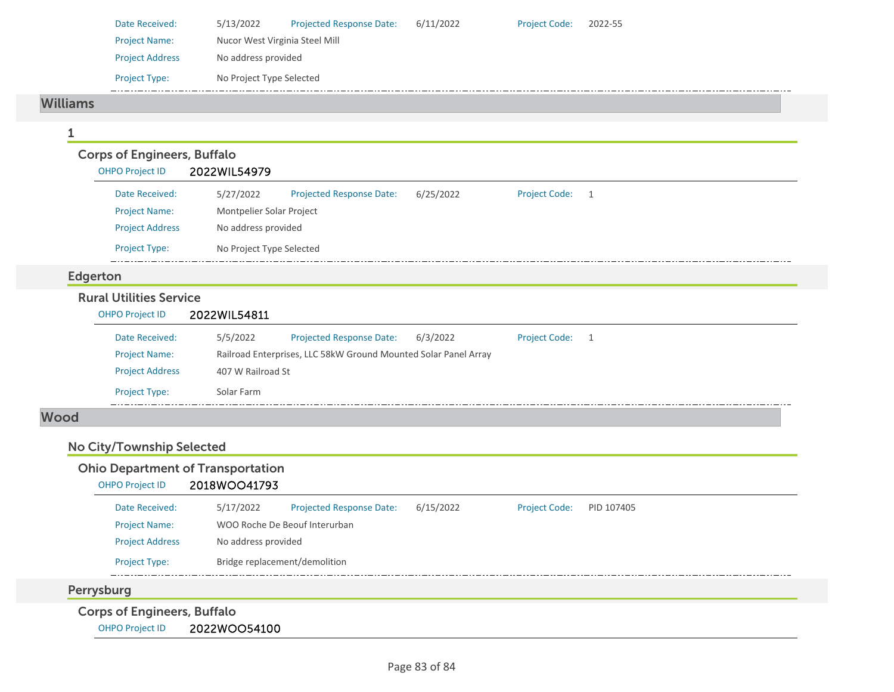Date Received: 5/13/2022 Projected Response Date: 6/11/2022 Project Code: 2022-55

Project Name: Nucor West Virginia Steel Mill

Project Address No address provided

Project Type: No Project Type Selected

## Williams

### 1

#### Corps of Engineers, Buffalo

OHPO Project ID 2022WIL54979

Date Received: 5/27/2022 Projected Response Date: 6/25/2022 Project Code: 1

Project Name: Montpelier Solar Project

Project Address No address provided

Project Type: No Project Type Selected

### Edgerton

#### Rural Utilities Service

OHPO Project ID 2022WIL54811

Date Received: 5/5/2022 Projected Response Date: 6/3/2022 Project Code: 1

Project Name: Railroad Enterprises, LLC 58kW Ground Mounted Solar Panel Array

Project Address 407 W Railroad St

Project Type: Solar Farm

## Wood

### No City/Township Selected

#### Ohio Department of Transportation

OHPO Project ID 2018WOO41793

Date Received: 5/17/2022 Projected Response Date: 6/15/2022 Project Code: PID 107405

Project Name: WOO Roche De Beouf Interurban

Project Address No address provided

Project Type: Bridge replacement/demolition

### Perrysburg

#### Corps of Engineers, Buffalo

OHPO Project ID 2022WOO54100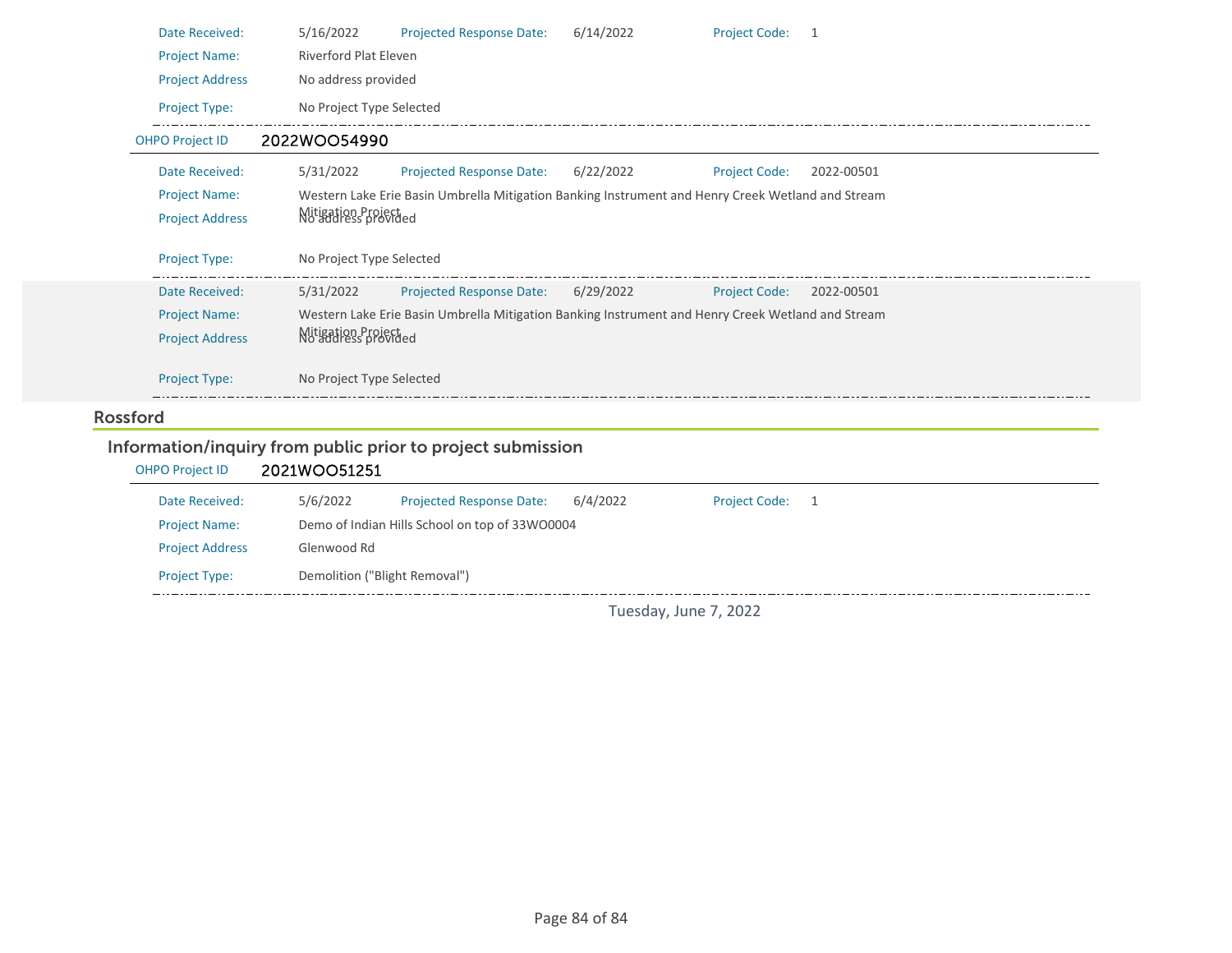| | | | | | |
|---|---|---|---|---|---|
| Date Received: | 5/16/2022 | Projected Response Date: | 6/14/2022 | Project Code: | 1 |
| Project Name: | Riverford Plat Eleven | | | | |
| Project Address | No address provided | | | | |
| Project Type: | No Project Type Selected | | | | |

OHPO Project ID **2022WOO54990**

| | | | | | |
|---|---|---|---|---|---|
| Date Received: | 5/31/2022 | Projected Response Date: | 6/22/2022 | Project Code: | 2022-00501 |
| Project Name: | Western Lake Erie Basin Umbrella Mitigation Banking Instrument and Henry Creek Wetland and Stream Mitigation Project | | | | |
| Project Address | No address provided | | | | |
| Project Type: | No Project Type Selected | | | | |

| | | | | | |
|---|---|---|---|---|---|
| Date Received: | 5/31/2022 | Projected Response Date: | 6/29/2022 | Project Code: | 2022-00501 |
| Project Name: | Western Lake Erie Basin Umbrella Mitigation Banking Instrument and Henry Creek Wetland and Stream Mitigation Project | | | | |
| Project Address | No address provided | | | | |
| Project Type: | No Project Type Selected | | | | |

## Rossford

### Information/inquiry from public prior to project submission

OHPO Project ID **2021WOO51251**

| | | | | | |
|---|---|---|---|---|---|
| Date Received: | 5/6/2022 | Projected Response Date: | 6/4/2022 | Project Code: | 1 |
| Project Name: | Demo of Indian Hills School on top of 33WO0004 | | | | |
| Project Address | Glenwood Rd | | | | |
| Project Type: | Demolition ("Blight Removal") | | | | |

Tuesday, June 7, 2022